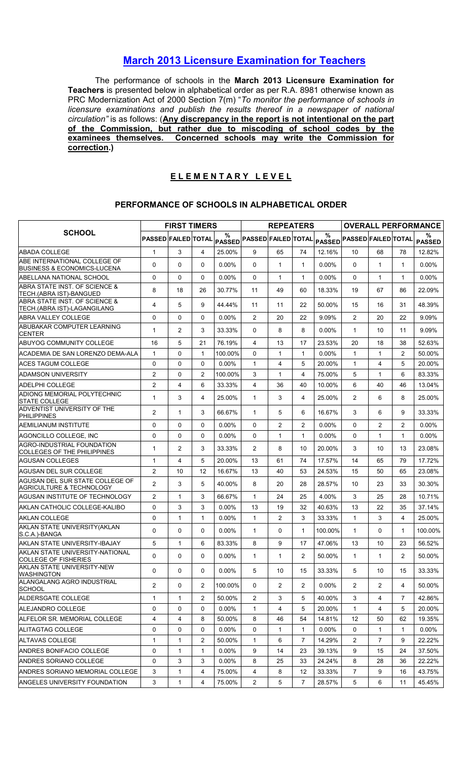## [March 2013 Licensure Examination for Teachers]

The performance of schools in the **March 2013 Licensure Examination for Teachers** is presented below in alphabetical order as per R.A. 8981 otherwise known as PRC Modernization Act of 2000 Section 7(m) "*To monitor the performance of schools in licensure examinations and publish the results thereof in a newspaper of national circulation"* is as follows: (**Any discrepancy in the report is not intentional on the part of the Commission, but rather due to miscoding of school codes by the examinees themselves. Concerned schools may write the Commission for correction.**)

### E L E M E N T A R Y L E V E L

### PERFORMANCE OF SCHOOLS IN ALPHABETICAL ORDER

| SCHOOL | FIRST TIMERS | | | | REPEATERS | | | | OVERALL PERFORMANCE | | | |
|---|---|---|---|---|---|---|---|---|---|---|---|---|
| | PASSED | FAILED | TOTAL | % PASSED | PASSED | FAILED | TOTAL | % PASSED | PASSED | FAILED | TOTAL | % PASSED |
| ABADA COLLEGE | 1 | 3 | 4 | 25.00% | 9 | 65 | 74 | 12.16% | 10 | 68 | 78 | 12.82% |
| ABE INTERNATIONAL COLLEGE OF BUSINESS & ECONOMICS-LUCENA | 0 | 0 | 0 | 0.00% | 0 | 1 | 1 | 0.00% | 0 | 1 | 1 | 0.00% |
| ABELLANA NATIONAL SCHOOL | 0 | 0 | 0 | 0.00% | 0 | 1 | 1 | 0.00% | 0 | 1 | 1 | 0.00% |
| ABRA STATE INST. OF SCIENCE & TECH.(ABRA IST)-BANGUED | 8 | 18 | 26 | 30.77% | 11 | 49 | 60 | 18.33% | 19 | 67 | 86 | 22.09% |
| ABRA STATE INST. OF SCIENCE & TECH.(ABRA IST)-LAGANGILANG | 4 | 5 | 9 | 44.44% | 11 | 11 | 22 | 50.00% | 15 | 16 | 31 | 48.39% |
| ABRA VALLEY COLLEGE | 0 | 0 | 0 | 0.00% | 2 | 20 | 22 | 9.09% | 2 | 20 | 22 | 9.09% |
| ABUBAKAR COMPUTER LEARNING CENTER | 1 | 2 | 3 | 33.33% | 0 | 8 | 8 | 0.00% | 1 | 10 | 11 | 9.09% |
| ABUYOG COMMUNITY COLLEGE | 16 | 5 | 21 | 76.19% | 4 | 13 | 17 | 23.53% | 20 | 18 | 38 | 52.63% |
| ACADEMIA DE SAN LORENZO DEMA-ALA | 1 | 0 | 1 | 100.00% | 0 | 1 | 1 | 0.00% | 1 | 1 | 2 | 50.00% |
| ACES TAGUM COLLEGE | 0 | 0 | 0 | 0.00% | 1 | 4 | 5 | 20.00% | 1 | 4 | 5 | 20.00% |
| ADAMSON UNIVERSITY | 2 | 0 | 2 | 100.00% | 3 | 1 | 4 | 75.00% | 5 | 1 | 6 | 83.33% |
| ADELPHI COLLEGE | 2 | 4 | 6 | 33.33% | 4 | 36 | 40 | 10.00% | 6 | 40 | 46 | 13.04% |
| ADIONG MEMORIAL POLYTECHNIC STATE COLLEGE | 1 | 3 | 4 | 25.00% | 1 | 3 | 4 | 25.00% | 2 | 6 | 8 | 25.00% |
| ADVENTIST UNIVERSITY OF THE PHILIPPINES | 2 | 1 | 3 | 66.67% | 1 | 5 | 6 | 16.67% | 3 | 6 | 9 | 33.33% |
| AEMILIANUM INSTITUTE | 0 | 0 | 0 | 0.00% | 0 | 2 | 2 | 0.00% | 0 | 2 | 2 | 0.00% |
| AGONCILLO COLLEGE, INC | 0 | 0 | 0 | 0.00% | 0 | 1 | 1 | 0.00% | 0 | 1 | 1 | 0.00% |
| AGRO-INDUSTRIAL FOUNDATION COLLEGES OF THE PHILIPPINES | 1 | 2 | 3 | 33.33% | 2 | 8 | 10 | 20.00% | 3 | 10 | 13 | 23.08% |
| AGUSAN COLLEGES | 1 | 4 | 5 | 20.00% | 13 | 61 | 74 | 17.57% | 14 | 65 | 79 | 17.72% |
| AGUSAN DEL SUR COLLEGE | 2 | 10 | 12 | 16.67% | 13 | 40 | 53 | 24.53% | 15 | 50 | 65 | 23.08% |
| AGUSAN DEL SUR STATE COLLEGE OF AGRICULTURE & TECHNOLOGY | 2 | 3 | 5 | 40.00% | 8 | 20 | 28 | 28.57% | 10 | 23 | 33 | 30.30% |
| AGUSAN INSTITUTE OF TECHNOLOGY | 2 | 1 | 3 | 66.67% | 1 | 24 | 25 | 4.00% | 3 | 25 | 28 | 10.71% |
| AKLAN CATHOLIC COLLEGE-KALIBO | 0 | 3 | 3 | 0.00% | 13 | 19 | 32 | 40.63% | 13 | 22 | 35 | 37.14% |
| AKLAN COLLEGE | 0 | 1 | 1 | 0.00% | 1 | 2 | 3 | 33.33% | 1 | 3 | 4 | 25.00% |
| AKLAN STATE UNIVERSITY(AKLAN S.C.A.)-BANGA | 0 | 0 | 0 | 0.00% | 1 | 0 | 1 | 100.00% | 1 | 0 | 1 | 100.00% |
| AKLAN STATE UNIVERSITY-IBAJAY | 5 | 1 | 6 | 83.33% | 8 | 9 | 17 | 47.06% | 13 | 10 | 23 | 56.52% |
| AKLAN STATE UNIVERSITY-NATIONAL COLLEGE OF FISHERIES | 0 | 0 | 0 | 0.00% | 1 | 1 | 2 | 50.00% | 1 | 1 | 2 | 50.00% |
| AKLAN STATE UNIVERSITY-NEW WASHINGTON | 0 | 0 | 0 | 0.00% | 5 | 10 | 15 | 33.33% | 5 | 10 | 15 | 33.33% |
| ALANGALANG AGRO INDUSTRIAL SCHOOL | 2 | 0 | 2 | 100.00% | 0 | 2 | 2 | 0.00% | 2 | 2 | 4 | 50.00% |
| ALDERSGATE COLLEGE | 1 | 1 | 2 | 50.00% | 2 | 3 | 5 | 40.00% | 3 | 4 | 7 | 42.86% |
| ALEJANDRO COLLEGE | 0 | 0 | 0 | 0.00% | 1 | 4 | 5 | 20.00% | 1 | 4 | 5 | 20.00% |
| ALFELOR SR. MEMORIAL COLLEGE | 4 | 4 | 8 | 50.00% | 8 | 46 | 54 | 14.81% | 12 | 50 | 62 | 19.35% |
| ALITAGTAG COLLEGE | 0 | 0 | 0 | 0.00% | 0 | 1 | 1 | 0.00% | 0 | 1 | 1 | 0.00% |
| ALTAVAS COLLEGE | 1 | 1 | 2 | 50.00% | 1 | 6 | 7 | 14.29% | 2 | 7 | 9 | 22.22% |
| ANDRES BONIFACIO COLLEGE | 0 | 1 | 1 | 0.00% | 9 | 14 | 23 | 39.13% | 9 | 15 | 24 | 37.50% |
| ANDRES SORIANO COLLEGE | 0 | 3 | 3 | 0.00% | 8 | 25 | 33 | 24.24% | 8 | 28 | 36 | 22.22% |
| ANDRES SORIANO MEMORIAL COLLEGE | 3 | 1 | 4 | 75.00% | 4 | 8 | 12 | 33.33% | 7 | 9 | 16 | 43.75% |
| ANGELES UNIVERSITY FOUNDATION | 3 | 1 | 4 | 75.00% | 2 | 5 | 7 | 28.57% | 5 | 6 | 11 | 45.45% |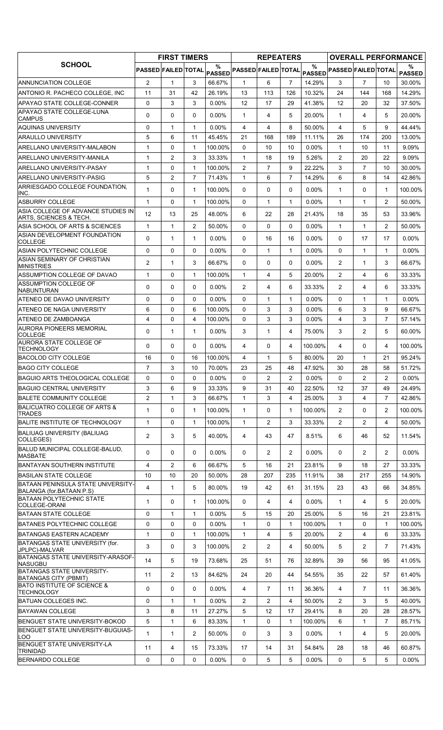| SCHOOL | FIRST TIMERS | | | | REPEATERS | | | | OVERALL PERFORMANCE | | | |
|---|---|---|---|---|---|---|---|---|---|---|---|---|
| | PASSED | FAILED | TOTAL | % PASSED | PASSED | FAILED | TOTAL | % PASSED | PASSED | FAILED | TOTAL | % PASSED |
| ANNUNCIATION COLLEGE | 2 | 1 | 3 | 66.67% | 1 | 6 | 7 | 14.29% | 3 | 7 | 10 | 30.00% |
| ANTONIO R. PACHECO COLLEGE, INC | 11 | 31 | 42 | 26.19% | 13 | 113 | 126 | 10.32% | 24 | 144 | 168 | 14.29% |
| APAYAO STATE COLLEGE-CONNER | 0 | 3 | 3 | 0.00% | 12 | 17 | 29 | 41.38% | 12 | 20 | 32 | 37.50% |
| APAYAO STATE COLLEGE-LUNA CAMPUS | 0 | 0 | 0 | 0.00% | 1 | 4 | 5 | 20.00% | 1 | 4 | 5 | 20.00% |
| AQUINAS UNIVERSITY | 0 | 1 | 1 | 0.00% | 4 | 4 | 8 | 50.00% | 4 | 5 | 9 | 44.44% |
| ARAULLO UNIVERSITY | 5 | 6 | 11 | 45.45% | 21 | 168 | 189 | 11.11% | 26 | 174 | 200 | 13.00% |
| ARELLANO UNIVERSITY-MALABON | 1 | 0 | 1 | 100.00% | 0 | 10 | 10 | 0.00% | 1 | 10 | 11 | 9.09% |
| ARELLANO UNIVERSITY-MANILA | 1 | 2 | 3 | 33.33% | 1 | 18 | 19 | 5.26% | 2 | 20 | 22 | 9.09% |
| ARELLANO UNIVERSITY-PASAY | 1 | 0 | 1 | 100.00% | 2 | 7 | 9 | 22.22% | 3 | 7 | 10 | 30.00% |
| ARELLANO UNIVERSITY-PASIG | 5 | 2 | 7 | 71.43% | 1 | 6 | 7 | 14.29% | 6 | 8 | 14 | 42.86% |
| ARRIESGADO COLLEGE FOUNDATION, INC. | 1 | 0 | 1 | 100.00% | 0 | 0 | 0 | 0.00% | 1 | 0 | 1 | 100.00% |
| ASBURRY COLLEGE | 1 | 0 | 1 | 100.00% | 0 | 1 | 1 | 0.00% | 1 | 1 | 2 | 50.00% |
| ASIA COLLEGE OF ADVANCE STUDIES IN ARTS, SCIENCES & TECH. | 12 | 13 | 25 | 48.00% | 6 | 22 | 28 | 21.43% | 18 | 35 | 53 | 33.96% |
| ASIA SCHOOL OF ARTS & SCIENCES | 1 | 1 | 2 | 50.00% | 0 | 0 | 0 | 0.00% | 1 | 1 | 2 | 50.00% |
| ASIAN DEVELOPMENT FOUNDATION COLLEGE | 0 | 1 | 1 | 0.00% | 0 | 16 | 16 | 0.00% | 0 | 17 | 17 | 0.00% |
| ASIAN POLYTECHNIC COLLEGE | 0 | 0 | 0 | 0.00% | 0 | 1 | 1 | 0.00% | 0 | 1 | 1 | 0.00% |
| ASIAN SEMINARY OF CHRISTIAN MINISTRIES | 2 | 1 | 3 | 66.67% | 0 | 0 | 0 | 0.00% | 2 | 1 | 3 | 66.67% |
| ASSUMPTION COLLEGE OF DAVAO | 1 | 0 | 1 | 100.00% | 1 | 4 | 5 | 20.00% | 2 | 4 | 6 | 33.33% |
| ASSUMPTION COLLEGE OF NABUNTURAN | 0 | 0 | 0 | 0.00% | 2 | 4 | 6 | 33.33% | 2 | 4 | 6 | 33.33% |
| ATENEO DE DAVAO UNIVERSITY | 0 | 0 | 0 | 0.00% | 0 | 1 | 1 | 0.00% | 0 | 1 | 1 | 0.00% |
| ATENEO DE NAGA UNIVERSITY | 6 | 0 | 6 | 100.00% | 0 | 3 | 3 | 0.00% | 6 | 3 | 9 | 66.67% |
| ATENEO DE ZAMBOANGA | 4 | 0 | 4 | 100.00% | 0 | 3 | 3 | 0.00% | 4 | 3 | 7 | 57.14% |
| AURORA PIONEERS MEMORIAL COLLEGE | 0 | 1 | 1 | 0.00% | 3 | 1 | 4 | 75.00% | 3 | 2 | 5 | 60.00% |
| AURORA STATE COLLEGE OF TECHNOLOGY | 0 | 0 | 0 | 0.00% | 4 | 0 | 4 | 100.00% | 4 | 0 | 4 | 100.00% |
| BACOLOD CITY COLLEGE | 16 | 0 | 16 | 100.00% | 4 | 1 | 5 | 80.00% | 20 | 1 | 21 | 95.24% |
| BAGO CITY COLLEGE | 7 | 3 | 10 | 70.00% | 23 | 25 | 48 | 47.92% | 30 | 28 | 58 | 51.72% |
| BAGUIO ARTS THEOLOGICAL COLLEGE | 0 | 0 | 0 | 0.00% | 0 | 2 | 2 | 0.00% | 0 | 2 | 2 | 0.00% |
| BAGUIO CENTRAL UNIVERSITY | 3 | 6 | 9 | 33.33% | 9 | 31 | 40 | 22.50% | 12 | 37 | 49 | 24.49% |
| BALETE COMMUNITY COLLEGE | 2 | 1 | 3 | 66.67% | 1 | 3 | 4 | 25.00% | 3 | 4 | 7 | 42.86% |
| BALICUATRO COLLEGE OF ARTS & TRADES | 1 | 0 | 1 | 100.00% | 1 | 0 | 1 | 100.00% | 2 | 0 | 2 | 100.00% |
| BALITE INSTITUTE OF TECHNOLOGY | 1 | 0 | 1 | 100.00% | 1 | 2 | 3 | 33.33% | 2 | 2 | 4 | 50.00% |
| BALIUAG UNIVERSITY (BALIUAG COLLEGES) | 2 | 3 | 5 | 40.00% | 4 | 43 | 47 | 8.51% | 6 | 46 | 52 | 11.54% |
| BALUD MUNICIPAL COLLEGE-BALUD, MASBATE | 0 | 0 | 0 | 0.00% | 0 | 2 | 2 | 0.00% | 0 | 2 | 2 | 0.00% |
| BANTAYAN SOUTHERN INSTITUTE | 4 | 2 | 6 | 66.67% | 5 | 16 | 21 | 23.81% | 9 | 18 | 27 | 33.33% |
| BASILAN STATE COLLEGE | 10 | 10 | 20 | 50.00% | 28 | 207 | 235 | 11.91% | 38 | 217 | 255 | 14.90% |
| BATAAN PENINSULA STATE UNIVERSITY-BALANGA (for.BATAAN P.S) | 4 | 1 | 5 | 80.00% | 19 | 42 | 61 | 31.15% | 23 | 43 | 66 | 34.85% |
| BATAAN POLYTECHNIC STATE COLLEGE-ORANI | 1 | 0 | 1 | 100.00% | 0 | 4 | 4 | 0.00% | 1 | 4 | 5 | 20.00% |
| BATAAN STATE COLLEGE | 0 | 1 | 1 | 0.00% | 5 | 15 | 20 | 25.00% | 5 | 16 | 21 | 23.81% |
| BATANES POLYTECHNIC COLLEGE | 0 | 0 | 0 | 0.00% | 1 | 0 | 1 | 100.00% | 1 | 0 | 1 | 100.00% |
| BATANGAS EASTERN ACADEMY | 1 | 0 | 1 | 100.00% | 1 | 4 | 5 | 20.00% | 2 | 4 | 6 | 33.33% |
| BATANGAS STATE UNIVERSITY (for. JPLPC)-MALVAR | 3 | 0 | 3 | 100.00% | 2 | 2 | 4 | 50.00% | 5 | 2 | 7 | 71.43% |
| BATANGAS STATE UNIVERSITY-ARASOF-NASUGBU | 14 | 5 | 19 | 73.68% | 25 | 51 | 76 | 32.89% | 39 | 56 | 95 | 41.05% |
| BATANGAS STATE UNIVERSITY-BATANGAS CITY (PBMIT) | 11 | 2 | 13 | 84.62% | 24 | 20 | 44 | 54.55% | 35 | 22 | 57 | 61.40% |
| BATO INSTITUTE OF SCIENCE & TECHNOLOGY | 0 | 0 | 0 | 0.00% | 4 | 7 | 11 | 36.36% | 4 | 7 | 11 | 36.36% |
| BATUAN COLLEGES INC. | 0 | 1 | 1 | 0.00% | 2 | 2 | 4 | 50.00% | 2 | 3 | 5 | 40.00% |
| BAYAWAN COLLEGE | 3 | 8 | 11 | 27.27% | 5 | 12 | 17 | 29.41% | 8 | 20 | 28 | 28.57% |
| BENGUET STATE UNIVERSITY-BOKOD | 5 | 1 | 6 | 83.33% | 1 | 0 | 1 | 100.00% | 6 | 1 | 7 | 85.71% |
| BENGUET STATE UNIVERSITY-BUGUIAS-LOO | 1 | 1 | 2 | 50.00% | 0 | 3 | 3 | 0.00% | 1 | 4 | 5 | 20.00% |
| BENGUET STATE UNIVERSITY-LA TRINIDAD | 11 | 4 | 15 | 73.33% | 17 | 14 | 31 | 54.84% | 28 | 18 | 46 | 60.87% |
| BERNARDO COLLEGE | 0 | 0 | 0 | 0.00% | 0 | 5 | 5 | 0.00% | 0 | 5 | 5 | 0.00% |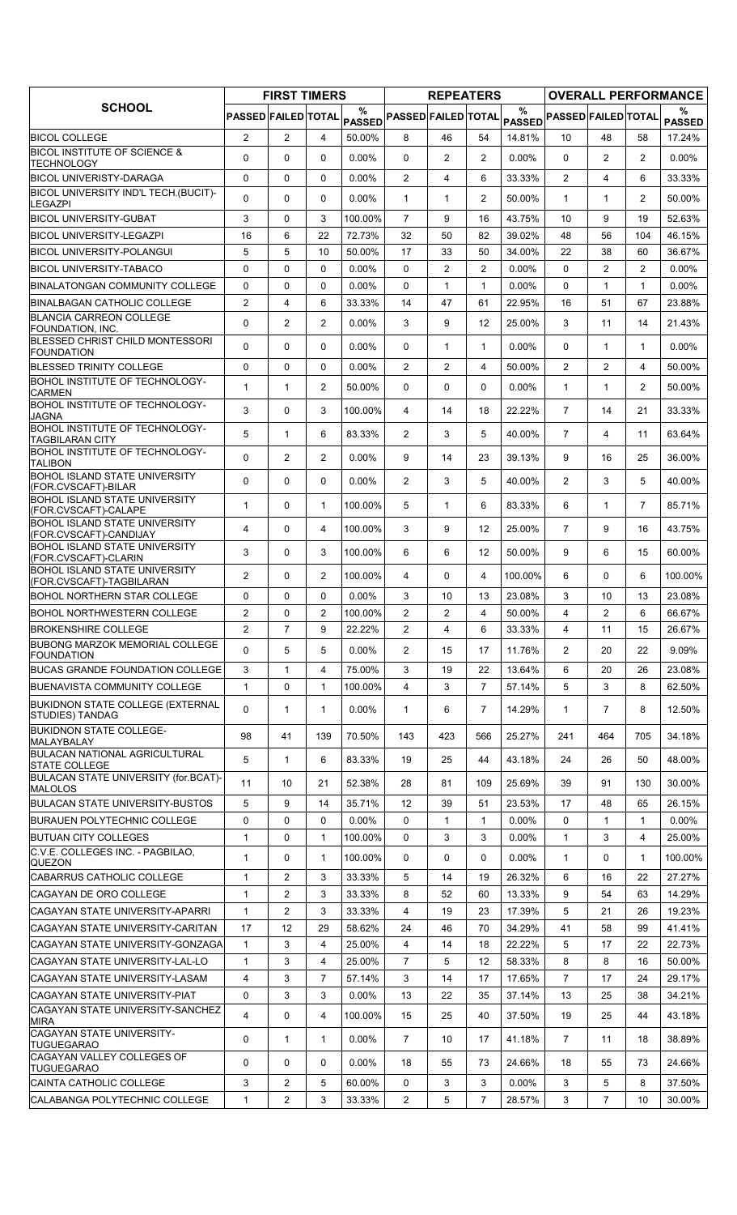| SCHOOL | FIRST TIMERS | | | | REPEATERS | | | | OVERALL PERFORMANCE | | | |
|---|---|---|---|---|---|---|---|---|---|---|---|---|
| | PASSED | FAILED | TOTAL | % PASSED | PASSED | FAILED | TOTAL | % PASSED | PASSED | FAILED | TOTAL | % PASSED |
| BICOL COLLEGE | 2 | 2 | 4 | 50.00% | 8 | 46 | 54 | 14.81% | 10 | 48 | 58 | 17.24% |
| BICOL INSTITUTE OF SCIENCE & TECHNOLOGY | 0 | 0 | 0 | 0.00% | 0 | 2 | 2 | 0.00% | 0 | 2 | 2 | 0.00% |
| BICOL UNIVERISTY-DARAGA | 0 | 0 | 0 | 0.00% | 2 | 4 | 6 | 33.33% | 2 | 4 | 6 | 33.33% |
| BICOL UNIVERSITY IND'L TECH.(BUCIT)-LEGAZPI | 0 | 0 | 0 | 0.00% | 1 | 1 | 2 | 50.00% | 1 | 1 | 2 | 50.00% |
| BICOL UNIVERSITY-GUBAT | 3 | 0 | 3 | 100.00% | 7 | 9 | 16 | 43.75% | 10 | 9 | 19 | 52.63% |
| BICOL UNIVERSITY-LEGAZPI | 16 | 6 | 22 | 72.73% | 32 | 50 | 82 | 39.02% | 48 | 56 | 104 | 46.15% |
| BICOL UNIVERSITY-POLANGUI | 5 | 5 | 10 | 50.00% | 17 | 33 | 50 | 34.00% | 22 | 38 | 60 | 36.67% |
| BICOL UNIVERSITY-TABACO | 0 | 0 | 0 | 0.00% | 0 | 2 | 2 | 0.00% | 0 | 2 | 2 | 0.00% |
| BINALATONGAN COMMUNITY COLLEGE | 0 | 0 | 0 | 0.00% | 0 | 1 | 1 | 0.00% | 0 | 1 | 1 | 0.00% |
| BINALBAGAN CATHOLIC COLLEGE | 2 | 4 | 6 | 33.33% | 14 | 47 | 61 | 22.95% | 16 | 51 | 67 | 23.88% |
| BLANCIA CARREON COLLEGE FOUNDATION, INC. | 0 | 2 | 2 | 0.00% | 3 | 9 | 12 | 25.00% | 3 | 11 | 14 | 21.43% |
| BLESSED CHRIST CHILD MONTESSORI FOUNDATION | 0 | 0 | 0 | 0.00% | 0 | 1 | 1 | 0.00% | 0 | 1 | 1 | 0.00% |
| BLESSED TRINITY COLLEGE | 0 | 0 | 0 | 0.00% | 2 | 2 | 4 | 50.00% | 2 | 2 | 4 | 50.00% |
| BOHOL INSTITUTE OF TECHNOLOGY-CARMEN | 1 | 1 | 2 | 50.00% | 0 | 0 | 0 | 0.00% | 1 | 1 | 2 | 50.00% |
| BOHOL INSTITUTE OF TECHNOLOGY-JAGNA | 3 | 0 | 3 | 100.00% | 4 | 14 | 18 | 22.22% | 7 | 14 | 21 | 33.33% |
| BOHOL INSTITUTE OF TECHNOLOGY-TAGBILARAN CITY | 5 | 1 | 6 | 83.33% | 2 | 3 | 5 | 40.00% | 7 | 4 | 11 | 63.64% |
| BOHOL INSTITUTE OF TECHNOLOGY-TALIBON | 0 | 2 | 2 | 0.00% | 9 | 14 | 23 | 39.13% | 9 | 16 | 25 | 36.00% |
| BOHOL ISLAND STATE UNIVERSITY (FOR.CVSCAFT)-BILAR | 0 | 0 | 0 | 0.00% | 2 | 3 | 5 | 40.00% | 2 | 3 | 5 | 40.00% |
| BOHOL ISLAND STATE UNIVERSITY (FOR.CVSCAFT)-CALAPE | 1 | 0 | 1 | 100.00% | 5 | 1 | 6 | 83.33% | 6 | 1 | 7 | 85.71% |
| BOHOL ISLAND STATE UNIVERSITY (FOR.CVSCAFT)-CANDIJAY | 4 | 0 | 4 | 100.00% | 3 | 9 | 12 | 25.00% | 7 | 9 | 16 | 43.75% |
| BOHOL ISLAND STATE UNIVERSITY (FOR.CVSCAFT)-CLARIN | 3 | 0 | 3 | 100.00% | 6 | 6 | 12 | 50.00% | 9 | 6 | 15 | 60.00% |
| BOHOL ISLAND STATE UNIVERSITY (FOR.CVSCAFT)-TAGBILARAN | 2 | 0 | 2 | 100.00% | 4 | 0 | 4 | 100.00% | 6 | 0 | 6 | 100.00% |
| BOHOL NORTHERN STAR COLLEGE | 0 | 0 | 0 | 0.00% | 3 | 10 | 13 | 23.08% | 3 | 10 | 13 | 23.08% |
| BOHOL NORTHWESTERN COLLEGE | 2 | 0 | 2 | 100.00% | 2 | 2 | 4 | 50.00% | 4 | 2 | 6 | 66.67% |
| BROKENSHIRE COLLEGE | 2 | 7 | 9 | 22.22% | 2 | 4 | 6 | 33.33% | 4 | 11 | 15 | 26.67% |
| BUBONG MARZOK MEMORIAL COLLEGE FOUNDATION | 0 | 5 | 5 | 0.00% | 2 | 15 | 17 | 11.76% | 2 | 20 | 22 | 9.09% |
| BUCAS GRANDE FOUNDATION COLLEGE | 3 | 1 | 4 | 75.00% | 3 | 19 | 22 | 13.64% | 6 | 20 | 26 | 23.08% |
| BUENAVISTA COMMUNITY COLLEGE | 1 | 0 | 1 | 100.00% | 4 | 3 | 7 | 57.14% | 5 | 3 | 8 | 62.50% |
| BUKIDNON STATE COLLEGE (EXTERNAL STUDIES) TANDAG | 0 | 1 | 1 | 0.00% | 1 | 6 | 7 | 14.29% | 1 | 7 | 8 | 12.50% |
| BUKIDNON STATE COLLEGE-MALAYBALAY | 98 | 41 | 139 | 70.50% | 143 | 423 | 566 | 25.27% | 241 | 464 | 705 | 34.18% |
| BULACAN NATIONAL AGRICULTURAL STATE COLLEGE | 5 | 1 | 6 | 83.33% | 19 | 25 | 44 | 43.18% | 24 | 26 | 50 | 48.00% |
| BULACAN STATE UNIVERSITY (for.BCAT)-MALOLOS | 11 | 10 | 21 | 52.38% | 28 | 81 | 109 | 25.69% | 39 | 91 | 130 | 30.00% |
| BULACAN STATE UNIVERSITY-BUSTOS | 5 | 9 | 14 | 35.71% | 12 | 39 | 51 | 23.53% | 17 | 48 | 65 | 26.15% |
| BURAUEN POLYTECHNIC COLLEGE | 0 | 0 | 0 | 0.00% | 0 | 1 | 1 | 0.00% | 0 | 1 | 1 | 0.00% |
| BUTUAN CITY COLLEGES | 1 | 0 | 1 | 100.00% | 0 | 3 | 3 | 0.00% | 1 | 3 | 4 | 25.00% |
| C.V.E. COLLEGES INC. - PAGBILAO, QUEZON | 1 | 0 | 1 | 100.00% | 0 | 0 | 0 | 0.00% | 1 | 0 | 1 | 100.00% |
| CABARRUS CATHOLIC COLLEGE | 1 | 2 | 3 | 33.33% | 5 | 14 | 19 | 26.32% | 6 | 16 | 22 | 27.27% |
| CAGAYAN DE ORO COLLEGE | 1 | 2 | 3 | 33.33% | 8 | 52 | 60 | 13.33% | 9 | 54 | 63 | 14.29% |
| CAGAYAN STATE UNIVERSITY-APARRI | 1 | 2 | 3 | 33.33% | 4 | 19 | 23 | 17.39% | 5 | 21 | 26 | 19.23% |
| CAGAYAN STATE UNIVERSITY-CARITAN | 17 | 12 | 29 | 58.62% | 24 | 46 | 70 | 34.29% | 41 | 58 | 99 | 41.41% |
| CAGAYAN STATE UNIVERSITY-GONZAGA | 1 | 3 | 4 | 25.00% | 4 | 14 | 18 | 22.22% | 5 | 17 | 22 | 22.73% |
| CAGAYAN STATE UNIVERSITY-LAL-LO | 1 | 3 | 4 | 25.00% | 7 | 5 | 12 | 58.33% | 8 | 8 | 16 | 50.00% |
| CAGAYAN STATE UNIVERSITY-LASAM | 4 | 3 | 7 | 57.14% | 3 | 14 | 17 | 17.65% | 7 | 17 | 24 | 29.17% |
| CAGAYAN STATE UNIVERSITY-PIAT | 0 | 3 | 3 | 0.00% | 13 | 22 | 35 | 37.14% | 13 | 25 | 38 | 34.21% |
| CAGAYAN STATE UNIVERSITY-SANCHEZ MIRA | 4 | 0 | 4 | 100.00% | 15 | 25 | 40 | 37.50% | 19 | 25 | 44 | 43.18% |
| CAGAYAN STATE UNIVERSITY-TUGUEGARAO | 0 | 1 | 1 | 0.00% | 7 | 10 | 17 | 41.18% | 7 | 11 | 18 | 38.89% |
| CAGAYAN VALLEY COLLEGES OF TUGUEGARAO | 0 | 0 | 0 | 0.00% | 18 | 55 | 73 | 24.66% | 18 | 55 | 73 | 24.66% |
| CAINTA CATHOLIC COLLEGE | 3 | 2 | 5 | 60.00% | 0 | 3 | 3 | 0.00% | 3 | 5 | 8 | 37.50% |
| CALABANGA POLYTECHNIC COLLEGE | 1 | 2 | 3 | 33.33% | 2 | 5 | 7 | 28.57% | 3 | 7 | 10 | 30.00% |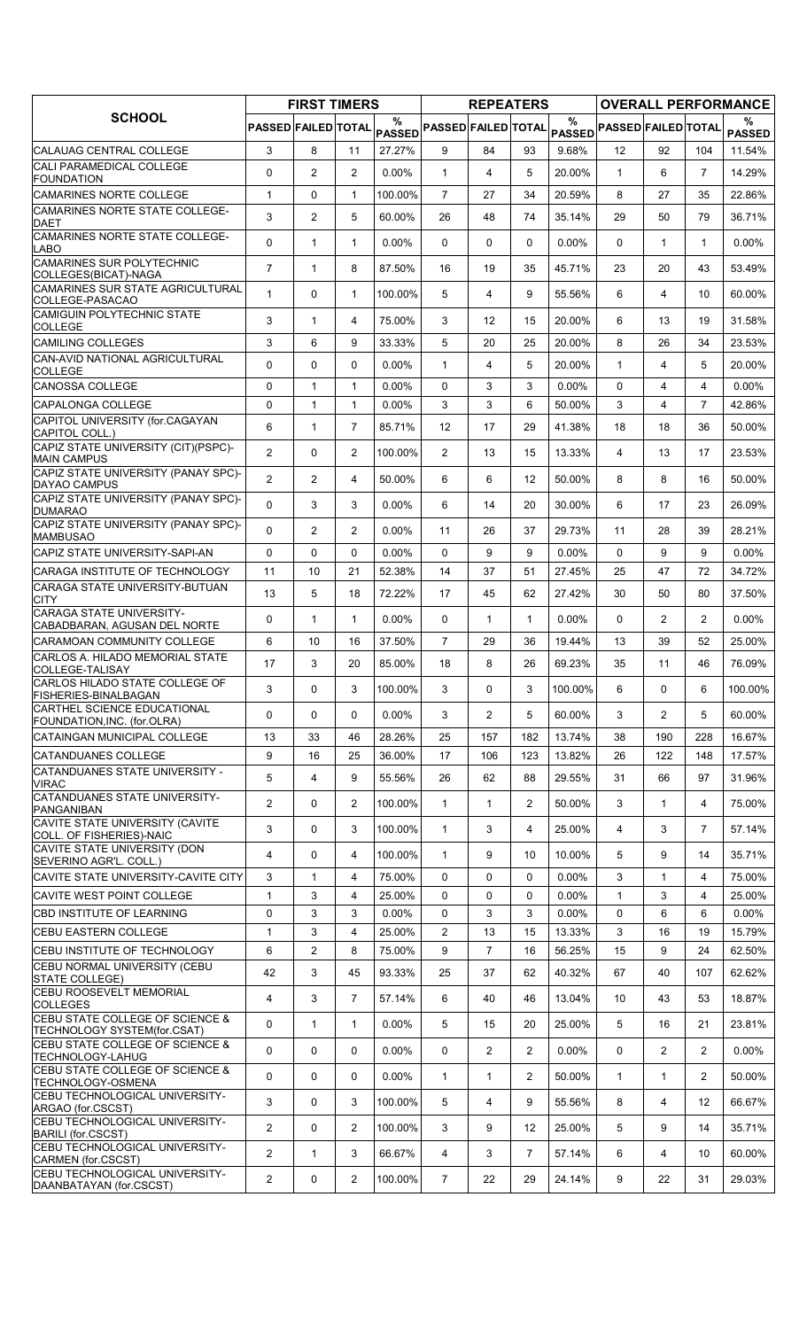| SCHOOL | FIRST TIMERS | | | | REPEATERS | | | | OVERALL PERFORMANCE | | | |
|---|---|---|---|---|---|---|---|---|---|---|---|---|
| | PASSED | FAILED | TOTAL | % PASSED | PASSED | FAILED | TOTAL | % PASSED | PASSED | FAILED | TOTAL | % PASSED |
| CALAUAG CENTRAL COLLEGE | 3 | 8 | 11 | 27.27% | 9 | 84 | 93 | 9.68% | 12 | 92 | 104 | 11.54% |
| CALI PARAMEDICAL COLLEGE FOUNDATION | 0 | 2 | 2 | 0.00% | 1 | 4 | 5 | 20.00% | 1 | 6 | 7 | 14.29% |
| CAMARINES NORTE COLLEGE | 1 | 0 | 1 | 100.00% | 7 | 27 | 34 | 20.59% | 8 | 27 | 35 | 22.86% |
| CAMARINES NORTE STATE COLLEGE-DAET | 3 | 2 | 5 | 60.00% | 26 | 48 | 74 | 35.14% | 29 | 50 | 79 | 36.71% |
| CAMARINES NORTE STATE COLLEGE-LABO | 0 | 1 | 1 | 0.00% | 0 | 0 | 0 | 0.00% | 0 | 1 | 1 | 0.00% |
| CAMARINES SUR POLYTECHNIC COLLEGES(BICAT)-NAGA | 7 | 1 | 8 | 87.50% | 16 | 19 | 35 | 45.71% | 23 | 20 | 43 | 53.49% |
| CAMARINES SUR STATE AGRICULTURAL COLLEGE-PASACAO | 1 | 0 | 1 | 100.00% | 5 | 4 | 9 | 55.56% | 6 | 4 | 10 | 60.00% |
| CAMIGUIN POLYTECHNIC STATE COLLEGE | 3 | 1 | 4 | 75.00% | 3 | 12 | 15 | 20.00% | 6 | 13 | 19 | 31.58% |
| CAMILING COLLEGES | 3 | 6 | 9 | 33.33% | 5 | 20 | 25 | 20.00% | 8 | 26 | 34 | 23.53% |
| CAN-AVID NATIONAL AGRICULTURAL COLLEGE | 0 | 0 | 0 | 0.00% | 1 | 4 | 5 | 20.00% | 1 | 4 | 5 | 20.00% |
| CANOSSA COLLEGE | 0 | 1 | 1 | 0.00% | 0 | 3 | 3 | 0.00% | 0 | 4 | 4 | 0.00% |
| CAPALONGA COLLEGE | 0 | 1 | 1 | 0.00% | 3 | 3 | 6 | 50.00% | 3 | 4 | 7 | 42.86% |
| CAPITOL UNIVERSITY (for.CAGAYAN CAPITOL COLL.) | 6 | 1 | 7 | 85.71% | 12 | 17 | 29 | 41.38% | 18 | 18 | 36 | 50.00% |
| CAPIZ STATE UNIVERSITY (CIT)(PSPC)-MAIN CAMPUS | 2 | 0 | 2 | 100.00% | 2 | 13 | 15 | 13.33% | 4 | 13 | 17 | 23.53% |
| CAPIZ STATE UNIVERSITY (PANAY SPC)-DAYAO CAMPUS | 2 | 2 | 4 | 50.00% | 6 | 6 | 12 | 50.00% | 8 | 8 | 16 | 50.00% |
| CAPIZ STATE UNIVERSITY (PANAY SPC)-DUMARAO | 0 | 3 | 3 | 0.00% | 6 | 14 | 20 | 30.00% | 6 | 17 | 23 | 26.09% |
| CAPIZ STATE UNIVERSITY (PANAY SPC)-MAMBUSAO | 0 | 2 | 2 | 0.00% | 11 | 26 | 37 | 29.73% | 11 | 28 | 39 | 28.21% |
| CAPIZ STATE UNIVERSITY-SAPI-AN | 0 | 0 | 0 | 0.00% | 0 | 9 | 9 | 0.00% | 0 | 9 | 9 | 0.00% |
| CARAGA INSTITUTE OF TECHNOLOGY | 11 | 10 | 21 | 52.38% | 14 | 37 | 51 | 27.45% | 25 | 47 | 72 | 34.72% |
| CARAGA STATE UNIVERSITY-BUTUAN CITY | 13 | 5 | 18 | 72.22% | 17 | 45 | 62 | 27.42% | 30 | 50 | 80 | 37.50% |
| CARAGA STATE UNIVERSITY-CABADBARAN, AGUSAN DEL NORTE | 0 | 1 | 1 | 0.00% | 0 | 1 | 1 | 0.00% | 0 | 2 | 2 | 0.00% |
| CARAMOAN COMMUNITY COLLEGE | 6 | 10 | 16 | 37.50% | 7 | 29 | 36 | 19.44% | 13 | 39 | 52 | 25.00% |
| CARLOS A. HILADO MEMORIAL STATE COLLEGE-TALISAY | 17 | 3 | 20 | 85.00% | 18 | 8 | 26 | 69.23% | 35 | 11 | 46 | 76.09% |
| CARLOS HILADO STATE COLLEGE OF FISHERIES-BINALBAGAN | 3 | 0 | 3 | 100.00% | 3 | 0 | 3 | 100.00% | 6 | 0 | 6 | 100.00% |
| CARTHEL SCIENCE EDUCATIONAL FOUNDATION,INC. (for.OLRA) | 0 | 0 | 0 | 0.00% | 3 | 2 | 5 | 60.00% | 3 | 2 | 5 | 60.00% |
| CATAINGAN MUNICIPAL COLLEGE | 13 | 33 | 46 | 28.26% | 25 | 157 | 182 | 13.74% | 38 | 190 | 228 | 16.67% |
| CATANDUANES COLLEGE | 9 | 16 | 25 | 36.00% | 17 | 106 | 123 | 13.82% | 26 | 122 | 148 | 17.57% |
| CATANDUANES STATE UNIVERSITY - VIRAC | 5 | 4 | 9 | 55.56% | 26 | 62 | 88 | 29.55% | 31 | 66 | 97 | 31.96% |
| CATANDUANES STATE UNIVERSITY-PANGANIBAN | 2 | 0 | 2 | 100.00% | 1 | 1 | 2 | 50.00% | 3 | 1 | 4 | 75.00% |
| CAVITE STATE UNIVERSITY (CAVITE COLL. OF FISHERIES)-NAIC | 3 | 0 | 3 | 100.00% | 1 | 3 | 4 | 25.00% | 4 | 3 | 7 | 57.14% |
| CAVITE STATE UNIVERSITY (DON SEVERINO AGR'L. COLL.) | 4 | 0 | 4 | 100.00% | 1 | 9 | 10 | 10.00% | 5 | 9 | 14 | 35.71% |
| CAVITE STATE UNIVERSITY-CAVITE CITY | 3 | 1 | 4 | 75.00% | 0 | 0 | 0 | 0.00% | 3 | 1 | 4 | 75.00% |
| CAVITE WEST POINT COLLEGE | 1 | 3 | 4 | 25.00% | 0 | 0 | 0 | 0.00% | 1 | 3 | 4 | 25.00% |
| CBD INSTITUTE OF LEARNING | 0 | 3 | 3 | 0.00% | 0 | 3 | 3 | 0.00% | 0 | 6 | 6 | 0.00% |
| CEBU EASTERN COLLEGE | 1 | 3 | 4 | 25.00% | 2 | 13 | 15 | 13.33% | 3 | 16 | 19 | 15.79% |
| CEBU INSTITUTE OF TECHNOLOGY | 6 | 2 | 8 | 75.00% | 9 | 7 | 16 | 56.25% | 15 | 9 | 24 | 62.50% |
| CEBU NORMAL UNIVERSITY (CEBU STATE COLLEGE) | 42 | 3 | 45 | 93.33% | 25 | 37 | 62 | 40.32% | 67 | 40 | 107 | 62.62% |
| CEBU ROOSEVELT MEMORIAL COLLEGES | 4 | 3 | 7 | 57.14% | 6 | 40 | 46 | 13.04% | 10 | 43 | 53 | 18.87% |
| CEBU STATE COLLEGE OF SCIENCE & TECHNOLOGY SYSTEM(for.CSAT) | 0 | 1 | 1 | 0.00% | 5 | 15 | 20 | 25.00% | 5 | 16 | 21 | 23.81% |
| CEBU STATE COLLEGE OF SCIENCE & TECHNOLOGY-LAHUG | 0 | 0 | 0 | 0.00% | 0 | 2 | 2 | 0.00% | 0 | 2 | 2 | 0.00% |
| CEBU STATE COLLEGE OF SCIENCE & TECHNOLOGY-OSMENA | 0 | 0 | 0 | 0.00% | 1 | 1 | 2 | 50.00% | 1 | 1 | 2 | 50.00% |
| CEBU TECHNOLOGICAL UNIVERSITY-ARGAO (for.CSCST) | 3 | 0 | 3 | 100.00% | 5 | 4 | 9 | 55.56% | 8 | 4 | 12 | 66.67% |
| CEBU TECHNOLOGICAL UNIVERSITY-BARILI (for.CSCST) | 2 | 0 | 2 | 100.00% | 3 | 9 | 12 | 25.00% | 5 | 9 | 14 | 35.71% |
| CEBU TECHNOLOGICAL UNIVERSITY-CARMEN (for.CSCST) | 2 | 1 | 3 | 66.67% | 4 | 3 | 7 | 57.14% | 6 | 4 | 10 | 60.00% |
| CEBU TECHNOLOGICAL UNIVERSITY-DAANBATAYAN (for.CSCST) | 2 | 0 | 2 | 100.00% | 7 | 22 | 29 | 24.14% | 9 | 22 | 31 | 29.03% |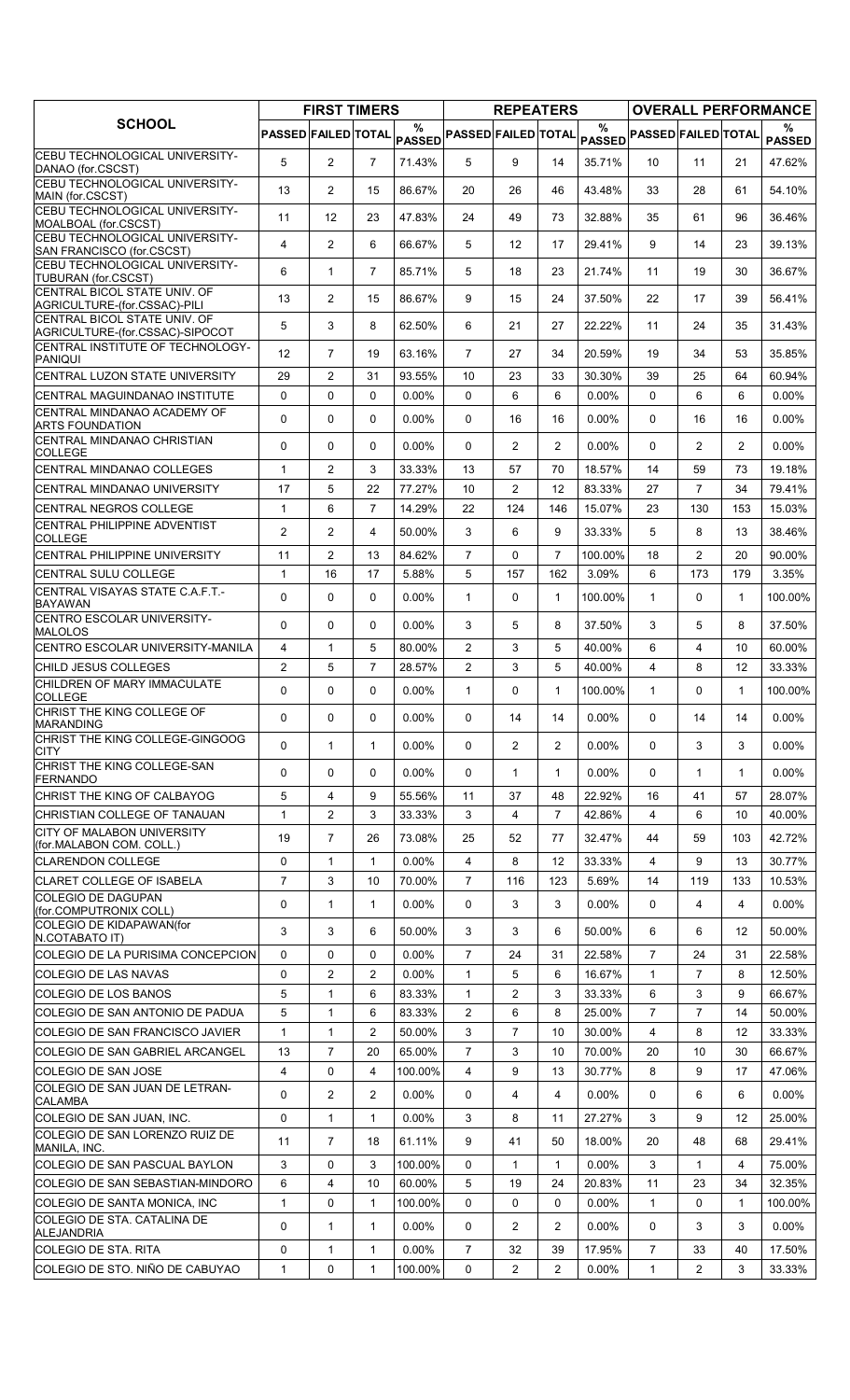| SCHOOL | FIRST TIMERS | | | | REPEATERS | | | | OVERALL PERFORMANCE | | | |
|---|---|---|---|---|---|---|---|---|---|---|---|---|
| | PASSED | FAILED | TOTAL | % PASSED | PASSED | FAILED | TOTAL | % PASSED | PASSED | FAILED | TOTAL | % PASSED |
| CEBU TECHNOLOGICAL UNIVERSITY-DANAO (for.CSCST) | 5 | 2 | 7 | 71.43% | 5 | 9 | 14 | 35.71% | 10 | 11 | 21 | 47.62% |
| CEBU TECHNOLOGICAL UNIVERSITY-MAIN (for.CSCST) | 13 | 2 | 15 | 86.67% | 20 | 26 | 46 | 43.48% | 33 | 28 | 61 | 54.10% |
| CEBU TECHNOLOGICAL UNIVERSITY-MOALBOAL (for.CSCST) | 11 | 12 | 23 | 47.83% | 24 | 49 | 73 | 32.88% | 35 | 61 | 96 | 36.46% |
| CEBU TECHNOLOGICAL UNIVERSITY-SAN FRANCISCO (for.CSCST) | 4 | 2 | 6 | 66.67% | 5 | 12 | 17 | 29.41% | 9 | 14 | 23 | 39.13% |
| CEBU TECHNOLOGICAL UNIVERSITY-TUBURAN (for.CSCST) | 6 | 1 | 7 | 85.71% | 5 | 18 | 23 | 21.74% | 11 | 19 | 30 | 36.67% |
| CENTRAL BICOL STATE UNIV. OF AGRICULTURE-(for.CSSAC)-PILI | 13 | 2 | 15 | 86.67% | 9 | 15 | 24 | 37.50% | 22 | 17 | 39 | 56.41% |
| CENTRAL BICOL STATE UNIV. OF AGRICULTURE-(for.CSSAC)-SIPOCOT | 5 | 3 | 8 | 62.50% | 6 | 21 | 27 | 22.22% | 11 | 24 | 35 | 31.43% |
| CENTRAL INSTITUTE OF TECHNOLOGY-PANIQUI | 12 | 7 | 19 | 63.16% | 7 | 27 | 34 | 20.59% | 19 | 34 | 53 | 35.85% |
| CENTRAL LUZON STATE UNIVERSITY | 29 | 2 | 31 | 93.55% | 10 | 23 | 33 | 30.30% | 39 | 25 | 64 | 60.94% |
| CENTRAL MAGUINDANAO INSTITUTE | 0 | 0 | 0 | 0.00% | 0 | 6 | 6 | 0.00% | 0 | 6 | 6 | 0.00% |
| CENTRAL MINDANAO ACADEMY OF ARTS FOUNDATION | 0 | 0 | 0 | 0.00% | 0 | 16 | 16 | 0.00% | 0 | 16 | 16 | 0.00% |
| CENTRAL MINDANAO CHRISTIAN COLLEGE | 0 | 0 | 0 | 0.00% | 0 | 2 | 2 | 0.00% | 0 | 2 | 2 | 0.00% |
| CENTRAL MINDANAO COLLEGES | 1 | 2 | 3 | 33.33% | 13 | 57 | 70 | 18.57% | 14 | 59 | 73 | 19.18% |
| CENTRAL MINDANAO UNIVERSITY | 17 | 5 | 22 | 77.27% | 10 | 2 | 12 | 83.33% | 27 | 7 | 34 | 79.41% |
| CENTRAL NEGROS COLLEGE | 1 | 6 | 7 | 14.29% | 22 | 124 | 146 | 15.07% | 23 | 130 | 153 | 15.03% |
| CENTRAL PHILIPPINE ADVENTIST COLLEGE | 2 | 2 | 4 | 50.00% | 3 | 6 | 9 | 33.33% | 5 | 8 | 13 | 38.46% |
| CENTRAL PHILIPPINE UNIVERSITY | 11 | 2 | 13 | 84.62% | 7 | 0 | 7 | 100.00% | 18 | 2 | 20 | 90.00% |
| CENTRAL SULU COLLEGE | 1 | 16 | 17 | 5.88% | 5 | 157 | 162 | 3.09% | 6 | 173 | 179 | 3.35% |
| CENTRAL VISAYAS STATE C.A.F.T.-BAYAWAN | 0 | 0 | 0 | 0.00% | 1 | 0 | 1 | 100.00% | 1 | 0 | 1 | 100.00% |
| CENTRO ESCOLAR UNIVERSITY-MALOLOS | 0 | 0 | 0 | 0.00% | 3 | 5 | 8 | 37.50% | 3 | 5 | 8 | 37.50% |
| CENTRO ESCOLAR UNIVERSITY-MANILA | 4 | 1 | 5 | 80.00% | 2 | 3 | 5 | 40.00% | 6 | 4 | 10 | 60.00% |
| CHILD JESUS COLLEGES | 2 | 5 | 7 | 28.57% | 2 | 3 | 5 | 40.00% | 4 | 8 | 12 | 33.33% |
| CHILDREN OF MARY IMMACULATE COLLEGE | 0 | 0 | 0 | 0.00% | 1 | 0 | 1 | 100.00% | 1 | 0 | 1 | 100.00% |
| CHRIST THE KING COLLEGE OF MARANDING | 0 | 0 | 0 | 0.00% | 0 | 14 | 14 | 0.00% | 0 | 14 | 14 | 0.00% |
| CHRIST THE KING COLLEGE-GINGOOG CITY | 0 | 1 | 1 | 0.00% | 0 | 2 | 2 | 0.00% | 0 | 3 | 3 | 0.00% |
| CHRIST THE KING COLLEGE-SAN FERNANDO | 0 | 0 | 0 | 0.00% | 0 | 1 | 1 | 0.00% | 0 | 1 | 1 | 0.00% |
| CHRIST THE KING OF CALBAYOG | 5 | 4 | 9 | 55.56% | 11 | 37 | 48 | 22.92% | 16 | 41 | 57 | 28.07% |
| CHRISTIAN COLLEGE OF TANAUAN | 1 | 2 | 3 | 33.33% | 3 | 4 | 7 | 42.86% | 4 | 6 | 10 | 40.00% |
| CITY OF MALABON UNIVERSITY (for.MALABON COM. COLL.) | 19 | 7 | 26 | 73.08% | 25 | 52 | 77 | 32.47% | 44 | 59 | 103 | 42.72% |
| CLARENDON COLLEGE | 0 | 1 | 1 | 0.00% | 4 | 8 | 12 | 33.33% | 4 | 9 | 13 | 30.77% |
| CLARET COLLEGE OF ISABELA | 7 | 3 | 10 | 70.00% | 7 | 116 | 123 | 5.69% | 14 | 119 | 133 | 10.53% |
| COLEGIO DE DAGUPAN (for.COMPUTRONIX COLL) | 0 | 1 | 1 | 0.00% | 0 | 3 | 3 | 0.00% | 0 | 4 | 4 | 0.00% |
| COLEGIO DE KIDAPAWAN(for N.COTABATO IT) | 3 | 3 | 6 | 50.00% | 3 | 3 | 6 | 50.00% | 6 | 6 | 12 | 50.00% |
| COLEGIO DE LA PURISIMA CONCEPCION | 0 | 0 | 0 | 0.00% | 7 | 24 | 31 | 22.58% | 7 | 24 | 31 | 22.58% |
| COLEGIO DE LAS NAVAS | 0 | 2 | 2 | 0.00% | 1 | 5 | 6 | 16.67% | 1 | 7 | 8 | 12.50% |
| COLEGIO DE LOS BANOS | 5 | 1 | 6 | 83.33% | 1 | 2 | 3 | 33.33% | 6 | 3 | 9 | 66.67% |
| COLEGIO DE SAN ANTONIO DE PADUA | 5 | 1 | 6 | 83.33% | 2 | 6 | 8 | 25.00% | 7 | 7 | 14 | 50.00% |
| COLEGIO DE SAN FRANCISCO JAVIER | 1 | 1 | 2 | 50.00% | 3 | 7 | 10 | 30.00% | 4 | 8 | 12 | 33.33% |
| COLEGIO DE SAN GABRIEL ARCANGEL | 13 | 7 | 20 | 65.00% | 7 | 3 | 10 | 70.00% | 20 | 10 | 30 | 66.67% |
| COLEGIO DE SAN JOSE | 4 | 0 | 4 | 100.00% | 4 | 9 | 13 | 30.77% | 8 | 9 | 17 | 47.06% |
| COLEGIO DE SAN JUAN DE LETRAN-CALAMBA | 0 | 2 | 2 | 0.00% | 0 | 4 | 4 | 0.00% | 0 | 6 | 6 | 0.00% |
| COLEGIO DE SAN JUAN, INC. | 0 | 1 | 1 | 0.00% | 3 | 8 | 11 | 27.27% | 3 | 9 | 12 | 25.00% |
| COLEGIO DE SAN LORENZO RUIZ DE MANILA, INC. | 11 | 7 | 18 | 61.11% | 9 | 41 | 50 | 18.00% | 20 | 48 | 68 | 29.41% |
| COLEGIO DE SAN PASCUAL BAYLON | 3 | 0 | 3 | 100.00% | 0 | 1 | 1 | 0.00% | 3 | 1 | 4 | 75.00% |
| COLEGIO DE SAN SEBASTIAN-MINDORO | 6 | 4 | 10 | 60.00% | 5 | 19 | 24 | 20.83% | 11 | 23 | 34 | 32.35% |
| COLEGIO DE SANTA MONICA, INC | 1 | 0 | 1 | 100.00% | 0 | 0 | 0 | 0.00% | 1 | 0 | 1 | 100.00% |
| COLEGIO DE STA. CATALINA DE ALEJANDRIA | 0 | 1 | 1 | 0.00% | 0 | 2 | 2 | 0.00% | 0 | 3 | 3 | 0.00% |
| COLEGIO DE STA. RITA | 0 | 1 | 1 | 0.00% | 7 | 32 | 39 | 17.95% | 7 | 33 | 40 | 17.50% |
| COLEGIO DE STO. NIÑO DE CABUYAO | 1 | 0 | 1 | 100.00% | 0 | 2 | 2 | 0.00% | 1 | 2 | 3 | 33.33% |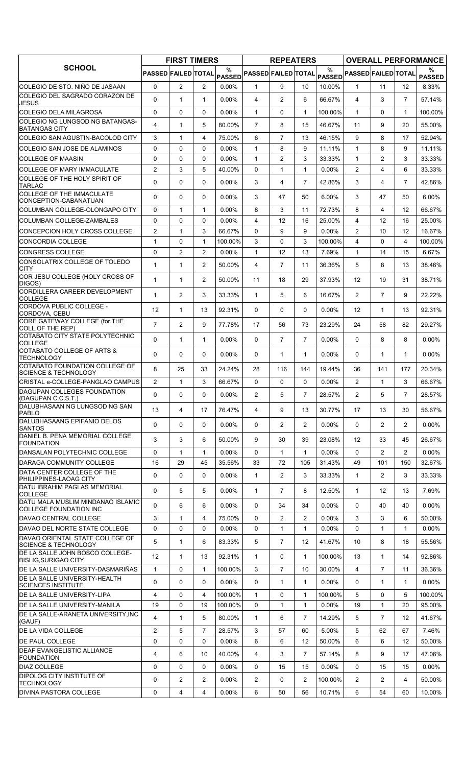| SCHOOL | FIRST TIMERS | | | | REPEATERS | | | | OVERALL PERFORMANCE | | | |
|---|---|---|---|---|---|---|---|---|---|---|---|---|
| | PASSED | FAILED | TOTAL | % PASSED | PASSED | FAILED | TOTAL | % PASSED | PASSED | FAILED | TOTAL | % PASSED |
| COLEGIO DE STO. NIÑO DE JASAAN | 0 | 2 | 2 | 0.00% | 1 | 9 | 10 | 10.00% | 1 | 11 | 12 | 8.33% |
| COLEGIO DEL SAGRADO CORAZON DE JESUS | 0 | 1 | 1 | 0.00% | 4 | 2 | 6 | 66.67% | 4 | 3 | 7 | 57.14% |
| COLEGIO DELA MILAGROSA | 0 | 0 | 0 | 0.00% | 1 | 0 | 1 | 100.00% | 1 | 0 | 1 | 100.00% |
| COLEGIO NG LUNGSOD NG BATANGAS-BATANGAS CITY | 4 | 1 | 5 | 80.00% | 7 | 8 | 15 | 46.67% | 11 | 9 | 20 | 55.00% |
| COLEGIO SAN AGUSTIN-BACOLOD CITY | 3 | 1 | 4 | 75.00% | 6 | 7 | 13 | 46.15% | 9 | 8 | 17 | 52.94% |
| COLEGIO SAN JOSE DE ALAMINOS | 0 | 0 | 0 | 0.00% | 1 | 8 | 9 | 11.11% | 1 | 8 | 9 | 11.11% |
| COLLEGE OF MAASIN | 0 | 0 | 0 | 0.00% | 1 | 2 | 3 | 33.33% | 1 | 2 | 3 | 33.33% |
| COLLEGE OF MARY IMMACULATE | 2 | 3 | 5 | 40.00% | 0 | 1 | 1 | 0.00% | 2 | 4 | 6 | 33.33% |
| COLLEGE OF THE HOLY SPIRIT OF TARLAC | 0 | 0 | 0 | 0.00% | 3 | 4 | 7 | 42.86% | 3 | 4 | 7 | 42.86% |
| COLLEGE OF THE IMMACULATE CONCEPTION-CABANATUAN | 0 | 0 | 0 | 0.00% | 3 | 47 | 50 | 6.00% | 3 | 47 | 50 | 6.00% |
| COLUMBAN COLLEGE-OLONGAPO CITY | 0 | 1 | 1 | 0.00% | 8 | 3 | 11 | 72.73% | 8 | 4 | 12 | 66.67% |
| COLUMBAN COLLEGE-ZAMBALES | 0 | 0 | 0 | 0.00% | 4 | 12 | 16 | 25.00% | 4 | 12 | 16 | 25.00% |
| CONCEPCION HOLY CROSS COLLEGE | 2 | 1 | 3 | 66.67% | 0 | 9 | 9 | 0.00% | 2 | 10 | 12 | 16.67% |
| CONCORDIA COLLEGE | 1 | 0 | 1 | 100.00% | 3 | 0 | 3 | 100.00% | 4 | 0 | 4 | 100.00% |
| CONGRESS COLLEGE | 0 | 2 | 2 | 0.00% | 1 | 12 | 13 | 7.69% | 1 | 14 | 15 | 6.67% |
| CONSOLATRIX COLLEGE OF TOLEDO CITY | 1 | 1 | 2 | 50.00% | 4 | 7 | 11 | 36.36% | 5 | 8 | 13 | 38.46% |
| COR JESU COLLEGE (HOLY CROSS OF DIGOS) | 1 | 1 | 2 | 50.00% | 11 | 18 | 29 | 37.93% | 12 | 19 | 31 | 38.71% |
| CORDILLERA CAREER DEVELOPMENT COLLEGE | 1 | 2 | 3 | 33.33% | 1 | 5 | 6 | 16.67% | 2 | 7 | 9 | 22.22% |
| CORDOVA PUBLIC COLLEGE - CORDOVA, CEBU | 12 | 1 | 13 | 92.31% | 0 | 0 | 0 | 0.00% | 12 | 1 | 13 | 92.31% |
| CORE GATEWAY COLLEGE (for.THE COLL.OF THE REP) | 7 | 2 | 9 | 77.78% | 17 | 56 | 73 | 23.29% | 24 | 58 | 82 | 29.27% |
| COTABATO CITY STATE POLYTECHNIC COLLEGE | 0 | 1 | 1 | 0.00% | 0 | 7 | 7 | 0.00% | 0 | 8 | 8 | 0.00% |
| COTABATO COLLEGE OF ARTS & TECHNOLOGY | 0 | 0 | 0 | 0.00% | 0 | 1 | 1 | 0.00% | 0 | 1 | 1 | 0.00% |
| COTABATO FOUNDATION COLLEGE OF SCIENCE & TECHNOLOGY | 8 | 25 | 33 | 24.24% | 28 | 116 | 144 | 19.44% | 36 | 141 | 177 | 20.34% |
| CRISTAL e-COLLEGE-PANGLAO CAMPUS | 2 | 1 | 3 | 66.67% | 0 | 0 | 0 | 0.00% | 2 | 1 | 3 | 66.67% |
| DAGUPAN COLLEGES FOUNDATION (DAGUPAN C.C.S.T.) | 0 | 0 | 0 | 0.00% | 2 | 5 | 7 | 28.57% | 2 | 5 | 7 | 28.57% |
| DALUBHASAAN NG LUNGSOD NG SAN PABLO | 13 | 4 | 17 | 76.47% | 4 | 9 | 13 | 30.77% | 17 | 13 | 30 | 56.67% |
| DALUBHASAANG EPIFANIO DELOS SANTOS | 0 | 0 | 0 | 0.00% | 0 | 2 | 2 | 0.00% | 0 | 2 | 2 | 0.00% |
| DANIEL B. PENA MEMORIAL COLLEGE FOUNDATION | 3 | 3 | 6 | 50.00% | 9 | 30 | 39 | 23.08% | 12 | 33 | 45 | 26.67% |
| DANSALAN POLYTECHNIC COLLEGE | 0 | 1 | 1 | 0.00% | 0 | 1 | 1 | 0.00% | 0 | 2 | 2 | 0.00% |
| DARAGA COMMUNITY COLLEGE | 16 | 29 | 45 | 35.56% | 33 | 72 | 105 | 31.43% | 49 | 101 | 150 | 32.67% |
| DATA CENTER COLLEGE OF THE PHILIPPINES-LAOAG CITY | 0 | 0 | 0 | 0.00% | 1 | 2 | 3 | 33.33% | 1 | 2 | 3 | 33.33% |
| DATU IBRAHIM PAGLAS MEMORIAL COLLEGE | 0 | 5 | 5 | 0.00% | 1 | 7 | 8 | 12.50% | 1 | 12 | 13 | 7.69% |
| DATU MALA MUSLIM MINDANAO ISLAMIC COLLEGE FOUNDATION INC | 0 | 6 | 6 | 0.00% | 0 | 34 | 34 | 0.00% | 0 | 40 | 40 | 0.00% |
| DAVAO CENTRAL COLLEGE | 3 | 1 | 4 | 75.00% | 0 | 2 | 2 | 0.00% | 3 | 3 | 6 | 50.00% |
| DAVAO DEL NORTE STATE COLLEGE | 0 | 0 | 0 | 0.00% | 0 | 1 | 1 | 0.00% | 0 | 1 | 1 | 0.00% |
| DAVAO ORIENTAL STATE COLLEGE OF SCIENCE & TECHNOLOGY | 5 | 1 | 6 | 83.33% | 5 | 7 | 12 | 41.67% | 10 | 8 | 18 | 55.56% |
| DE LA SALLE JOHN BOSCO COLLEGE-BISLIG,SURIGAO CITY | 12 | 1 | 13 | 92.31% | 1 | 0 | 1 | 100.00% | 13 | 1 | 14 | 92.86% |
| DE LA SALLE UNIVERSITY-DASMARIÑAS | 1 | 0 | 1 | 100.00% | 3 | 7 | 10 | 30.00% | 4 | 7 | 11 | 36.36% |
| DE LA SALLE UNIVERSITY-HEALTH SCIENCES INSTITUTE | 0 | 0 | 0 | 0.00% | 0 | 1 | 1 | 0.00% | 0 | 1 | 1 | 0.00% |
| DE LA SALLE UNIVERSITY-LIPA | 4 | 0 | 4 | 100.00% | 1 | 0 | 1 | 100.00% | 5 | 0 | 5 | 100.00% |
| DE LA SALLE UNIVERSITY-MANILA | 19 | 0 | 19 | 100.00% | 0 | 1 | 1 | 0.00% | 19 | 1 | 20 | 95.00% |
| DE LA SALLE-ARANETA UNIVERSITY,INC (GAUF) | 4 | 1 | 5 | 80.00% | 1 | 6 | 7 | 14.29% | 5 | 7 | 12 | 41.67% |
| DE LA VIDA COLLEGE | 2 | 5 | 7 | 28.57% | 3 | 57 | 60 | 5.00% | 5 | 62 | 67 | 7.46% |
| DE PAUL COLLEGE | 0 | 0 | 0 | 0.00% | 6 | 6 | 12 | 50.00% | 6 | 6 | 12 | 50.00% |
| DEAF EVANGELISTIC ALLIANCE FOUNDATION | 4 | 6 | 10 | 40.00% | 4 | 3 | 7 | 57.14% | 8 | 9 | 17 | 47.06% |
| DIAZ COLLEGE | 0 | 0 | 0 | 0.00% | 0 | 15 | 15 | 0.00% | 0 | 15 | 15 | 0.00% |
| DIPOLOG CITY INSTITUTE OF TECHNOLOGY | 0 | 2 | 2 | 0.00% | 2 | 0 | 2 | 100.00% | 2 | 2 | 4 | 50.00% |
| DIVINA PASTORA COLLEGE | 0 | 4 | 4 | 0.00% | 6 | 50 | 56 | 10.71% | 6 | 54 | 60 | 10.00% |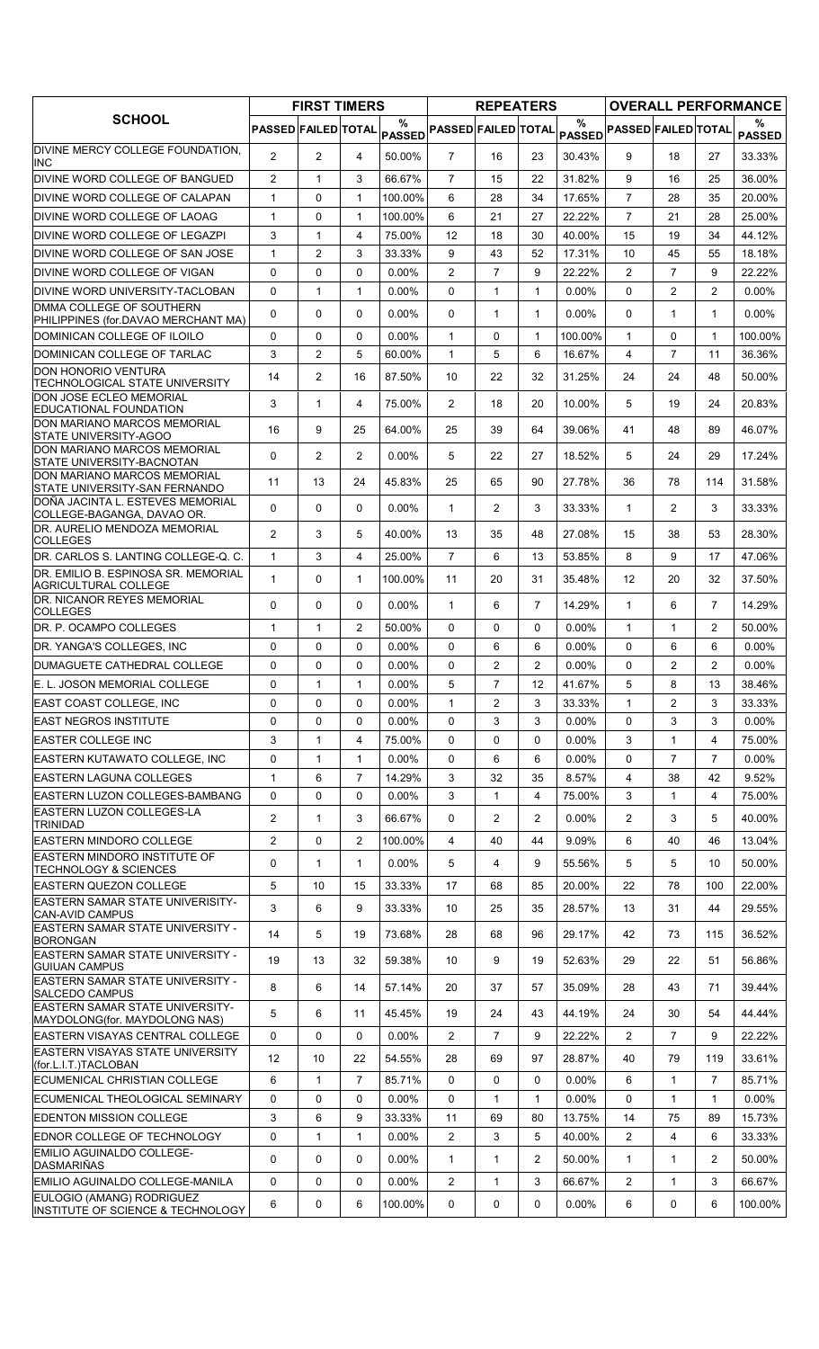| SCHOOL | FIRST TIMERS | | | | REPEATERS | | | | OVERALL PERFORMANCE | | | |
|---|---|---|---|---|---|---|---|---|---|---|---|---|
| | PASSED | FAILED | TOTAL | % PASSED | PASSED | FAILED | TOTAL | % PASSED | PASSED | FAILED | TOTAL | % PASSED |
| DIVINE MERCY COLLEGE FOUNDATION, INC | 2 | 2 | 4 | 50.00% | 7 | 16 | 23 | 30.43% | 9 | 18 | 27 | 33.33% |
| DIVINE WORD COLLEGE OF BANGUED | 2 | 1 | 3 | 66.67% | 7 | 15 | 22 | 31.82% | 9 | 16 | 25 | 36.00% |
| DIVINE WORD COLLEGE OF CALAPAN | 1 | 0 | 1 | 100.00% | 6 | 28 | 34 | 17.65% | 7 | 28 | 35 | 20.00% |
| DIVINE WORD COLLEGE OF LAOAG | 1 | 0 | 1 | 100.00% | 6 | 21 | 27 | 22.22% | 7 | 21 | 28 | 25.00% |
| DIVINE WORD COLLEGE OF LEGAZPI | 3 | 1 | 4 | 75.00% | 12 | 18 | 30 | 40.00% | 15 | 19 | 34 | 44.12% |
| DIVINE WORD COLLEGE OF SAN JOSE | 1 | 2 | 3 | 33.33% | 9 | 43 | 52 | 17.31% | 10 | 45 | 55 | 18.18% |
| DIVINE WORD COLLEGE OF VIGAN | 0 | 0 | 0 | 0.00% | 2 | 7 | 9 | 22.22% | 2 | 7 | 9 | 22.22% |
| DIVINE WORD UNIVERSITY-TACLOBAN | 0 | 1 | 1 | 0.00% | 0 | 1 | 1 | 0.00% | 0 | 2 | 2 | 0.00% |
| DMMA COLLEGE OF SOUTHERN PHILIPPINES (for.DAVAO MERCHANT MA) | 0 | 0 | 0 | 0.00% | 0 | 1 | 1 | 0.00% | 0 | 1 | 1 | 0.00% |
| DOMINICAN COLLEGE OF ILOILO | 0 | 0 | 0 | 0.00% | 1 | 0 | 1 | 100.00% | 1 | 0 | 1 | 100.00% |
| DOMINICAN COLLEGE OF TARLAC | 3 | 2 | 5 | 60.00% | 1 | 5 | 6 | 16.67% | 4 | 7 | 11 | 36.36% |
| DON HONORIO VENTURA TECHNOLOGICAL STATE UNIVERSITY | 14 | 2 | 16 | 87.50% | 10 | 22 | 32 | 31.25% | 24 | 24 | 48 | 50.00% |
| DON JOSE ECLEO MEMORIAL EDUCATIONAL FOUNDATION | 3 | 1 | 4 | 75.00% | 2 | 18 | 20 | 10.00% | 5 | 19 | 24 | 20.83% |
| DON MARIANO MARCOS MEMORIAL STATE UNIVERSITY-AGOO | 16 | 9 | 25 | 64.00% | 25 | 39 | 64 | 39.06% | 41 | 48 | 89 | 46.07% |
| DON MARIANO MARCOS MEMORIAL STATE UNIVERSITY-BACNOTAN | 0 | 2 | 2 | 0.00% | 5 | 22 | 27 | 18.52% | 5 | 24 | 29 | 17.24% |
| DON MARIANO MARCOS MEMORIAL STATE UNIVERSITY-SAN FERNANDO | 11 | 13 | 24 | 45.83% | 25 | 65 | 90 | 27.78% | 36 | 78 | 114 | 31.58% |
| DOÑA JACINTA L. ESTEVES MEMORIAL COLLEGE-BAGANGA, DAVAO OR. | 0 | 0 | 0 | 0.00% | 1 | 2 | 3 | 33.33% | 1 | 2 | 3 | 33.33% |
| DR. AURELIO MENDOZA MEMORIAL COLLEGES | 2 | 3 | 5 | 40.00% | 13 | 35 | 48 | 27.08% | 15 | 38 | 53 | 28.30% |
| DR. CARLOS S. LANTING COLLEGE-Q. C. | 1 | 3 | 4 | 25.00% | 7 | 6 | 13 | 53.85% | 8 | 9 | 17 | 47.06% |
| DR. EMILIO B. ESPINOSA SR. MEMORIAL AGRICULTURAL COLLEGE | 1 | 0 | 1 | 100.00% | 11 | 20 | 31 | 35.48% | 12 | 20 | 32 | 37.50% |
| DR. NICANOR REYES MEMORIAL COLLEGES | 0 | 0 | 0 | 0.00% | 1 | 6 | 7 | 14.29% | 1 | 6 | 7 | 14.29% |
| DR. P. OCAMPO COLLEGES | 1 | 1 | 2 | 50.00% | 0 | 0 | 0 | 0.00% | 1 | 1 | 2 | 50.00% |
| DR. YANGA'S COLLEGES, INC | 0 | 0 | 0 | 0.00% | 0 | 6 | 6 | 0.00% | 0 | 6 | 6 | 0.00% |
| DUMAGUETE CATHEDRAL COLLEGE | 0 | 0 | 0 | 0.00% | 0 | 2 | 2 | 0.00% | 0 | 2 | 2 | 0.00% |
| E. L. JOSON MEMORIAL COLLEGE | 0 | 1 | 1 | 0.00% | 5 | 7 | 12 | 41.67% | 5 | 8 | 13 | 38.46% |
| EAST COAST COLLEGE, INC | 0 | 0 | 0 | 0.00% | 1 | 2 | 3 | 33.33% | 1 | 2 | 3 | 33.33% |
| EAST NEGROS INSTITUTE | 0 | 0 | 0 | 0.00% | 0 | 3 | 3 | 0.00% | 0 | 3 | 3 | 0.00% |
| EASTER COLLEGE INC | 3 | 1 | 4 | 75.00% | 0 | 0 | 0 | 0.00% | 3 | 1 | 4 | 75.00% |
| EASTERN KUTAWATO COLLEGE, INC | 0 | 1 | 1 | 0.00% | 0 | 6 | 6 | 0.00% | 0 | 7 | 7 | 0.00% |
| EASTERN LAGUNA COLLEGES | 1 | 6 | 7 | 14.29% | 3 | 32 | 35 | 8.57% | 4 | 38 | 42 | 9.52% |
| EASTERN LUZON COLLEGES-BAMBANG | 0 | 0 | 0 | 0.00% | 3 | 1 | 4 | 75.00% | 3 | 1 | 4 | 75.00% |
| EASTERN LUZON COLLEGES-LA TRINIDAD | 2 | 1 | 3 | 66.67% | 0 | 2 | 2 | 0.00% | 2 | 3 | 5 | 40.00% |
| EASTERN MINDORO COLLEGE | 2 | 0 | 2 | 100.00% | 4 | 40 | 44 | 9.09% | 6 | 40 | 46 | 13.04% |
| EASTERN MINDORO INSTITUTE OF TECHNOLOGY & SCIENCES | 0 | 1 | 1 | 0.00% | 5 | 4 | 9 | 55.56% | 5 | 5 | 10 | 50.00% |
| EASTERN QUEZON COLLEGE | 5 | 10 | 15 | 33.33% | 17 | 68 | 85 | 20.00% | 22 | 78 | 100 | 22.00% |
| EASTERN SAMAR STATE UNIVERISITY-CAN-AVID CAMPUS | 3 | 6 | 9 | 33.33% | 10 | 25 | 35 | 28.57% | 13 | 31 | 44 | 29.55% |
| EASTERN SAMAR STATE UNIVERSITY - BORONGAN | 14 | 5 | 19 | 73.68% | 28 | 68 | 96 | 29.17% | 42 | 73 | 115 | 36.52% |
| EASTERN SAMAR STATE UNIVERSITY - GUIUAN CAMPUS | 19 | 13 | 32 | 59.38% | 10 | 9 | 19 | 52.63% | 29 | 22 | 51 | 56.86% |
| EASTERN SAMAR STATE UNIVERSITY - SALCEDO CAMPUS | 8 | 6 | 14 | 57.14% | 20 | 37 | 57 | 35.09% | 28 | 43 | 71 | 39.44% |
| EASTERN SAMAR STATE UNIVERSITY-MAYDOLONG(for. MAYDOLONG NAS) | 5 | 6 | 11 | 45.45% | 19 | 24 | 43 | 44.19% | 24 | 30 | 54 | 44.44% |
| EASTERN VISAYAS CENTRAL COLLEGE | 0 | 0 | 0 | 0.00% | 2 | 7 | 9 | 22.22% | 2 | 7 | 9 | 22.22% |
| EASTERN VISAYAS STATE UNIVERSITY (for.L.I.T.)TACLOBAN | 12 | 10 | 22 | 54.55% | 28 | 69 | 97 | 28.87% | 40 | 79 | 119 | 33.61% |
| ECUMENICAL CHRISTIAN COLLEGE | 6 | 1 | 7 | 85.71% | 0 | 0 | 0 | 0.00% | 6 | 1 | 7 | 85.71% |
| ECUMENICAL THEOLOGICAL SEMINARY | 0 | 0 | 0 | 0.00% | 0 | 1 | 1 | 0.00% | 0 | 1 | 1 | 0.00% |
| EDENTON MISSION COLLEGE | 3 | 6 | 9 | 33.33% | 11 | 69 | 80 | 13.75% | 14 | 75 | 89 | 15.73% |
| EDNOR COLLEGE OF TECHNOLOGY | 0 | 1 | 1 | 0.00% | 2 | 3 | 5 | 40.00% | 2 | 4 | 6 | 33.33% |
| EMILIO AGUINALDO COLLEGE-DASMARIÑAS | 0 | 0 | 0 | 0.00% | 1 | 1 | 2 | 50.00% | 1 | 1 | 2 | 50.00% |
| EMILIO AGUINALDO COLLEGE-MANILA | 0 | 0 | 0 | 0.00% | 2 | 1 | 3 | 66.67% | 2 | 1 | 3 | 66.67% |
| EULOGIO (AMANG) RODRIGUEZ INSTITUTE OF SCIENCE & TECHNOLOGY | 6 | 0 | 6 | 100.00% | 0 | 0 | 0 | 0.00% | 6 | 0 | 6 | 100.00% |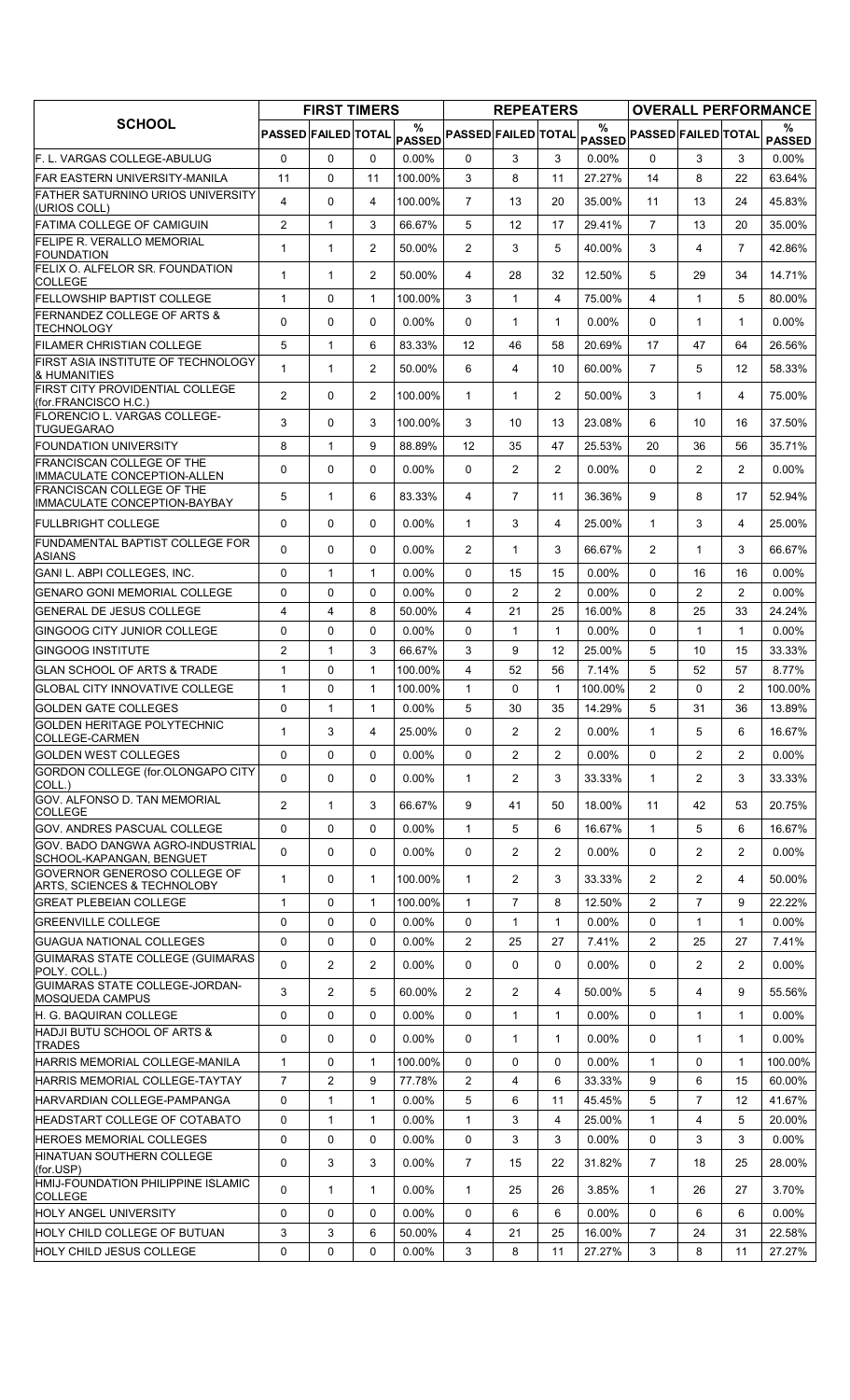| SCHOOL | FIRST TIMERS | | | | REPEATERS | | | | OVERALL PERFORMANCE | | | |
|---|---|---|---|---|---|---|---|---|---|---|---|---|
| | PASSED | FAILED | TOTAL | % PASSED | PASSED | FAILED | TOTAL | % PASSED | PASSED | FAILED | TOTAL | % PASSED |
| F. L. VARGAS COLLEGE-ABULUG | 0 | 0 | 0 | 0.00% | 0 | 3 | 3 | 0.00% | 0 | 3 | 3 | 0.00% |
| FAR EASTERN UNIVERSITY-MANILA | 11 | 0 | 11 | 100.00% | 3 | 8 | 11 | 27.27% | 14 | 8 | 22 | 63.64% |
| FATHER SATURNINO URIOS UNIVERSITY (URIOS COLL) | 4 | 0 | 4 | 100.00% | 7 | 13 | 20 | 35.00% | 11 | 13 | 24 | 45.83% |
| FATIMA COLLEGE OF CAMIGUIN | 2 | 1 | 3 | 66.67% | 5 | 12 | 17 | 29.41% | 7 | 13 | 20 | 35.00% |
| FELIPE R. VERALLO MEMORIAL FOUNDATION | 1 | 1 | 2 | 50.00% | 2 | 3 | 5 | 40.00% | 3 | 4 | 7 | 42.86% |
| FELIX O. ALFELOR SR. FOUNDATION COLLEGE | 1 | 1 | 2 | 50.00% | 4 | 28 | 32 | 12.50% | 5 | 29 | 34 | 14.71% |
| FELLOWSHIP BAPTIST COLLEGE | 1 | 0 | 1 | 100.00% | 3 | 1 | 4 | 75.00% | 4 | 1 | 5 | 80.00% |
| FERNANDEZ COLLEGE OF ARTS & TECHNOLOGY | 0 | 0 | 0 | 0.00% | 0 | 1 | 1 | 0.00% | 0 | 1 | 1 | 0.00% |
| FILAMER CHRISTIAN COLLEGE | 5 | 1 | 6 | 83.33% | 12 | 46 | 58 | 20.69% | 17 | 47 | 64 | 26.56% |
| FIRST ASIA INSTITUTE OF TECHNOLOGY & HUMANITIES | 1 | 1 | 2 | 50.00% | 6 | 4 | 10 | 60.00% | 7 | 5 | 12 | 58.33% |
| FIRST CITY PROVIDENTIAL COLLEGE (for.FRANCISCO H.C.) | 2 | 0 | 2 | 100.00% | 1 | 1 | 2 | 50.00% | 3 | 1 | 4 | 75.00% |
| FLORENCIO L. VARGAS COLLEGE-TUGUEGARAO | 3 | 0 | 3 | 100.00% | 3 | 10 | 13 | 23.08% | 6 | 10 | 16 | 37.50% |
| FOUNDATION UNIVERSITY | 8 | 1 | 9 | 88.89% | 12 | 35 | 47 | 25.53% | 20 | 36 | 56 | 35.71% |
| FRANCISCAN COLLEGE OF THE IMMACULATE CONCEPTION-ALLEN | 0 | 0 | 0 | 0.00% | 0 | 2 | 2 | 0.00% | 0 | 2 | 2 | 0.00% |
| FRANCISCAN COLLEGE OF THE IMMACULATE CONCEPTION-BAYBAY | 5 | 1 | 6 | 83.33% | 4 | 7 | 11 | 36.36% | 9 | 8 | 17 | 52.94% |
| FULLBRIGHT COLLEGE | 0 | 0 | 0 | 0.00% | 1 | 3 | 4 | 25.00% | 1 | 3 | 4 | 25.00% |
| FUNDAMENTAL BAPTIST COLLEGE FOR ASIANS | 0 | 0 | 0 | 0.00% | 2 | 1 | 3 | 66.67% | 2 | 1 | 3 | 66.67% |
| GANI L. ABPI COLLEGES, INC. | 0 | 1 | 1 | 0.00% | 0 | 15 | 15 | 0.00% | 0 | 16 | 16 | 0.00% |
| GENARO GONI MEMORIAL COLLEGE | 0 | 0 | 0 | 0.00% | 0 | 2 | 2 | 0.00% | 0 | 2 | 2 | 0.00% |
| GENERAL DE JESUS COLLEGE | 4 | 4 | 8 | 50.00% | 4 | 21 | 25 | 16.00% | 8 | 25 | 33 | 24.24% |
| GINGOOG CITY JUNIOR COLLEGE | 0 | 0 | 0 | 0.00% | 0 | 1 | 1 | 0.00% | 0 | 1 | 1 | 0.00% |
| GINGOOG INSTITUTE | 2 | 1 | 3 | 66.67% | 3 | 9 | 12 | 25.00% | 5 | 10 | 15 | 33.33% |
| GLAN SCHOOL OF ARTS & TRADE | 1 | 0 | 1 | 100.00% | 4 | 52 | 56 | 7.14% | 5 | 52 | 57 | 8.77% |
| GLOBAL CITY INNOVATIVE COLLEGE | 1 | 0 | 1 | 100.00% | 1 | 0 | 1 | 100.00% | 2 | 0 | 2 | 100.00% |
| GOLDEN GATE COLLEGES | 0 | 1 | 1 | 0.00% | 5 | 30 | 35 | 14.29% | 5 | 31 | 36 | 13.89% |
| GOLDEN HERITAGE POLYTECHNIC COLLEGE-CARMEN | 1 | 3 | 4 | 25.00% | 0 | 2 | 2 | 0.00% | 1 | 5 | 6 | 16.67% |
| GOLDEN WEST COLLEGES | 0 | 0 | 0 | 0.00% | 0 | 2 | 2 | 0.00% | 0 | 2 | 2 | 0.00% |
| GORDON COLLEGE (for.OLONGAPO CITY COLL.) | 0 | 0 | 0 | 0.00% | 1 | 2 | 3 | 33.33% | 1 | 2 | 3 | 33.33% |
| GOV. ALFONSO D. TAN MEMORIAL COLLEGE | 2 | 1 | 3 | 66.67% | 9 | 41 | 50 | 18.00% | 11 | 42 | 53 | 20.75% |
| GOV. ANDRES PASCUAL COLLEGE | 0 | 0 | 0 | 0.00% | 1 | 5 | 6 | 16.67% | 1 | 5 | 6 | 16.67% |
| GOV. BADO DANGWA AGRO-INDUSTRIAL SCHOOL-KAPANGAN, BENGUET | 0 | 0 | 0 | 0.00% | 0 | 2 | 2 | 0.00% | 0 | 2 | 2 | 0.00% |
| GOVERNOR GENEROSO COLLEGE OF ARTS, SCIENCES & TECHNOLOBY | 1 | 0 | 1 | 100.00% | 1 | 2 | 3 | 33.33% | 2 | 2 | 4 | 50.00% |
| GREAT PLEBEIAN COLLEGE | 1 | 0 | 1 | 100.00% | 1 | 7 | 8 | 12.50% | 2 | 7 | 9 | 22.22% |
| GREENVILLE COLLEGE | 0 | 0 | 0 | 0.00% | 0 | 1 | 1 | 0.00% | 0 | 1 | 1 | 0.00% |
| GUAGUA NATIONAL COLLEGES | 0 | 0 | 0 | 0.00% | 2 | 25 | 27 | 7.41% | 2 | 25 | 27 | 7.41% |
| GUIMARAS STATE COLLEGE (GUIMARAS POLY. COLL.) | 0 | 2 | 2 | 0.00% | 0 | 0 | 0 | 0.00% | 0 | 2 | 2 | 0.00% |
| GUIMARAS STATE COLLEGE-JORDAN-MOSQUEDA CAMPUS | 3 | 2 | 5 | 60.00% | 2 | 2 | 4 | 50.00% | 5 | 4 | 9 | 55.56% |
| H. G. BAQUIRAN COLLEGE | 0 | 0 | 0 | 0.00% | 0 | 1 | 1 | 0.00% | 0 | 1 | 1 | 0.00% |
| HADJI BUTU SCHOOL OF ARTS & TRADES | 0 | 0 | 0 | 0.00% | 0 | 1 | 1 | 0.00% | 0 | 1 | 1 | 0.00% |
| HARRIS MEMORIAL COLLEGE-MANILA | 1 | 0 | 1 | 100.00% | 0 | 0 | 0 | 0.00% | 1 | 0 | 1 | 100.00% |
| HARRIS MEMORIAL COLLEGE-TAYTAY | 7 | 2 | 9 | 77.78% | 2 | 4 | 6 | 33.33% | 9 | 6 | 15 | 60.00% |
| HARVARDIAN COLLEGE-PAMPANGA | 0 | 1 | 1 | 0.00% | 5 | 6 | 11 | 45.45% | 5 | 7 | 12 | 41.67% |
| HEADSTART COLLEGE OF COTABATO | 0 | 1 | 1 | 0.00% | 1 | 3 | 4 | 25.00% | 1 | 4 | 5 | 20.00% |
| HEROES MEMORIAL COLLEGES | 0 | 0 | 0 | 0.00% | 0 | 3 | 3 | 0.00% | 0 | 3 | 3 | 0.00% |
| HINATUAN SOUTHERN COLLEGE (for.USP) | 0 | 3 | 3 | 0.00% | 7 | 15 | 22 | 31.82% | 7 | 18 | 25 | 28.00% |
| HMIJ-FOUNDATION PHILIPPINE ISLAMIC COLLEGE | 0 | 1 | 1 | 0.00% | 1 | 25 | 26 | 3.85% | 1 | 26 | 27 | 3.70% |
| HOLY ANGEL UNIVERSITY | 0 | 0 | 0 | 0.00% | 0 | 6 | 6 | 0.00% | 0 | 6 | 6 | 0.00% |
| HOLY CHILD COLLEGE OF BUTUAN | 3 | 3 | 6 | 50.00% | 4 | 21 | 25 | 16.00% | 7 | 24 | 31 | 22.58% |
| HOLY CHILD JESUS COLLEGE | 0 | 0 | 0 | 0.00% | 3 | 8 | 11 | 27.27% | 3 | 8 | 11 | 27.27% |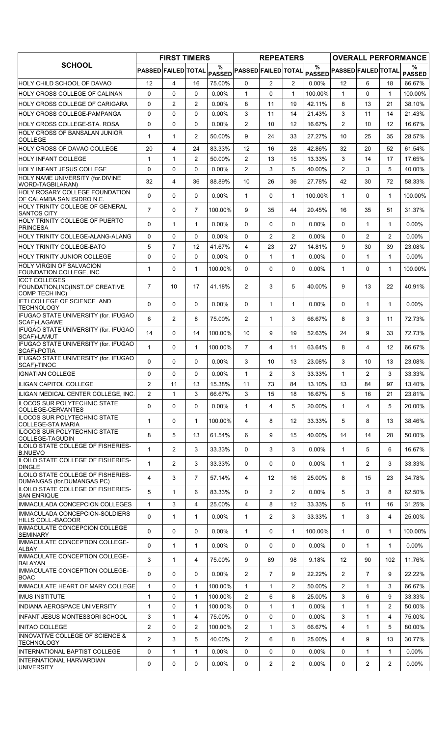| SCHOOL | FIRST TIMERS | | | | REPEATERS | | | | OVERALL PERFORMANCE | | | |
|---|---|---|---|---|---|---|---|---|---|---|---|---|
| | PASSED | FAILED | TOTAL | % PASSED | PASSED | FAILED | TOTAL | % PASSED | PASSED | FAILED | TOTAL | % PASSED |
| HOLY CHILD SCHOOL OF DAVAO | 12 | 4 | 16 | 75.00% | 0 | 2 | 2 | 0.00% | 12 | 6 | 18 | 66.67% |
| HOLY CROSS COLLEGE OF CALINAN | 0 | 0 | 0 | 0.00% | 1 | 0 | 1 | 100.00% | 1 | 0 | 1 | 100.00% |
| HOLY CROSS COLLEGE OF CARIGARA | 0 | 2 | 2 | 0.00% | 8 | 11 | 19 | 42.11% | 8 | 13 | 21 | 38.10% |
| HOLY CROSS COLLEGE-PAMPANGA | 0 | 0 | 0 | 0.00% | 3 | 11 | 14 | 21.43% | 3 | 11 | 14 | 21.43% |
| HOLY CROSS COLLEGE-STA. ROSA | 0 | 0 | 0 | 0.00% | 2 | 10 | 12 | 16.67% | 2 | 10 | 12 | 16.67% |
| HOLY CROSS OF BANSALAN JUNIOR COLLEGE | 1 | 1 | 2 | 50.00% | 9 | 24 | 33 | 27.27% | 10 | 25 | 35 | 28.57% |
| HOLY CROSS OF DAVAO COLLEGE | 20 | 4 | 24 | 83.33% | 12 | 16 | 28 | 42.86% | 32 | 20 | 52 | 61.54% |
| HOLY INFANT COLLEGE | 1 | 1 | 2 | 50.00% | 2 | 13 | 15 | 13.33% | 3 | 14 | 17 | 17.65% |
| HOLY INFANT JESUS COLLEGE | 0 | 0 | 0 | 0.00% | 2 | 3 | 5 | 40.00% | 2 | 3 | 5 | 40.00% |
| HOLY NAME UNIVERSITY (for.DIVINE WORD-TAGBILARAN) | 32 | 4 | 36 | 88.89% | 10 | 26 | 36 | 27.78% | 42 | 30 | 72 | 58.33% |
| HOLY ROSARY COLLEGE FOUNDATION OF CALAMBA SAN ISIDRO N.E. | 0 | 0 | 0 | 0.00% | 1 | 0 | 1 | 100.00% | 1 | 0 | 1 | 100.00% |
| HOLY TRINITY COLLEGE OF GENERAL SANTOS CITY | 7 | 0 | 7 | 100.00% | 9 | 35 | 44 | 20.45% | 16 | 35 | 51 | 31.37% |
| HOLY TRINITY COLLEGE OF PUERTO PRINCESA | 0 | 1 | 1 | 0.00% | 0 | 0 | 0 | 0.00% | 0 | 1 | 1 | 0.00% |
| HOLY TRINITY COLLEGE-ALANG-ALANG | 0 | 0 | 0 | 0.00% | 0 | 2 | 2 | 0.00% | 0 | 2 | 2 | 0.00% |
| HOLY TRINITY COLLEGE-BATO | 5 | 7 | 12 | 41.67% | 4 | 23 | 27 | 14.81% | 9 | 30 | 39 | 23.08% |
| HOLY TRINITY JUNIOR COLLEGE | 0 | 0 | 0 | 0.00% | 0 | 1 | 1 | 0.00% | 0 | 1 | 1 | 0.00% |
| HOLY VIRGIN OF SALVACION FOUNDATION COLLEGE, INC | 1 | 0 | 1 | 100.00% | 0 | 0 | 0 | 0.00% | 1 | 0 | 1 | 100.00% |
| ICCT COLLEGES FOUNDATION,INC(INST.OF CREATIVE COMP TECH INC) | 7 | 10 | 17 | 41.18% | 2 | 3 | 5 | 40.00% | 9 | 13 | 22 | 40.91% |
| IETI COLLEGE OF SCIENCE AND TECHNOLOGY | 0 | 0 | 0 | 0.00% | 0 | 1 | 1 | 0.00% | 0 | 1 | 1 | 0.00% |
| IFUGAO STATE UNIVERSITY (for. IFUGAO SCAF)-LAGAWE | 6 | 2 | 8 | 75.00% | 2 | 1 | 3 | 66.67% | 8 | 3 | 11 | 72.73% |
| IFUGAO STATE UNIVERSITY (for. IFUGAO SCAF)-LAMUT | 14 | 0 | 14 | 100.00% | 10 | 9 | 19 | 52.63% | 24 | 9 | 33 | 72.73% |
| IFUGAO STATE UNIVERSITY (for. IFUGAO SCAF)-POTIA | 1 | 0 | 1 | 100.00% | 7 | 4 | 11 | 63.64% | 8 | 4 | 12 | 66.67% |
| IFUGAO STATE UNIVERSITY (for. IFUGAO SCAF)-TINOC | 0 | 0 | 0 | 0.00% | 3 | 10 | 13 | 23.08% | 3 | 10 | 13 | 23.08% |
| IGNATIAN COLLEGE | 0 | 0 | 0 | 0.00% | 1 | 2 | 3 | 33.33% | 1 | 2 | 3 | 33.33% |
| ILIGAN CAPITOL COLLEGE | 2 | 11 | 13 | 15.38% | 11 | 73 | 84 | 13.10% | 13 | 84 | 97 | 13.40% |
| ILIGAN MEDICAL CENTER COLLEGE, INC. | 2 | 1 | 3 | 66.67% | 3 | 15 | 18 | 16.67% | 5 | 16 | 21 | 23.81% |
| ILOCOS SUR POLYTECHNIC STATE COLLEGE-CERVANTES | 0 | 0 | 0 | 0.00% | 1 | 4 | 5 | 20.00% | 1 | 4 | 5 | 20.00% |
| ILOCOS SUR POLYTECHNIC STATE COLLEGE-STA MARIA | 1 | 0 | 1 | 100.00% | 4 | 8 | 12 | 33.33% | 5 | 8 | 13 | 38.46% |
| ILOCOS SUR POLYTECHNIC STATE COLLEGE-TAGUDIN | 8 | 5 | 13 | 61.54% | 6 | 9 | 15 | 40.00% | 14 | 14 | 28 | 50.00% |
| ILOILO STATE COLLEGE OF FISHERIES-B.NUEVO | 1 | 2 | 3 | 33.33% | 0 | 3 | 3 | 0.00% | 1 | 5 | 6 | 16.67% |
| ILOILO STATE COLLEGE OF FISHERIES-DINGLE | 1 | 2 | 3 | 33.33% | 0 | 0 | 0 | 0.00% | 1 | 2 | 3 | 33.33% |
| ILOILO STATE COLLEGE OF FISHERIES-DUMANGAS (for.DUMANGAS PC) | 4 | 3 | 7 | 57.14% | 4 | 12 | 16 | 25.00% | 8 | 15 | 23 | 34.78% |
| ILOILO STATE COLLEGE OF FISHERIES-SAN ENRIQUE | 5 | 1 | 6 | 83.33% | 0 | 2 | 2 | 0.00% | 5 | 3 | 8 | 62.50% |
| IMMACULADA CONCEPCION COLLEGES | 1 | 3 | 4 | 25.00% | 4 | 8 | 12 | 33.33% | 5 | 11 | 16 | 31.25% |
| IMMACULADA CONCEPCION-SOLDIERS HILLS COLL.-BACOOR | 0 | 1 | 1 | 0.00% | 1 | 2 | 3 | 33.33% | 1 | 3 | 4 | 25.00% |
| IMMACULATE CONCEPCION COLLEGE SEMINARY | 0 | 0 | 0 | 0.00% | 1 | 0 | 1 | 100.00% | 1 | 0 | 1 | 100.00% |
| IMMACULATE CONCEPTION COLLEGE-ALBAY | 0 | 1 | 1 | 0.00% | 0 | 0 | 0 | 0.00% | 0 | 1 | 1 | 0.00% |
| IMMACULATE CONCEPTION COLLEGE-BALAYAN | 3 | 1 | 4 | 75.00% | 9 | 89 | 98 | 9.18% | 12 | 90 | 102 | 11.76% |
| IMMACULATE CONCEPTION COLLEGE-BOAC | 0 | 0 | 0 | 0.00% | 2 | 7 | 9 | 22.22% | 2 | 7 | 9 | 22.22% |
| IMMACULATE HEART OF MARY COLLEGE | 1 | 0 | 1 | 100.00% | 1 | 1 | 2 | 50.00% | 2 | 1 | 3 | 66.67% |
| IMUS INSTITUTE | 1 | 0 | 1 | 100.00% | 2 | 6 | 8 | 25.00% | 3 | 6 | 9 | 33.33% |
| INDIANA AEROSPACE UNIVERSITY | 1 | 0 | 1 | 100.00% | 0 | 1 | 1 | 0.00% | 1 | 1 | 2 | 50.00% |
| INFANT JESUS MONTESSORI SCHOOL | 3 | 1 | 4 | 75.00% | 0 | 0 | 0 | 0.00% | 3 | 1 | 4 | 75.00% |
| INITAO COLLEGE | 2 | 0 | 2 | 100.00% | 2 | 1 | 3 | 66.67% | 4 | 1 | 5 | 80.00% |
| INNOVATIVE COLLEGE OF SCIENCE & TECHNOLOGY | 2 | 3 | 5 | 40.00% | 2 | 6 | 8 | 25.00% | 4 | 9 | 13 | 30.77% |
| INTERNATIONAL BAPTIST COLLEGE | 0 | 1 | 1 | 0.00% | 0 | 0 | 0 | 0.00% | 0 | 1 | 1 | 0.00% |
| INTERNATIONAL HARVARDIAN UNIVERSITY | 0 | 0 | 0 | 0.00% | 0 | 2 | 2 | 0.00% | 0 | 2 | 2 | 0.00% |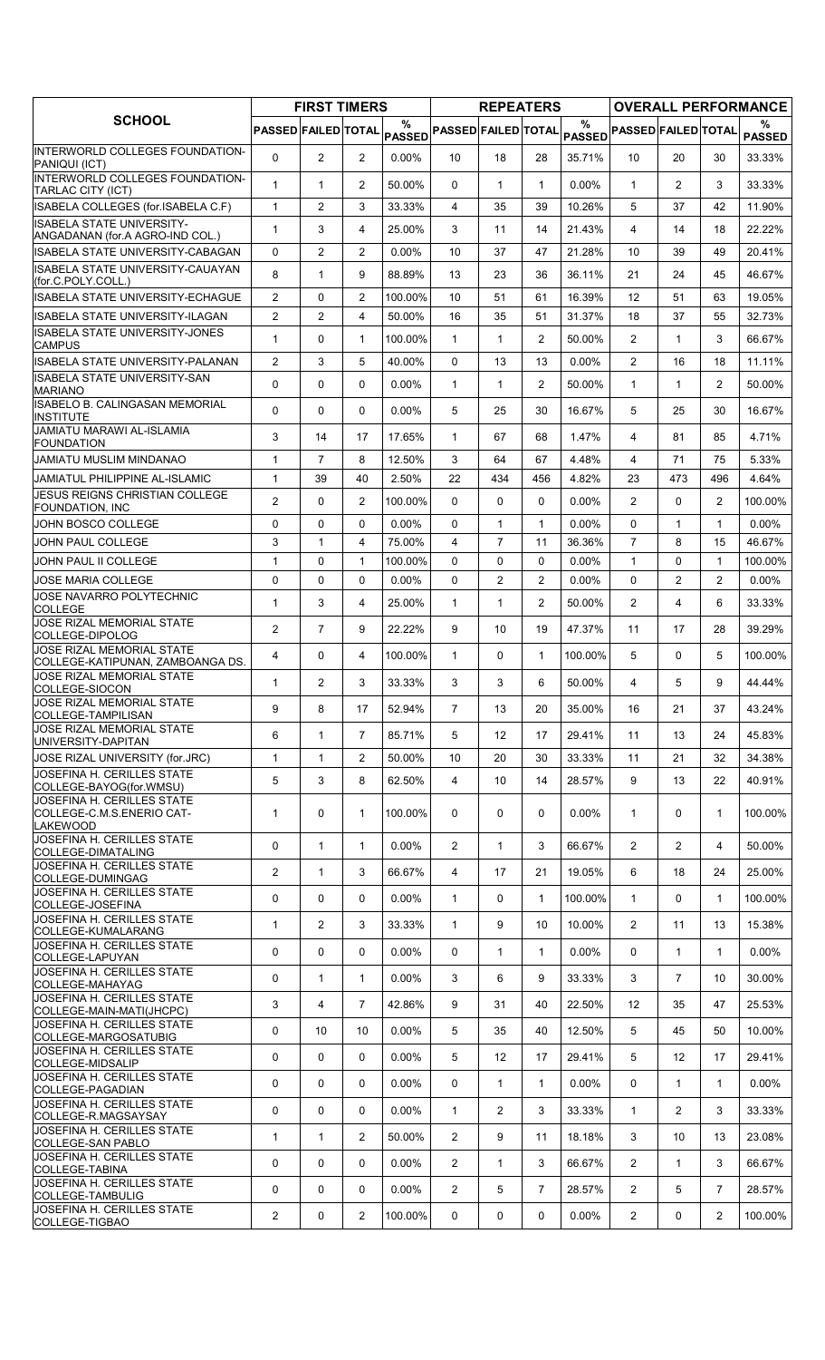| SCHOOL | FIRST TIMERS | | | | REPEATERS | | | | OVERALL PERFORMANCE | | | |
|---|---|---|---|---|---|---|---|---|---|---|---|---|
| | PASSED | FAILED | TOTAL | % PASSED | PASSED | FAILED | TOTAL | % PASSED | PASSED | FAILED | TOTAL | % PASSED |
| INTERWORLD COLLEGES FOUNDATION-PANIQUI (ICT) | 0 | 2 | 2 | 0.00% | 10 | 18 | 28 | 35.71% | 10 | 20 | 30 | 33.33% |
| INTERWORLD COLLEGES FOUNDATION-TARLAC CITY (ICT) | 1 | 1 | 2 | 50.00% | 0 | 1 | 1 | 0.00% | 1 | 2 | 3 | 33.33% |
| ISABELA COLLEGES (for.ISABELA C.F) | 1 | 2 | 3 | 33.33% | 4 | 35 | 39 | 10.26% | 5 | 37 | 42 | 11.90% |
| ISABELA STATE UNIVERSITY-ANGADANAN (for.A AGRO-IND COL.) | 1 | 3 | 4 | 25.00% | 3 | 11 | 14 | 21.43% | 4 | 14 | 18 | 22.22% |
| ISABELA STATE UNIVERSITY-CABAGAN | 0 | 2 | 2 | 0.00% | 10 | 37 | 47 | 21.28% | 10 | 39 | 49 | 20.41% |
| ISABELA STATE UNIVERSITY-CAUAYAN (for.C.POLY.COLL.) | 8 | 1 | 9 | 88.89% | 13 | 23 | 36 | 36.11% | 21 | 24 | 45 | 46.67% |
| ISABELA STATE UNIVERSITY-ECHAGUE | 2 | 0 | 2 | 100.00% | 10 | 51 | 61 | 16.39% | 12 | 51 | 63 | 19.05% |
| ISABELA STATE UNIVERSITY-ILAGAN | 2 | 2 | 4 | 50.00% | 16 | 35 | 51 | 31.37% | 18 | 37 | 55 | 32.73% |
| ISABELA STATE UNIVERSITY-JONES CAMPUS | 1 | 0 | 1 | 100.00% | 1 | 1 | 2 | 50.00% | 2 | 1 | 3 | 66.67% |
| ISABELA STATE UNIVERSITY-PALANAN | 2 | 3 | 5 | 40.00% | 0 | 13 | 13 | 0.00% | 2 | 16 | 18 | 11.11% |
| ISABELA STATE UNIVERSITY-SAN MARIANO | 0 | 0 | 0 | 0.00% | 1 | 1 | 2 | 50.00% | 1 | 1 | 2 | 50.00% |
| ISABELO B. CALINGASAN MEMORIAL INSTITUTE | 0 | 0 | 0 | 0.00% | 5 | 25 | 30 | 16.67% | 5 | 25 | 30 | 16.67% |
| JAMIATU MARAWI AL-ISLAMIA FOUNDATION | 3 | 14 | 17 | 17.65% | 1 | 67 | 68 | 1.47% | 4 | 81 | 85 | 4.71% |
| JAMIATU MUSLIM MINDANAO | 1 | 7 | 8 | 12.50% | 3 | 64 | 67 | 4.48% | 4 | 71 | 75 | 5.33% |
| JAMIATUL PHILIPPINE AL-ISLAMIC | 1 | 39 | 40 | 2.50% | 22 | 434 | 456 | 4.82% | 23 | 473 | 496 | 4.64% |
| JESUS REIGNS CHRISTIAN COLLEGE FOUNDATION, INC | 2 | 0 | 2 | 100.00% | 0 | 0 | 0 | 0.00% | 2 | 0 | 2 | 100.00% |
| JOHN BOSCO COLLEGE | 0 | 0 | 0 | 0.00% | 0 | 1 | 1 | 0.00% | 0 | 1 | 1 | 0.00% |
| JOHN PAUL COLLEGE | 3 | 1 | 4 | 75.00% | 4 | 7 | 11 | 36.36% | 7 | 8 | 15 | 46.67% |
| JOHN PAUL II COLLEGE | 1 | 0 | 1 | 100.00% | 0 | 0 | 0 | 0.00% | 1 | 0 | 1 | 100.00% |
| JOSE MARIA COLLEGE | 0 | 0 | 0 | 0.00% | 0 | 2 | 2 | 0.00% | 0 | 2 | 2 | 0.00% |
| JOSE NAVARRO POLYTECHNIC COLLEGE | 1 | 3 | 4 | 25.00% | 1 | 1 | 2 | 50.00% | 2 | 4 | 6 | 33.33% |
| JOSE RIZAL MEMORIAL STATE COLLEGE-DIPOLOG | 2 | 7 | 9 | 22.22% | 9 | 10 | 19 | 47.37% | 11 | 17 | 28 | 39.29% |
| JOSE RIZAL MEMORIAL STATE COLLEGE-KATIPUNAN, ZAMBOANGA DS. | 4 | 0 | 4 | 100.00% | 1 | 0 | 1 | 100.00% | 5 | 0 | 5 | 100.00% |
| JOSE RIZAL MEMORIAL STATE COLLEGE-SIOCON | 1 | 2 | 3 | 33.33% | 3 | 3 | 6 | 50.00% | 4 | 5 | 9 | 44.44% |
| JOSE RIZAL MEMORIAL STATE COLLEGE-TAMPILISAN | 9 | 8 | 17 | 52.94% | 7 | 13 | 20 | 35.00% | 16 | 21 | 37 | 43.24% |
| JOSE RIZAL MEMORIAL STATE UNIVERSITY-DAPITAN | 6 | 1 | 7 | 85.71% | 5 | 12 | 17 | 29.41% | 11 | 13 | 24 | 45.83% |
| JOSE RIZAL UNIVERSITY (for.JRC) | 1 | 1 | 2 | 50.00% | 10 | 20 | 30 | 33.33% | 11 | 21 | 32 | 34.38% |
| JOSEFINA H. CERILLES STATE COLLEGE-BAYOG(for.WMSU) | 5 | 3 | 8 | 62.50% | 4 | 10 | 14 | 28.57% | 9 | 13 | 22 | 40.91% |
| JOSEFINA H. CERILLES STATE COLLEGE-C.M.S.ENERIO CAT-LAKEWOOD | 1 | 0 | 1 | 100.00% | 0 | 0 | 0 | 0.00% | 1 | 0 | 1 | 100.00% |
| JOSEFINA H. CERILLES STATE COLLEGE-DIMATALING | 0 | 1 | 1 | 0.00% | 2 | 1 | 3 | 66.67% | 2 | 2 | 4 | 50.00% |
| JOSEFINA H. CERILLES STATE COLLEGE-DUMINGAG | 2 | 1 | 3 | 66.67% | 4 | 17 | 21 | 19.05% | 6 | 18 | 24 | 25.00% |
| JOSEFINA H. CERILLES STATE COLLEGE-JOSEFINA | 0 | 0 | 0 | 0.00% | 1 | 0 | 1 | 100.00% | 1 | 0 | 1 | 100.00% |
| JOSEFINA H. CERILLES STATE COLLEGE-KUMALARANG | 1 | 2 | 3 | 33.33% | 1 | 9 | 10 | 10.00% | 2 | 11 | 13 | 15.38% |
| JOSEFINA H. CERILLES STATE COLLEGE-LAPUYAN | 0 | 0 | 0 | 0.00% | 0 | 1 | 1 | 0.00% | 0 | 1 | 1 | 0.00% |
| JOSEFINA H. CERILLES STATE COLLEGE-MAHAYAG | 0 | 1 | 1 | 0.00% | 3 | 6 | 9 | 33.33% | 3 | 7 | 10 | 30.00% |
| JOSEFINA H. CERILLES STATE COLLEGE-MAIN-MATI(JHCPC) | 3 | 4 | 7 | 42.86% | 9 | 31 | 40 | 22.50% | 12 | 35 | 47 | 25.53% |
| JOSEFINA H. CERILLES STATE COLLEGE-MARGOSATUBIG | 0 | 10 | 10 | 0.00% | 5 | 35 | 40 | 12.50% | 5 | 45 | 50 | 10.00% |
| JOSEFINA H. CERILLES STATE COLLEGE-MIDSALIP | 0 | 0 | 0 | 0.00% | 5 | 12 | 17 | 29.41% | 5 | 12 | 17 | 29.41% |
| JOSEFINA H. CERILLES STATE COLLEGE-PAGADIAN | 0 | 0 | 0 | 0.00% | 0 | 1 | 1 | 0.00% | 0 | 1 | 1 | 0.00% |
| JOSEFINA H. CERILLES STATE COLLEGE-R.MAGSAYSAY | 0 | 0 | 0 | 0.00% | 1 | 2 | 3 | 33.33% | 1 | 2 | 3 | 33.33% |
| JOSEFINA H. CERILLES STATE COLLEGE-SAN PABLO | 1 | 1 | 2 | 50.00% | 2 | 9 | 11 | 18.18% | 3 | 10 | 13 | 23.08% |
| JOSEFINA H. CERILLES STATE COLLEGE-TABINA | 0 | 0 | 0 | 0.00% | 2 | 1 | 3 | 66.67% | 2 | 1 | 3 | 66.67% |
| JOSEFINA H. CERILLES STATE COLLEGE-TAMBULIG | 0 | 0 | 0 | 0.00% | 2 | 5 | 7 | 28.57% | 2 | 5 | 7 | 28.57% |
| JOSEFINA H. CERILLES STATE COLLEGE-TIGBAO | 2 | 0 | 2 | 100.00% | 0 | 0 | 0 | 0.00% | 2 | 0 | 2 | 100.00% |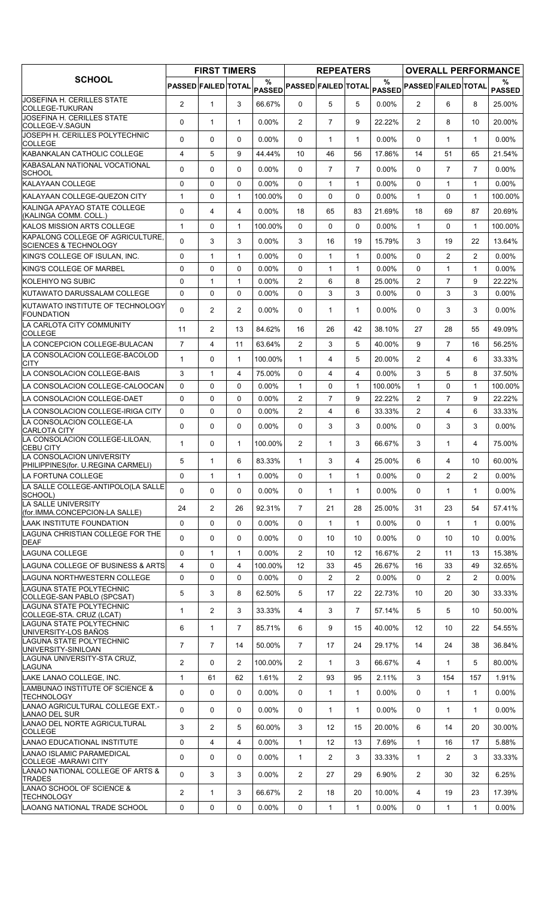| SCHOOL | FIRST TIMERS | | | | REPEATERS | | | | OVERALL PERFORMANCE | | | |
|---|---|---|---|---|---|---|---|---|---|---|---|---|
| | PASSED | FAILED | TOTAL | % PASSED | PASSED | FAILED | TOTAL | % PASSED | PASSED | FAILED | TOTAL | % PASSED |
| JOSEFINA H. CERILLES STATE COLLEGE-TUKURAN | 2 | 1 | 3 | 66.67% | 0 | 5 | 5 | 0.00% | 2 | 6 | 8 | 25.00% |
| JOSEFINA H. CERILLES STATE COLLEGE-V.SAGUN | 0 | 1 | 1 | 0.00% | 2 | 7 | 9 | 22.22% | 2 | 8 | 10 | 20.00% |
| JOSEPH H. CERILLES POLYTECHNIC COLLEGE | 0 | 0 | 0 | 0.00% | 0 | 1 | 1 | 0.00% | 0 | 1 | 1 | 0.00% |
| KABANKALAN CATHOLIC COLLEGE | 4 | 5 | 9 | 44.44% | 10 | 46 | 56 | 17.86% | 14 | 51 | 65 | 21.54% |
| KABASALAN NATIONAL VOCATIONAL SCHOOL | 0 | 0 | 0 | 0.00% | 0 | 7 | 7 | 0.00% | 0 | 7 | 7 | 0.00% |
| KALAYAAN COLLEGE | 0 | 0 | 0 | 0.00% | 0 | 1 | 1 | 0.00% | 0 | 1 | 1 | 0.00% |
| KALAYAAN COLLEGE-QUEZON CITY | 1 | 0 | 1 | 100.00% | 0 | 0 | 0 | 0.00% | 1 | 0 | 1 | 100.00% |
| KALINGA APAYAO STATE COLLEGE (KALINGA COMM. COLL.) | 0 | 4 | 4 | 0.00% | 18 | 65 | 83 | 21.69% | 18 | 69 | 87 | 20.69% |
| KALOS MISSION ARTS COLLEGE | 1 | 0 | 1 | 100.00% | 0 | 0 | 0 | 0.00% | 1 | 0 | 1 | 100.00% |
| KAPALONG COLLEGE OF AGRICULTURE, SCIENCES & TECHNOLOGY | 0 | 3 | 3 | 0.00% | 3 | 16 | 19 | 15.79% | 3 | 19 | 22 | 13.64% |
| KING'S COLLEGE OF ISULAN, INC. | 0 | 1 | 1 | 0.00% | 0 | 1 | 1 | 0.00% | 0 | 2 | 2 | 0.00% |
| KING'S COLLEGE OF MARBEL | 0 | 0 | 0 | 0.00% | 0 | 1 | 1 | 0.00% | 0 | 1 | 1 | 0.00% |
| KOLEHIYO NG SUBIC | 0 | 1 | 1 | 0.00% | 2 | 6 | 8 | 25.00% | 2 | 7 | 9 | 22.22% |
| KUTAWATO DARUSSALAM COLLEGE | 0 | 0 | 0 | 0.00% | 0 | 3 | 3 | 0.00% | 0 | 3 | 3 | 0.00% |
| KUTAWATO INSTITUTE OF TECHNOLOGY FOUNDATION | 0 | 2 | 2 | 0.00% | 0 | 1 | 1 | 0.00% | 0 | 3 | 3 | 0.00% |
| LA CARLOTA CITY COMMUNITY COLLEGE | 11 | 2 | 13 | 84.62% | 16 | 26 | 42 | 38.10% | 27 | 28 | 55 | 49.09% |
| LA CONCEPCION COLLEGE-BULACAN | 7 | 4 | 11 | 63.64% | 2 | 3 | 5 | 40.00% | 9 | 7 | 16 | 56.25% |
| LA CONSOLACION COLLEGE-BACOLOD CITY | 1 | 0 | 1 | 100.00% | 1 | 4 | 5 | 20.00% | 2 | 4 | 6 | 33.33% |
| LA CONSOLACION COLLEGE-BAIS | 3 | 1 | 4 | 75.00% | 0 | 4 | 4 | 0.00% | 3 | 5 | 8 | 37.50% |
| LA CONSOLACION COLLEGE-CALOOCAN | 0 | 0 | 0 | 0.00% | 1 | 0 | 1 | 100.00% | 1 | 0 | 1 | 100.00% |
| LA CONSOLACION COLLEGE-DAET | 0 | 0 | 0 | 0.00% | 2 | 7 | 9 | 22.22% | 2 | 7 | 9 | 22.22% |
| LA CONSOLACION COLLEGE-IRIGA CITY | 0 | 0 | 0 | 0.00% | 2 | 4 | 6 | 33.33% | 2 | 4 | 6 | 33.33% |
| LA CONSOLACION COLLEGE-LA CARLOTA CITY | 0 | 0 | 0 | 0.00% | 0 | 3 | 3 | 0.00% | 0 | 3 | 3 | 0.00% |
| LA CONSOLACION COLLEGE-LILOAN, CEBU CITY | 1 | 0 | 1 | 100.00% | 2 | 1 | 3 | 66.67% | 3 | 1 | 4 | 75.00% |
| LA CONSOLACION UNIVERSITY PHILIPPINES(for. U.REGINA CARMELI) | 5 | 1 | 6 | 83.33% | 1 | 3 | 4 | 25.00% | 6 | 4 | 10 | 60.00% |
| LA FORTUNA COLLEGE | 0 | 1 | 1 | 0.00% | 0 | 1 | 1 | 0.00% | 0 | 2 | 2 | 0.00% |
| LA SALLE COLLEGE-ANTIPOLO(LA SALLE SCHOOL) | 0 | 0 | 0 | 0.00% | 0 | 1 | 1 | 0.00% | 0 | 1 | 1 | 0.00% |
| LA SALLE UNIVERSITY (for.IMMA.CONCEPCION-LA SALLE) | 24 | 2 | 26 | 92.31% | 7 | 21 | 28 | 25.00% | 31 | 23 | 54 | 57.41% |
| LAAK INSTITUTE FOUNDATION | 0 | 0 | 0 | 0.00% | 0 | 1 | 1 | 0.00% | 0 | 1 | 1 | 0.00% |
| LAGUNA CHRISTIAN COLLEGE FOR THE DEAF | 0 | 0 | 0 | 0.00% | 0 | 10 | 10 | 0.00% | 0 | 10 | 10 | 0.00% |
| LAGUNA COLLEGE | 0 | 1 | 1 | 0.00% | 2 | 10 | 12 | 16.67% | 2 | 11 | 13 | 15.38% |
| LAGUNA COLLEGE OF BUSINESS & ARTS | 4 | 0 | 4 | 100.00% | 12 | 33 | 45 | 26.67% | 16 | 33 | 49 | 32.65% |
| LAGUNA NORTHWESTERN COLLEGE | 0 | 0 | 0 | 0.00% | 0 | 2 | 2 | 0.00% | 0 | 2 | 2 | 0.00% |
| LAGUNA STATE POLYTECHNIC COLLEGE-SAN PABLO (SPCSAT) | 5 | 3 | 8 | 62.50% | 5 | 17 | 22 | 22.73% | 10 | 20 | 30 | 33.33% |
| LAGUNA STATE POLYTECHNIC COLLEGE-STA. CRUZ (LCAT) | 1 | 2 | 3 | 33.33% | 4 | 3 | 7 | 57.14% | 5 | 5 | 10 | 50.00% |
| LAGUNA STATE POLYTECHNIC UNIVERSITY-LOS BAÑOS | 6 | 1 | 7 | 85.71% | 6 | 9 | 15 | 40.00% | 12 | 10 | 22 | 54.55% |
| LAGUNA STATE POLYTECHNIC UNIVERSITY-SINILOAN | 7 | 7 | 14 | 50.00% | 7 | 17 | 24 | 29.17% | 14 | 24 | 38 | 36.84% |
| LAGUNA UNIVERSITY-STA CRUZ, LAGUNA | 2 | 0 | 2 | 100.00% | 2 | 1 | 3 | 66.67% | 4 | 1 | 5 | 80.00% |
| LAKE LANAO COLLEGE, INC. | 1 | 61 | 62 | 1.61% | 2 | 93 | 95 | 2.11% | 3 | 154 | 157 | 1.91% |
| LAMBUNAO INSTITUTE OF SCIENCE & TECHNOLOGY | 0 | 0 | 0 | 0.00% | 0 | 1 | 1 | 0.00% | 0 | 1 | 1 | 0.00% |
| LANAO AGRICULTURAL COLLEGE EXT.-LANAO DEL SUR | 0 | 0 | 0 | 0.00% | 0 | 1 | 1 | 0.00% | 0 | 1 | 1 | 0.00% |
| LANAO DEL NORTE AGRICULTURAL COLLEGE | 3 | 2 | 5 | 60.00% | 3 | 12 | 15 | 20.00% | 6 | 14 | 20 | 30.00% |
| LANAO EDUCATIONAL INSTITUTE | 0 | 4 | 4 | 0.00% | 1 | 12 | 13 | 7.69% | 1 | 16 | 17 | 5.88% |
| LANAO ISLAMIC PARAMEDICAL COLLEGE -MARAWI CITY | 0 | 0 | 0 | 0.00% | 1 | 2 | 3 | 33.33% | 1 | 2 | 3 | 33.33% |
| LANAO NATIONAL COLLEGE OF ARTS & TRADES | 0 | 3 | 3 | 0.00% | 2 | 27 | 29 | 6.90% | 2 | 30 | 32 | 6.25% |
| LANAO SCHOOL OF SCIENCE & TECHNOLOGY | 2 | 1 | 3 | 66.67% | 2 | 18 | 20 | 10.00% | 4 | 19 | 23 | 17.39% |
| LAOANG NATIONAL TRADE SCHOOL | 0 | 0 | 0 | 0.00% | 0 | 1 | 1 | 0.00% | 0 | 1 | 1 | 0.00% |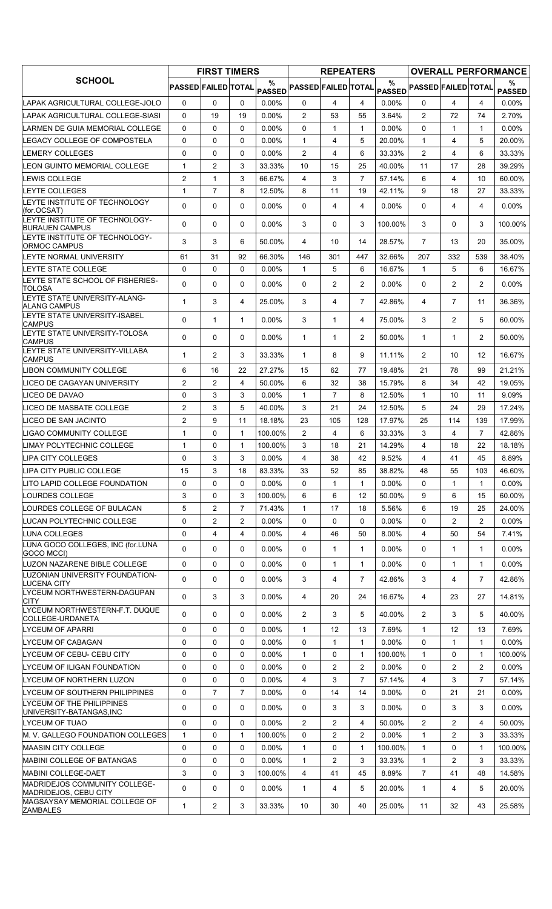| SCHOOL | FIRST TIMERS | | | | REPEATERS | | | | OVERALL PERFORMANCE | | | |
|---|---|---|---|---|---|---|---|---|---|---|---|---|
| | PASSED | FAILED | TOTAL | % PASSED | PASSED | FAILED | TOTAL | % PASSED | PASSED | FAILED | TOTAL | % PASSED |
| LAPAK AGRICULTURAL COLLEGE-JOLO | 0 | 0 | 0 | 0.00% | 0 | 4 | 4 | 0.00% | 0 | 4 | 4 | 0.00% |
| LAPAK AGRICULTURAL COLLEGE-SIASI | 0 | 19 | 19 | 0.00% | 2 | 53 | 55 | 3.64% | 2 | 72 | 74 | 2.70% |
| LARMEN DE GUIA MEMORIAL COLLEGE | 0 | 0 | 0 | 0.00% | 0 | 1 | 1 | 0.00% | 0 | 1 | 1 | 0.00% |
| LEGACY COLLEGE OF COMPOSTELA | 0 | 0 | 0 | 0.00% | 1 | 4 | 5 | 20.00% | 1 | 4 | 5 | 20.00% |
| LEMERY COLLEGES | 0 | 0 | 0 | 0.00% | 2 | 4 | 6 | 33.33% | 2 | 4 | 6 | 33.33% |
| LEON GUINTO MEMORIAL COLLEGE | 1 | 2 | 3 | 33.33% | 10 | 15 | 25 | 40.00% | 11 | 17 | 28 | 39.29% |
| LEWIS COLLEGE | 2 | 1 | 3 | 66.67% | 4 | 3 | 7 | 57.14% | 6 | 4 | 10 | 60.00% |
| LEYTE COLLEGES | 1 | 7 | 8 | 12.50% | 8 | 11 | 19 | 42.11% | 9 | 18 | 27 | 33.33% |
| LEYTE INSTITUTE OF TECHNOLOGY (for.OCSAT) | 0 | 0 | 0 | 0.00% | 0 | 4 | 4 | 0.00% | 0 | 4 | 4 | 0.00% |
| LEYTE INSTITUTE OF TECHNOLOGY-BURAUEN CAMPUS | 0 | 0 | 0 | 0.00% | 3 | 0 | 3 | 100.00% | 3 | 0 | 3 | 100.00% |
| LEYTE INSTITUTE OF TECHNOLOGY-ORMOC CAMPUS | 3 | 3 | 6 | 50.00% | 4 | 10 | 14 | 28.57% | 7 | 13 | 20 | 35.00% |
| LEYTE NORMAL UNIVERSITY | 61 | 31 | 92 | 66.30% | 146 | 301 | 447 | 32.66% | 207 | 332 | 539 | 38.40% |
| LEYTE STATE COLLEGE | 0 | 0 | 0 | 0.00% | 1 | 5 | 6 | 16.67% | 1 | 5 | 6 | 16.67% |
| LEYTE STATE SCHOOL OF FISHERIES-TOLOSA | 0 | 0 | 0 | 0.00% | 0 | 2 | 2 | 0.00% | 0 | 2 | 2 | 0.00% |
| LEYTE STATE UNIVERSITY-ALANG-ALANG CAMPUS | 1 | 3 | 4 | 25.00% | 3 | 4 | 7 | 42.86% | 4 | 7 | 11 | 36.36% |
| LEYTE STATE UNIVERSITY-ISABEL CAMPUS | 0 | 1 | 1 | 0.00% | 3 | 1 | 4 | 75.00% | 3 | 2 | 5 | 60.00% |
| LEYTE STATE UNIVERSITY-TOLOSA CAMPUS | 0 | 0 | 0 | 0.00% | 1 | 1 | 2 | 50.00% | 1 | 1 | 2 | 50.00% |
| LEYTE STATE UNIVERSITY-VILLABA CAMPUS | 1 | 2 | 3 | 33.33% | 1 | 8 | 9 | 11.11% | 2 | 10 | 12 | 16.67% |
| LIBON COMMUNITY COLLEGE | 6 | 16 | 22 | 27.27% | 15 | 62 | 77 | 19.48% | 21 | 78 | 99 | 21.21% |
| LICEO DE CAGAYAN UNIVERSITY | 2 | 2 | 4 | 50.00% | 6 | 32 | 38 | 15.79% | 8 | 34 | 42 | 19.05% |
| LICEO DE DAVAO | 0 | 3 | 3 | 0.00% | 1 | 7 | 8 | 12.50% | 1 | 10 | 11 | 9.09% |
| LICEO DE MASBATE COLLEGE | 2 | 3 | 5 | 40.00% | 3 | 21 | 24 | 12.50% | 5 | 24 | 29 | 17.24% |
| LICEO DE SAN JACINTO | 2 | 9 | 11 | 18.18% | 23 | 105 | 128 | 17.97% | 25 | 114 | 139 | 17.99% |
| LIGAO COMMUNITY COLLEGE | 1 | 0 | 1 | 100.00% | 2 | 4 | 6 | 33.33% | 3 | 4 | 7 | 42.86% |
| LIMAY POLYTECHNIC COLLEGE | 1 | 0 | 1 | 100.00% | 3 | 18 | 21 | 14.29% | 4 | 18 | 22 | 18.18% |
| LIPA CITY COLLEGES | 0 | 3 | 3 | 0.00% | 4 | 38 | 42 | 9.52% | 4 | 41 | 45 | 8.89% |
| LIPA CITY PUBLIC COLLEGE | 15 | 3 | 18 | 83.33% | 33 | 52 | 85 | 38.82% | 48 | 55 | 103 | 46.60% |
| LITO LAPID COLLEGE FOUNDATION | 0 | 0 | 0 | 0.00% | 0 | 1 | 1 | 0.00% | 0 | 1 | 1 | 0.00% |
| LOURDES COLLEGE | 3 | 0 | 3 | 100.00% | 6 | 6 | 12 | 50.00% | 9 | 6 | 15 | 60.00% |
| LOURDES COLLEGE OF BULACAN | 5 | 2 | 7 | 71.43% | 1 | 17 | 18 | 5.56% | 6 | 19 | 25 | 24.00% |
| LUCAN POLYTECHNIC COLLEGE | 0 | 2 | 2 | 0.00% | 0 | 0 | 0 | 0.00% | 0 | 2 | 2 | 0.00% |
| LUNA COLLEGES | 0 | 4 | 4 | 0.00% | 4 | 46 | 50 | 8.00% | 4 | 50 | 54 | 7.41% |
| LUNA GOCO COLLEGES, INC (for.LUNA GOCO MCCI) | 0 | 0 | 0 | 0.00% | 0 | 1 | 1 | 0.00% | 0 | 1 | 1 | 0.00% |
| LUZON NAZARENE BIBLE COLLEGE | 0 | 0 | 0 | 0.00% | 0 | 1 | 1 | 0.00% | 0 | 1 | 1 | 0.00% |
| LUZONIAN UNIVERSITY FOUNDATION-LUCENA CITY | 0 | 0 | 0 | 0.00% | 3 | 4 | 7 | 42.86% | 3 | 4 | 7 | 42.86% |
| LYCEUM NORTHWESTERN-DAGUPAN CITY | 0 | 3 | 3 | 0.00% | 4 | 20 | 24 | 16.67% | 4 | 23 | 27 | 14.81% |
| LYCEUM NORTHWESTERN-F.T. DUQUE COLLEGE-URDANETA | 0 | 0 | 0 | 0.00% | 2 | 3 | 5 | 40.00% | 2 | 3 | 5 | 40.00% |
| LYCEUM OF APARRI | 0 | 0 | 0 | 0.00% | 1 | 12 | 13 | 7.69% | 1 | 12 | 13 | 7.69% |
| LYCEUM OF CABAGAN | 0 | 0 | 0 | 0.00% | 0 | 1 | 1 | 0.00% | 0 | 1 | 1 | 0.00% |
| LYCEUM OF CEBU- CEBU CITY | 0 | 0 | 0 | 0.00% | 1 | 0 | 1 | 100.00% | 1 | 0 | 1 | 100.00% |
| LYCEUM OF ILIGAN FOUNDATION | 0 | 0 | 0 | 0.00% | 0 | 2 | 2 | 0.00% | 0 | 2 | 2 | 0.00% |
| LYCEUM OF NORTHERN LUZON | 0 | 0 | 0 | 0.00% | 4 | 3 | 7 | 57.14% | 4 | 3 | 7 | 57.14% |
| LYCEUM OF SOUTHERN PHILIPPINES | 0 | 7 | 7 | 0.00% | 0 | 14 | 14 | 0.00% | 0 | 21 | 21 | 0.00% |
| LYCEUM OF THE PHILIPPINES UNIVERSITY-BATANGAS,INC | 0 | 0 | 0 | 0.00% | 0 | 3 | 3 | 0.00% | 0 | 3 | 3 | 0.00% |
| LYCEUM OF TUAO | 0 | 0 | 0 | 0.00% | 2 | 2 | 4 | 50.00% | 2 | 2 | 4 | 50.00% |
| M. V. GALLEGO FOUNDATION COLLEGES | 1 | 0 | 1 | 100.00% | 0 | 2 | 2 | 0.00% | 1 | 2 | 3 | 33.33% |
| MAASIN CITY COLLEGE | 0 | 0 | 0 | 0.00% | 1 | 0 | 1 | 100.00% | 1 | 0 | 1 | 100.00% |
| MABINI COLLEGE OF BATANGAS | 0 | 0 | 0 | 0.00% | 1 | 2 | 3 | 33.33% | 1 | 2 | 3 | 33.33% |
| MABINI COLLEGE-DAET | 3 | 0 | 3 | 100.00% | 4 | 41 | 45 | 8.89% | 7 | 41 | 48 | 14.58% |
| MADRIDEJOS COMMUNITY COLLEGE-MADRIDEJOS, CEBU CITY | 0 | 0 | 0 | 0.00% | 1 | 4 | 5 | 20.00% | 1 | 4 | 5 | 20.00% |
| MAGSAYSAY MEMORIAL COLLEGE OF ZAMBALES | 1 | 2 | 3 | 33.33% | 10 | 30 | 40 | 25.00% | 11 | 32 | 43 | 25.58% |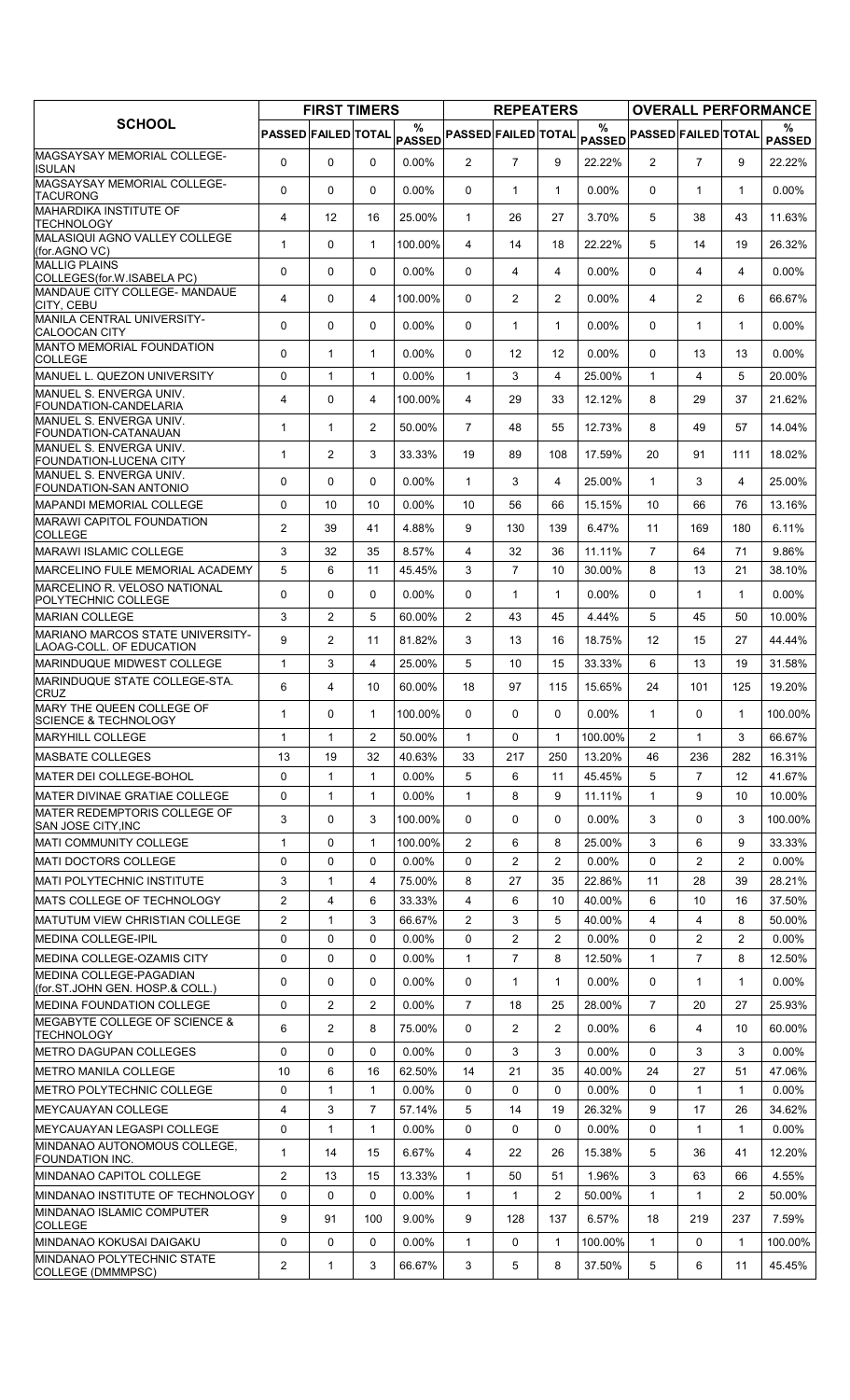| SCHOOL | FIRST TIMERS | | | | REPEATERS | | | | OVERALL PERFORMANCE | | | |
|---|---|---|---|---|---|---|---|---|---|---|---|---|
| | PASSED | FAILED | TOTAL | % PASSED | PASSED | FAILED | TOTAL | % PASSED | PASSED | FAILED | TOTAL | % PASSED |
| MAGSAYSAY MEMORIAL COLLEGE-ISULAN | 0 | 0 | 0 | 0.00% | 2 | 7 | 9 | 22.22% | 2 | 7 | 9 | 22.22% |
| MAGSAYSAY MEMORIAL COLLEGE-TACURONG | 0 | 0 | 0 | 0.00% | 0 | 1 | 1 | 0.00% | 0 | 1 | 1 | 0.00% |
| MAHARDIKA INSTITUTE OF TECHNOLOGY | 4 | 12 | 16 | 25.00% | 1 | 26 | 27 | 3.70% | 5 | 38 | 43 | 11.63% |
| MALASIQUI AGNO VALLEY COLLEGE (for.AGNO VC) | 1 | 0 | 1 | 100.00% | 4 | 14 | 18 | 22.22% | 5 | 14 | 19 | 26.32% |
| MALLIG PLAINS COLLEGES(for.W.ISABELA PC) | 0 | 0 | 0 | 0.00% | 0 | 4 | 4 | 0.00% | 0 | 4 | 4 | 0.00% |
| MANDAUE CITY COLLEGE- MANDAUE CITY, CEBU | 4 | 0 | 4 | 100.00% | 0 | 2 | 2 | 0.00% | 4 | 2 | 6 | 66.67% |
| MANILA CENTRAL UNIVERSITY-CALOOCAN CITY | 0 | 0 | 0 | 0.00% | 0 | 1 | 1 | 0.00% | 0 | 1 | 1 | 0.00% |
| MANTO MEMORIAL FOUNDATION COLLEGE | 0 | 1 | 1 | 0.00% | 0 | 12 | 12 | 0.00% | 0 | 13 | 13 | 0.00% |
| MANUEL L. QUEZON UNIVERSITY | 0 | 1 | 1 | 0.00% | 1 | 3 | 4 | 25.00% | 1 | 4 | 5 | 20.00% |
| MANUEL S. ENVERGA UNIV. FOUNDATION-CANDELARIA | 4 | 0 | 4 | 100.00% | 4 | 29 | 33 | 12.12% | 8 | 29 | 37 | 21.62% |
| MANUEL S. ENVERGA UNIV. FOUNDATION-CATANAUAN | 1 | 1 | 2 | 50.00% | 7 | 48 | 55 | 12.73% | 8 | 49 | 57 | 14.04% |
| MANUEL S. ENVERGA UNIV. FOUNDATION-LUCENA CITY | 1 | 2 | 3 | 33.33% | 19 | 89 | 108 | 17.59% | 20 | 91 | 111 | 18.02% |
| MANUEL S. ENVERGA UNIV. FOUNDATION-SAN ANTONIO | 0 | 0 | 0 | 0.00% | 1 | 3 | 4 | 25.00% | 1 | 3 | 4 | 25.00% |
| MAPANDI MEMORIAL COLLEGE | 0 | 10 | 10 | 0.00% | 10 | 56 | 66 | 15.15% | 10 | 66 | 76 | 13.16% |
| MARAWI CAPITOL FOUNDATION COLLEGE | 2 | 39 | 41 | 4.88% | 9 | 130 | 139 | 6.47% | 11 | 169 | 180 | 6.11% |
| MARAWI ISLAMIC COLLEGE | 3 | 32 | 35 | 8.57% | 4 | 32 | 36 | 11.11% | 7 | 64 | 71 | 9.86% |
| MARCELINO FULE MEMORIAL ACADEMY | 5 | 6 | 11 | 45.45% | 3 | 7 | 10 | 30.00% | 8 | 13 | 21 | 38.10% |
| MARCELINO R. VELOSO NATIONAL POLYTECHNIC COLLEGE | 0 | 0 | 0 | 0.00% | 0 | 1 | 1 | 0.00% | 0 | 1 | 1 | 0.00% |
| MARIAN COLLEGE | 3 | 2 | 5 | 60.00% | 2 | 43 | 45 | 4.44% | 5 | 45 | 50 | 10.00% |
| MARIANO MARCOS STATE UNIVERSITY-LAOAG-COLL. OF EDUCATION | 9 | 2 | 11 | 81.82% | 3 | 13 | 16 | 18.75% | 12 | 15 | 27 | 44.44% |
| MARINDUQUE MIDWEST COLLEGE | 1 | 3 | 4 | 25.00% | 5 | 10 | 15 | 33.33% | 6 | 13 | 19 | 31.58% |
| MARINDUQUE STATE COLLEGE-STA. CRUZ | 6 | 4 | 10 | 60.00% | 18 | 97 | 115 | 15.65% | 24 | 101 | 125 | 19.20% |
| MARY THE QUEEN COLLEGE OF SCIENCE & TECHNOLOGY | 1 | 0 | 1 | 100.00% | 0 | 0 | 0 | 0.00% | 1 | 0 | 1 | 100.00% |
| MARYHILL COLLEGE | 1 | 1 | 2 | 50.00% | 1 | 0 | 1 | 100.00% | 2 | 1 | 3 | 66.67% |
| MASBATE COLLEGES | 13 | 19 | 32 | 40.63% | 33 | 217 | 250 | 13.20% | 46 | 236 | 282 | 16.31% |
| MATER DEI COLLEGE-BOHOL | 0 | 1 | 1 | 0.00% | 5 | 6 | 11 | 45.45% | 5 | 7 | 12 | 41.67% |
| MATER DIVINAE GRATIAE COLLEGE | 0 | 1 | 1 | 0.00% | 1 | 8 | 9 | 11.11% | 1 | 9 | 10 | 10.00% |
| MATER REDEMPTORIS COLLEGE OF SAN JOSE CITY,INC | 3 | 0 | 3 | 100.00% | 0 | 0 | 0 | 0.00% | 3 | 0 | 3 | 100.00% |
| MATI COMMUNITY COLLEGE | 1 | 0 | 1 | 100.00% | 2 | 6 | 8 | 25.00% | 3 | 6 | 9 | 33.33% |
| MATI DOCTORS COLLEGE | 0 | 0 | 0 | 0.00% | 0 | 2 | 2 | 0.00% | 0 | 2 | 2 | 0.00% |
| MATI POLYTECHNIC INSTITUTE | 3 | 1 | 4 | 75.00% | 8 | 27 | 35 | 22.86% | 11 | 28 | 39 | 28.21% |
| MATS COLLEGE OF TECHNOLOGY | 2 | 4 | 6 | 33.33% | 4 | 6 | 10 | 40.00% | 6 | 10 | 16 | 37.50% |
| MATUTUM VIEW CHRISTIAN COLLEGE | 2 | 1 | 3 | 66.67% | 2 | 3 | 5 | 40.00% | 4 | 4 | 8 | 50.00% |
| MEDINA COLLEGE-IPIL | 0 | 0 | 0 | 0.00% | 0 | 2 | 2 | 0.00% | 0 | 2 | 2 | 0.00% |
| MEDINA COLLEGE-OZAMIS CITY | 0 | 0 | 0 | 0.00% | 1 | 7 | 8 | 12.50% | 1 | 7 | 8 | 12.50% |
| MEDINA COLLEGE-PAGADIAN (for.ST.JOHN GEN. HOSP.& COLL.) | 0 | 0 | 0 | 0.00% | 0 | 1 | 1 | 0.00% | 0 | 1 | 1 | 0.00% |
| MEDINA FOUNDATION COLLEGE | 0 | 2 | 2 | 0.00% | 7 | 18 | 25 | 28.00% | 7 | 20 | 27 | 25.93% |
| MEGABYTE COLLEGE OF SCIENCE & TECHNOLOGY | 6 | 2 | 8 | 75.00% | 0 | 2 | 2 | 0.00% | 6 | 4 | 10 | 60.00% |
| METRO DAGUPAN COLLEGES | 0 | 0 | 0 | 0.00% | 0 | 3 | 3 | 0.00% | 0 | 3 | 3 | 0.00% |
| METRO MANILA COLLEGE | 10 | 6 | 16 | 62.50% | 14 | 21 | 35 | 40.00% | 24 | 27 | 51 | 47.06% |
| METRO POLYTECHNIC COLLEGE | 0 | 1 | 1 | 0.00% | 0 | 0 | 0 | 0.00% | 0 | 1 | 1 | 0.00% |
| MEYCAUAYAN COLLEGE | 4 | 3 | 7 | 57.14% | 5 | 14 | 19 | 26.32% | 9 | 17 | 26 | 34.62% |
| MEYCAUAYAN LEGASPI COLLEGE | 0 | 1 | 1 | 0.00% | 0 | 0 | 0 | 0.00% | 0 | 1 | 1 | 0.00% |
| MINDANAO AUTONOMOUS COLLEGE, FOUNDATION INC. | 1 | 14 | 15 | 6.67% | 4 | 22 | 26 | 15.38% | 5 | 36 | 41 | 12.20% |
| MINDANAO CAPITOL COLLEGE | 2 | 13 | 15 | 13.33% | 1 | 50 | 51 | 1.96% | 3 | 63 | 66 | 4.55% |
| MINDANAO INSTITUTE OF TECHNOLOGY | 0 | 0 | 0 | 0.00% | 1 | 1 | 2 | 50.00% | 1 | 1 | 2 | 50.00% |
| MINDANAO ISLAMIC COMPUTER COLLEGE | 9 | 91 | 100 | 9.00% | 9 | 128 | 137 | 6.57% | 18 | 219 | 237 | 7.59% |
| MINDANAO KOKUSAI DAIGAKU | 0 | 0 | 0 | 0.00% | 1 | 0 | 1 | 100.00% | 1 | 0 | 1 | 100.00% |
| MINDANAO POLYTECHNIC STATE COLLEGE (DMMMPSC) | 2 | 1 | 3 | 66.67% | 3 | 5 | 8 | 37.50% | 5 | 6 | 11 | 45.45% |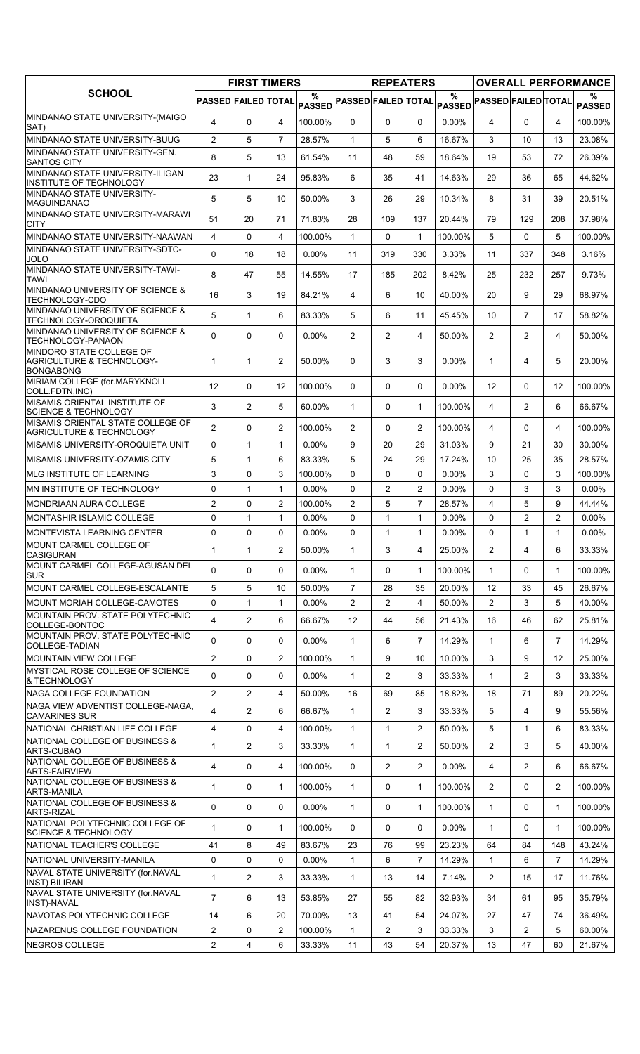| SCHOOL | FIRST TIMERS | | | | REPEATERS | | | | OVERALL PERFORMANCE | | | |
|---|---|---|---|---|---|---|---|---|---|---|---|---|
| | PASSED | FAILED | TOTAL | % PASSED | PASSED | FAILED | TOTAL | % PASSED | PASSED | FAILED | TOTAL | % PASSED |
| MINDANAO STATE UNIVERSITY-(MAIGO SAT) | 4 | 0 | 4 | 100.00% | 0 | 0 | 0 | 0.00% | 4 | 0 | 4 | 100.00% |
| MINDANAO STATE UNIVERSITY-BUUG | 2 | 5 | 7 | 28.57% | 1 | 5 | 6 | 16.67% | 3 | 10 | 13 | 23.08% |
| MINDANAO STATE UNIVERSITY-GEN. SANTOS CITY | 8 | 5 | 13 | 61.54% | 11 | 48 | 59 | 18.64% | 19 | 53 | 72 | 26.39% |
| MINDANAO STATE UNIVERSITY-ILIGAN INSTITUTE OF TECHNOLOGY | 23 | 1 | 24 | 95.83% | 6 | 35 | 41 | 14.63% | 29 | 36 | 65 | 44.62% |
| MINDANAO STATE UNIVERSITY-MAGUINDANAO | 5 | 5 | 10 | 50.00% | 3 | 26 | 29 | 10.34% | 8 | 31 | 39 | 20.51% |
| MINDANAO STATE UNIVERSITY-MARAWI CITY | 51 | 20 | 71 | 71.83% | 28 | 109 | 137 | 20.44% | 79 | 129 | 208 | 37.98% |
| MINDANAO STATE UNIVERSITY-NAAWAN | 4 | 0 | 4 | 100.00% | 1 | 0 | 1 | 100.00% | 5 | 0 | 5 | 100.00% |
| MINDANAO STATE UNIVERSITY-SDTC-JOLO | 0 | 18 | 18 | 0.00% | 11 | 319 | 330 | 3.33% | 11 | 337 | 348 | 3.16% |
| MINDANAO STATE UNIVERSITY-TAWI-TAWI | 8 | 47 | 55 | 14.55% | 17 | 185 | 202 | 8.42% | 25 | 232 | 257 | 9.73% |
| MINDANAO UNIVERSITY OF SCIENCE & TECHNOLOGY-CDO | 16 | 3 | 19 | 84.21% | 4 | 6 | 10 | 40.00% | 20 | 9 | 29 | 68.97% |
| MINDANAO UNIVERSITY OF SCIENCE & TECHNOLOGY-OROQUIETA | 5 | 1 | 6 | 83.33% | 5 | 6 | 11 | 45.45% | 10 | 7 | 17 | 58.82% |
| MINDANAO UNIVERSITY OF SCIENCE & TECHNOLOGY-PANAON | 0 | 0 | 0 | 0.00% | 2 | 2 | 4 | 50.00% | 2 | 2 | 4 | 50.00% |
| MINDORO STATE COLLEGE OF AGRICULTURE & TECHNOLOGY-BONGABONG | 1 | 1 | 2 | 50.00% | 0 | 3 | 3 | 0.00% | 1 | 4 | 5 | 20.00% |
| MIRIAM COLLEGE (for.MARYKNOLL COLL.FDTN,INC) | 12 | 0 | 12 | 100.00% | 0 | 0 | 0 | 0.00% | 12 | 0 | 12 | 100.00% |
| MISAMIS ORIENTAL INSTITUTE OF SCIENCE & TECHNOLOGY | 3 | 2 | 5 | 60.00% | 1 | 0 | 1 | 100.00% | 4 | 2 | 6 | 66.67% |
| MISAMIS ORIENTAL STATE COLLEGE OF AGRICULTURE & TECHNOLOGY | 2 | 0 | 2 | 100.00% | 2 | 0 | 2 | 100.00% | 4 | 0 | 4 | 100.00% |
| MISAMIS UNIVERSITY-OROQUIETA UNIT | 0 | 1 | 1 | 0.00% | 9 | 20 | 29 | 31.03% | 9 | 21 | 30 | 30.00% |
| MISAMIS UNIVERSITY-OZAMIS CITY | 5 | 1 | 6 | 83.33% | 5 | 24 | 29 | 17.24% | 10 | 25 | 35 | 28.57% |
| MLG INSTITUTE OF LEARNING | 3 | 0 | 3 | 100.00% | 0 | 0 | 0 | 0.00% | 3 | 0 | 3 | 100.00% |
| MN INSTITUTE OF TECHNOLOGY | 0 | 1 | 1 | 0.00% | 0 | 2 | 2 | 0.00% | 0 | 3 | 3 | 0.00% |
| MONDRIAAN AURA COLLEGE | 2 | 0 | 2 | 100.00% | 2 | 5 | 7 | 28.57% | 4 | 5 | 9 | 44.44% |
| MONTASHIR ISLAMIC COLLEGE | 0 | 1 | 1 | 0.00% | 0 | 1 | 1 | 0.00% | 0 | 2 | 2 | 0.00% |
| MONTEVISTA LEARNING CENTER | 0 | 0 | 0 | 0.00% | 0 | 1 | 1 | 0.00% | 0 | 1 | 1 | 0.00% |
| MOUNT CARMEL COLLEGE OF CASIGURAN | 1 | 1 | 2 | 50.00% | 1 | 3 | 4 | 25.00% | 2 | 4 | 6 | 33.33% |
| MOUNT CARMEL COLLEGE-AGUSAN DEL SUR | 0 | 0 | 0 | 0.00% | 1 | 0 | 1 | 100.00% | 1 | 0 | 1 | 100.00% |
| MOUNT CARMEL COLLEGE-ESCALANTE | 5 | 5 | 10 | 50.00% | 7 | 28 | 35 | 20.00% | 12 | 33 | 45 | 26.67% |
| MOUNT MORIAH COLLEGE-CAMOTES | 0 | 1 | 1 | 0.00% | 2 | 2 | 4 | 50.00% | 2 | 3 | 5 | 40.00% |
| MOUNTAIN PROV. STATE POLYTECHNIC COLLEGE-BONTOC | 4 | 2 | 6 | 66.67% | 12 | 44 | 56 | 21.43% | 16 | 46 | 62 | 25.81% |
| MOUNTAIN PROV. STATE POLYTECHNIC COLLEGE-TADIAN | 0 | 0 | 0 | 0.00% | 1 | 6 | 7 | 14.29% | 1 | 6 | 7 | 14.29% |
| MOUNTAIN VIEW COLLEGE | 2 | 0 | 2 | 100.00% | 1 | 9 | 10 | 10.00% | 3 | 9 | 12 | 25.00% |
| MYSTICAL ROSE COLLEGE OF SCIENCE & TECHNOLOGY | 0 | 0 | 0 | 0.00% | 1 | 2 | 3 | 33.33% | 1 | 2 | 3 | 33.33% |
| NAGA COLLEGE FOUNDATION | 2 | 2 | 4 | 50.00% | 16 | 69 | 85 | 18.82% | 18 | 71 | 89 | 20.22% |
| NAGA VIEW ADVENTIST COLLEGE-NAGA, CAMARINES SUR | 4 | 2 | 6 | 66.67% | 1 | 2 | 3 | 33.33% | 5 | 4 | 9 | 55.56% |
| NATIONAL CHRISTIAN LIFE COLLEGE | 4 | 0 | 4 | 100.00% | 1 | 1 | 2 | 50.00% | 5 | 1 | 6 | 83.33% |
| NATIONAL COLLEGE OF BUSINESS & ARTS-CUBAO | 1 | 2 | 3 | 33.33% | 1 | 1 | 2 | 50.00% | 2 | 3 | 5 | 40.00% |
| NATIONAL COLLEGE OF BUSINESS & ARTS-FAIRVIEW | 4 | 0 | 4 | 100.00% | 0 | 2 | 2 | 0.00% | 4 | 2 | 6 | 66.67% |
| NATIONAL COLLEGE OF BUSINESS & ARTS-MANILA | 1 | 0 | 1 | 100.00% | 1 | 0 | 1 | 100.00% | 2 | 0 | 2 | 100.00% |
| NATIONAL COLLEGE OF BUSINESS & ARTS-RIZAL | 0 | 0 | 0 | 0.00% | 1 | 0 | 1 | 100.00% | 1 | 0 | 1 | 100.00% |
| NATIONAL POLYTECHNIC COLLEGE OF SCIENCE & TECHNOLOGY | 1 | 0 | 1 | 100.00% | 0 | 0 | 0 | 0.00% | 1 | 0 | 1 | 100.00% |
| NATIONAL TEACHER'S COLLEGE | 41 | 8 | 49 | 83.67% | 23 | 76 | 99 | 23.23% | 64 | 84 | 148 | 43.24% |
| NATIONAL UNIVERSITY-MANILA | 0 | 0 | 0 | 0.00% | 1 | 6 | 7 | 14.29% | 1 | 6 | 7 | 14.29% |
| NAVAL STATE UNIVERSITY (for.NAVAL INST) BILIRAN | 1 | 2 | 3 | 33.33% | 1 | 13 | 14 | 7.14% | 2 | 15 | 17 | 11.76% |
| NAVAL STATE UNIVERSITY (for.NAVAL INST)-NAVAL | 7 | 6 | 13 | 53.85% | 27 | 55 | 82 | 32.93% | 34 | 61 | 95 | 35.79% |
| NAVOTAS POLYTECHNIC COLLEGE | 14 | 6 | 20 | 70.00% | 13 | 41 | 54 | 24.07% | 27 | 47 | 74 | 36.49% |
| NAZARENUS COLLEGE FOUNDATION | 2 | 0 | 2 | 100.00% | 1 | 2 | 3 | 33.33% | 3 | 2 | 5 | 60.00% |
| NEGROS COLLEGE | 2 | 4 | 6 | 33.33% | 11 | 43 | 54 | 20.37% | 13 | 47 | 60 | 21.67% |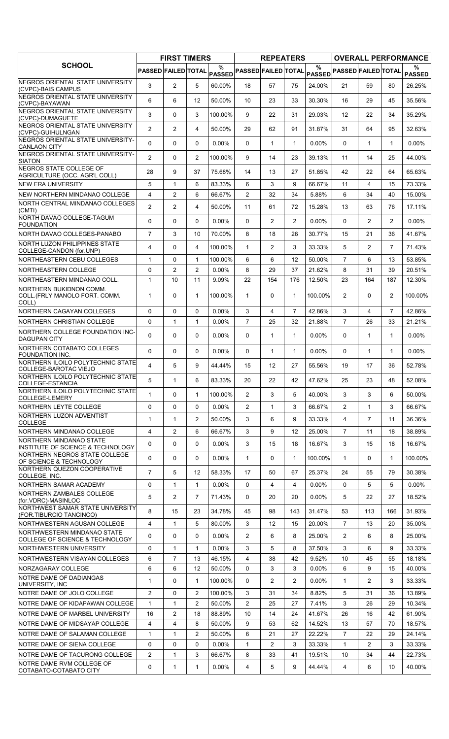| SCHOOL | FIRST TIMERS | | | | REPEATERS | | | | OVERALL PERFORMANCE | | | |
|---|---|---|---|---|---|---|---|---|---|---|---|---|
| | PASSED | FAILED | TOTAL | % PASSED | PASSED | FAILED | TOTAL | % PASSED | PASSED | FAILED | TOTAL | % PASSED |
| NEGROS ORIENTAL STATE UNIVERSITY (CVPC)-BAIS CAMPUS | 3 | 2 | 5 | 60.00% | 18 | 57 | 75 | 24.00% | 21 | 59 | 80 | 26.25% |
| NEGROS ORIENTAL STATE UNIVERSITY (CVPC)-BAYAWAN | 6 | 6 | 12 | 50.00% | 10 | 23 | 33 | 30.30% | 16 | 29 | 45 | 35.56% |
| NEGROS ORIENTAL STATE UNIVERSITY (CVPC)-DUMAGUETE | 3 | 0 | 3 | 100.00% | 9 | 22 | 31 | 29.03% | 12 | 22 | 34 | 35.29% |
| NEGROS ORIENTAL STATE UNIVERSITY (CVPC)-GUIHULNGAN | 2 | 2 | 4 | 50.00% | 29 | 62 | 91 | 31.87% | 31 | 64 | 95 | 32.63% |
| NEGROS ORIENTAL STATE UNIVERSITY-CANLAON CITY | 0 | 0 | 0 | 0.00% | 0 | 1 | 1 | 0.00% | 0 | 1 | 1 | 0.00% |
| NEGROS ORIENTAL STATE UNIVERSITY-SIATON | 2 | 0 | 2 | 100.00% | 9 | 14 | 23 | 39.13% | 11 | 14 | 25 | 44.00% |
| NEGROS STATE COLLEGE OF AGRICULTURE (OCC. AGR'L COLL) | 28 | 9 | 37 | 75.68% | 14 | 13 | 27 | 51.85% | 42 | 22 | 64 | 65.63% |
| NEW ERA UNIVERSITY | 5 | 1 | 6 | 83.33% | 6 | 3 | 9 | 66.67% | 11 | 4 | 15 | 73.33% |
| NEW NORTHERN MINDANAO COLLEGE | 4 | 2 | 6 | 66.67% | 2 | 32 | 34 | 5.88% | 6 | 34 | 40 | 15.00% |
| NORTH CENTRAL MINDANAO COLLEGES (CMTI) | 2 | 2 | 4 | 50.00% | 11 | 61 | 72 | 15.28% | 13 | 63 | 76 | 17.11% |
| NORTH DAVAO COLLEGE-TAGUM FOUNDATION | 0 | 0 | 0 | 0.00% | 0 | 2 | 2 | 0.00% | 0 | 2 | 2 | 0.00% |
| NORTH DAVAO COLLEGES-PANABO | 7 | 3 | 10 | 70.00% | 8 | 18 | 26 | 30.77% | 15 | 21 | 36 | 41.67% |
| NORTH LUZON PHILIPPINES STATE COLLEGE-CANDON (for.UNP) | 4 | 0 | 4 | 100.00% | 1 | 2 | 3 | 33.33% | 5 | 2 | 7 | 71.43% |
| NORTHEASTERN CEBU COLLEGES | 1 | 0 | 1 | 100.00% | 6 | 6 | 12 | 50.00% | 7 | 6 | 13 | 53.85% |
| NORTHEASTERN COLLEGE | 0 | 2 | 2 | 0.00% | 8 | 29 | 37 | 21.62% | 8 | 31 | 39 | 20.51% |
| NORTHEASTERN MINDANAO COLL. | 1 | 10 | 11 | 9.09% | 22 | 154 | 176 | 12.50% | 23 | 164 | 187 | 12.30% |
| NORTHERN BUKIDNON COMM. COLL.(FRLY MANOLO FORT. COMM. COLL) | 1 | 0 | 1 | 100.00% | 1 | 0 | 1 | 100.00% | 2 | 0 | 2 | 100.00% |
| NORTHERN CAGAYAN COLLEGES | 0 | 0 | 0 | 0.00% | 3 | 4 | 7 | 42.86% | 3 | 4 | 7 | 42.86% |
| NORTHERN CHRISTIAN COLLEGE | 0 | 1 | 1 | 0.00% | 7 | 25 | 32 | 21.88% | 7 | 26 | 33 | 21.21% |
| NORTHERN COLLEGE FOUNDATION INC-DAGUPAN CITY | 0 | 0 | 0 | 0.00% | 0 | 1 | 1 | 0.00% | 0 | 1 | 1 | 0.00% |
| NORTHERN COTABATO COLLEGES FOUNDATION INC. | 0 | 0 | 0 | 0.00% | 0 | 1 | 1 | 0.00% | 0 | 1 | 1 | 0.00% |
| NORTHERN ILOILO POLYTECHNIC STATE COLLEGE-BAROTAC VIEJO | 4 | 5 | 9 | 44.44% | 15 | 12 | 27 | 55.56% | 19 | 17 | 36 | 52.78% |
| NORTHERN ILOILO POLYTECHNIC STATE COLLEGE-ESTANCIA | 5 | 1 | 6 | 83.33% | 20 | 22 | 42 | 47.62% | 25 | 23 | 48 | 52.08% |
| NORTHERN ILOILO POLYTECHNIC STATE COLLEGE-LEMERY | 1 | 0 | 1 | 100.00% | 2 | 3 | 5 | 40.00% | 3 | 3 | 6 | 50.00% |
| NORTHERN LEYTE COLLEGE | 0 | 0 | 0 | 0.00% | 2 | 1 | 3 | 66.67% | 2 | 1 | 3 | 66.67% |
| NORTHERN LUZON ADVENTIST COLLEGE | 1 | 1 | 2 | 50.00% | 3 | 6 | 9 | 33.33% | 4 | 7 | 11 | 36.36% |
| NORTHERN MINDANAO COLLEGE | 4 | 2 | 6 | 66.67% | 3 | 9 | 12 | 25.00% | 7 | 11 | 18 | 38.89% |
| NORTHERN MINDANAO STATE INSTITUTE OF SCIENCE & TECHNOLOGY | 0 | 0 | 0 | 0.00% | 3 | 15 | 18 | 16.67% | 3 | 15 | 18 | 16.67% |
| NORTHERN NEGROS STATE COLLEGE OF SCIENCE & TECHNOLOGY | 0 | 0 | 0 | 0.00% | 1 | 0 | 1 | 100.00% | 1 | 0 | 1 | 100.00% |
| NORTHERN QUEZON COOPERATIVE COLLEGE, INC. | 7 | 5 | 12 | 58.33% | 17 | 50 | 67 | 25.37% | 24 | 55 | 79 | 30.38% |
| NORTHERN SAMAR ACADEMY | 0 | 1 | 1 | 0.00% | 0 | 4 | 4 | 0.00% | 0 | 5 | 5 | 0.00% |
| NORTHERN ZAMBALES COLLEGE (for.VDRC)-MASINLOC | 5 | 2 | 7 | 71.43% | 0 | 20 | 20 | 0.00% | 5 | 22 | 27 | 18.52% |
| NORTHWEST SAMAR STATE UNIVERSITY (FOR.TIBURCIO TANCINCO) | 8 | 15 | 23 | 34.78% | 45 | 98 | 143 | 31.47% | 53 | 113 | 166 | 31.93% |
| NORTHWESTERN AGUSAN COLLEGE | 4 | 1 | 5 | 80.00% | 3 | 12 | 15 | 20.00% | 7 | 13 | 20 | 35.00% |
| NORTHWESTERN MINDANAO STATE COLLEGE OF SCIENCE & TECHNOLOGY | 0 | 0 | 0 | 0.00% | 2 | 6 | 8 | 25.00% | 2 | 6 | 8 | 25.00% |
| NORTHWESTERN UNIVERSITY | 0 | 1 | 1 | 0.00% | 3 | 5 | 8 | 37.50% | 3 | 6 | 9 | 33.33% |
| NORTHWESTERN VISAYAN COLLEGES | 6 | 7 | 13 | 46.15% | 4 | 38 | 42 | 9.52% | 10 | 45 | 55 | 18.18% |
| NORZAGARAY COLLEGE | 6 | 6 | 12 | 50.00% | 0 | 3 | 3 | 0.00% | 6 | 9 | 15 | 40.00% |
| NOTRE DAME OF DADIANGAS UNIVERSITY, INC | 1 | 0 | 1 | 100.00% | 0 | 2 | 2 | 0.00% | 1 | 2 | 3 | 33.33% |
| NOTRE DAME OF JOLO COLLEGE | 2 | 0 | 2 | 100.00% | 3 | 31 | 34 | 8.82% | 5 | 31 | 36 | 13.89% |
| NOTRE DAME OF KIDAPAWAN COLLEGE | 1 | 1 | 2 | 50.00% | 2 | 25 | 27 | 7.41% | 3 | 26 | 29 | 10.34% |
| NOTRE DAME OF MARBEL UNIVERSITY | 16 | 2 | 18 | 88.89% | 10 | 14 | 24 | 41.67% | 26 | 16 | 42 | 61.90% |
| NOTRE DAME OF MIDSAYAP COLLEGE | 4 | 4 | 8 | 50.00% | 9 | 53 | 62 | 14.52% | 13 | 57 | 70 | 18.57% |
| NOTRE DAME OF SALAMAN COLLEGE | 1 | 1 | 2 | 50.00% | 6 | 21 | 27 | 22.22% | 7 | 22 | 29 | 24.14% |
| NOTRE DAME OF SIENA COLLEGE | 0 | 0 | 0 | 0.00% | 1 | 2 | 3 | 33.33% | 1 | 2 | 3 | 33.33% |
| NOTRE DAME OF TACURONG COLLEGE | 2 | 1 | 3 | 66.67% | 8 | 33 | 41 | 19.51% | 10 | 34 | 44 | 22.73% |
| NOTRE DAME RVM COLLEGE OF COTABATO-COTABATO CITY | 0 | 1 | 1 | 0.00% | 4 | 5 | 9 | 44.44% | 4 | 6 | 10 | 40.00% |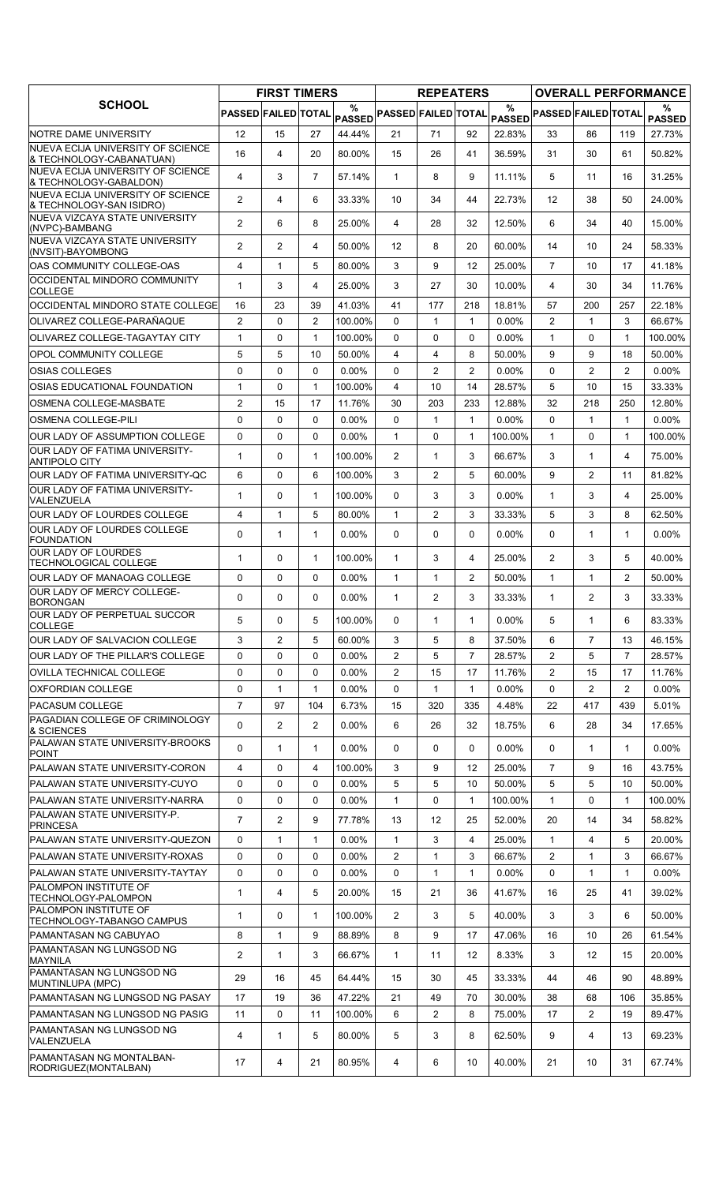| SCHOOL | FIRST TIMERS | | | | REPEATERS | | | | OVERALL PERFORMANCE | | | |
|---|---|---|---|---|---|---|---|---|---|---|---|---|
| | PASSED | FAILED | TOTAL | % PASSED | PASSED | FAILED | TOTAL | % PASSED | PASSED | FAILED | TOTAL | % PASSED |
| NOTRE DAME UNIVERSITY | 12 | 15 | 27 | 44.44% | 21 | 71 | 92 | 22.83% | 33 | 86 | 119 | 27.73% |
| NUEVA ECIJA UNIVERSITY OF SCIENCE & TECHNOLOGY-CABANATUAN) | 16 | 4 | 20 | 80.00% | 15 | 26 | 41 | 36.59% | 31 | 30 | 61 | 50.82% |
| NUEVA ECIJA UNIVERSITY OF SCIENCE & TECHNOLOGY-GABALDON) | 4 | 3 | 7 | 57.14% | 1 | 8 | 9 | 11.11% | 5 | 11 | 16 | 31.25% |
| NUEVA ECIJA UNIVERSITY OF SCIENCE & TECHNOLOGY-SAN ISIDRO) | 2 | 4 | 6 | 33.33% | 10 | 34 | 44 | 22.73% | 12 | 38 | 50 | 24.00% |
| NUEVA VIZCAYA STATE UNIVERSITY (NVPC)-BAMBANG | 2 | 6 | 8 | 25.00% | 4 | 28 | 32 | 12.50% | 6 | 34 | 40 | 15.00% |
| NUEVA VIZCAYA STATE UNIVERSITY (NVSIT)-BAYOMBONG | 2 | 2 | 4 | 50.00% | 12 | 8 | 20 | 60.00% | 14 | 10 | 24 | 58.33% |
| OAS COMMUNITY COLLEGE-OAS | 4 | 1 | 5 | 80.00% | 3 | 9 | 12 | 25.00% | 7 | 10 | 17 | 41.18% |
| OCCIDENTAL MINDORO COMMUNITY COLLEGE | 1 | 3 | 4 | 25.00% | 3 | 27 | 30 | 10.00% | 4 | 30 | 34 | 11.76% |
| OCCIDENTAL MINDORO STATE COLLEGE | 16 | 23 | 39 | 41.03% | 41 | 177 | 218 | 18.81% | 57 | 200 | 257 | 22.18% |
| OLIVAREZ COLLEGE-PARAÑAQUE | 2 | 0 | 2 | 100.00% | 0 | 1 | 1 | 0.00% | 2 | 1 | 3 | 66.67% |
| OLIVAREZ COLLEGE-TAGAYTAY CITY | 1 | 0 | 1 | 100.00% | 0 | 0 | 0 | 0.00% | 1 | 0 | 1 | 100.00% |
| OPOL COMMUNITY COLLEGE | 5 | 5 | 10 | 50.00% | 4 | 4 | 8 | 50.00% | 9 | 9 | 18 | 50.00% |
| OSIAS COLLEGES | 0 | 0 | 0 | 0.00% | 0 | 2 | 2 | 0.00% | 0 | 2 | 2 | 0.00% |
| OSIAS EDUCATIONAL FOUNDATION | 1 | 0 | 1 | 100.00% | 4 | 10 | 14 | 28.57% | 5 | 10 | 15 | 33.33% |
| OSMENA COLLEGE-MASBATE | 2 | 15 | 17 | 11.76% | 30 | 203 | 233 | 12.88% | 32 | 218 | 250 | 12.80% |
| OSMENA COLLEGE-PILI | 0 | 0 | 0 | 0.00% | 0 | 1 | 1 | 0.00% | 0 | 1 | 1 | 0.00% |
| OUR LADY OF ASSUMPTION COLLEGE | 0 | 0 | 0 | 0.00% | 1 | 0 | 1 | 100.00% | 1 | 0 | 1 | 100.00% |
| OUR LADY OF FATIMA UNIVERSITY-ANTIPOLO CITY | 1 | 0 | 1 | 100.00% | 2 | 1 | 3 | 66.67% | 3 | 1 | 4 | 75.00% |
| OUR LADY OF FATIMA UNIVERSITY-QC | 6 | 0 | 6 | 100.00% | 3 | 2 | 5 | 60.00% | 9 | 2 | 11 | 81.82% |
| OUR LADY OF FATIMA UNIVERSITY-VALENZUELA | 1 | 0 | 1 | 100.00% | 0 | 3 | 3 | 0.00% | 1 | 3 | 4 | 25.00% |
| OUR LADY OF LOURDES COLLEGE | 4 | 1 | 5 | 80.00% | 1 | 2 | 3 | 33.33% | 5 | 3 | 8 | 62.50% |
| OUR LADY OF LOURDES COLLEGE FOUNDATION | 0 | 1 | 1 | 0.00% | 0 | 0 | 0 | 0.00% | 0 | 1 | 1 | 0.00% |
| OUR LADY OF LOURDES TECHNOLOGICAL COLLEGE | 1 | 0 | 1 | 100.00% | 1 | 3 | 4 | 25.00% | 2 | 3 | 5 | 40.00% |
| OUR LADY OF MANAOAG COLLEGE | 0 | 0 | 0 | 0.00% | 1 | 1 | 2 | 50.00% | 1 | 1 | 2 | 50.00% |
| OUR LADY OF MERCY COLLEGE-BORONGAN | 0 | 0 | 0 | 0.00% | 1 | 2 | 3 | 33.33% | 1 | 2 | 3 | 33.33% |
| OUR LADY OF PERPETUAL SUCCOR COLLEGE | 5 | 0 | 5 | 100.00% | 0 | 1 | 1 | 0.00% | 5 | 1 | 6 | 83.33% |
| OUR LADY OF SALVACION COLLEGE | 3 | 2 | 5 | 60.00% | 3 | 5 | 8 | 37.50% | 6 | 7 | 13 | 46.15% |
| OUR LADY OF THE PILLAR'S COLLEGE | 0 | 0 | 0 | 0.00% | 2 | 5 | 7 | 28.57% | 2 | 5 | 7 | 28.57% |
| OVILLA TECHNICAL COLLEGE | 0 | 0 | 0 | 0.00% | 2 | 15 | 17 | 11.76% | 2 | 15 | 17 | 11.76% |
| OXFORDIAN COLLEGE | 0 | 1 | 1 | 0.00% | 0 | 1 | 1 | 0.00% | 0 | 2 | 2 | 0.00% |
| PACASUM COLLEGE | 7 | 97 | 104 | 6.73% | 15 | 320 | 335 | 4.48% | 22 | 417 | 439 | 5.01% |
| PAGADIAN COLLEGE OF CRIMINOLOGY & SCIENCES | 0 | 2 | 2 | 0.00% | 6 | 26 | 32 | 18.75% | 6 | 28 | 34 | 17.65% |
| PALAWAN STATE UNIVERSITY-BROOKS POINT | 0 | 1 | 1 | 0.00% | 0 | 0 | 0 | 0.00% | 0 | 1 | 1 | 0.00% |
| PALAWAN STATE UNIVERSITY-CORON | 4 | 0 | 4 | 100.00% | 3 | 9 | 12 | 25.00% | 7 | 9 | 16 | 43.75% |
| PALAWAN STATE UNIVERSITY-CUYO | 0 | 0 | 0 | 0.00% | 5 | 5 | 10 | 50.00% | 5 | 5 | 10 | 50.00% |
| PALAWAN STATE UNIVERSITY-NARRA | 0 | 0 | 0 | 0.00% | 1 | 0 | 1 | 100.00% | 1 | 0 | 1 | 100.00% |
| PALAWAN STATE UNIVERSITY-P. PRINCESA | 7 | 2 | 9 | 77.78% | 13 | 12 | 25 | 52.00% | 20 | 14 | 34 | 58.82% |
| PALAWAN STATE UNIVERSITY-QUEZON | 0 | 1 | 1 | 0.00% | 1 | 3 | 4 | 25.00% | 1 | 4 | 5 | 20.00% |
| PALAWAN STATE UNIVERSITY-ROXAS | 0 | 0 | 0 | 0.00% | 2 | 1 | 3 | 66.67% | 2 | 1 | 3 | 66.67% |
| PALAWAN STATE UNIVERSITY-TAYTAY | 0 | 0 | 0 | 0.00% | 0 | 1 | 1 | 0.00% | 0 | 1 | 1 | 0.00% |
| PALOMPON INSTITUTE OF TECHNOLOGY-PALOMPON | 1 | 4 | 5 | 20.00% | 15 | 21 | 36 | 41.67% | 16 | 25 | 41 | 39.02% |
| PALOMPON INSTITUTE OF TECHNOLOGY-TABANGO CAMPUS | 1 | 0 | 1 | 100.00% | 2 | 3 | 5 | 40.00% | 3 | 3 | 6 | 50.00% |
| PAMANTASAN NG CABUYAO | 8 | 1 | 9 | 88.89% | 8 | 9 | 17 | 47.06% | 16 | 10 | 26 | 61.54% |
| PAMANTASAN NG LUNGSOD NG MAYNILA | 2 | 1 | 3 | 66.67% | 1 | 11 | 12 | 8.33% | 3 | 12 | 15 | 20.00% |
| PAMANTASAN NG LUNGSOD NG MUNTINLUPA (MPC) | 29 | 16 | 45 | 64.44% | 15 | 30 | 45 | 33.33% | 44 | 46 | 90 | 48.89% |
| PAMANTASAN NG LUNGSOD NG PASAY | 17 | 19 | 36 | 47.22% | 21 | 49 | 70 | 30.00% | 38 | 68 | 106 | 35.85% |
| PAMANTASAN NG LUNGSOD NG PASIG | 11 | 0 | 11 | 100.00% | 6 | 2 | 8 | 75.00% | 17 | 2 | 19 | 89.47% |
| PAMANTASAN NG LUNGSOD NG VALENZUELA | 4 | 1 | 5 | 80.00% | 5 | 3 | 8 | 62.50% | 9 | 4 | 13 | 69.23% |
| PAMANTASAN NG MONTALBAN-RODRIGUEZ(MONTALBAN) | 17 | 4 | 21 | 80.95% | 4 | 6 | 10 | 40.00% | 21 | 10 | 31 | 67.74% |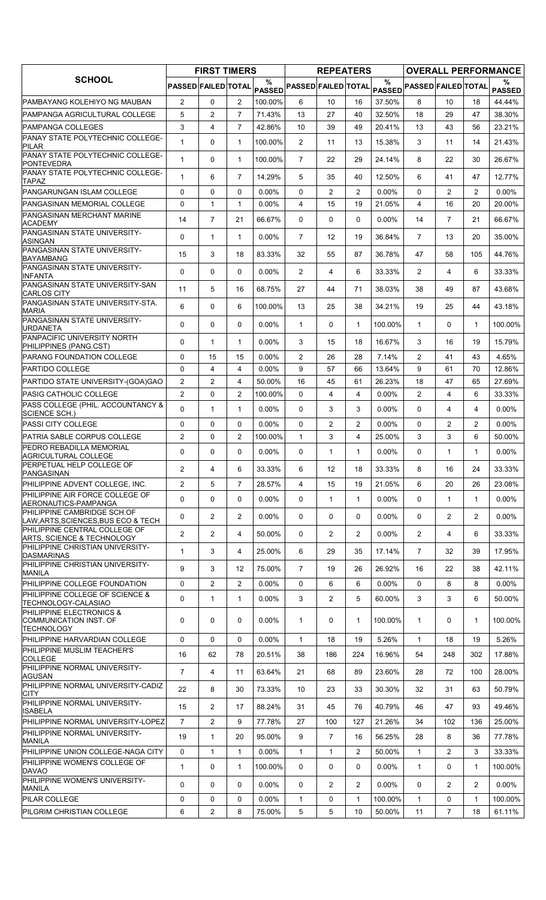| SCHOOL | FIRST TIMERS | | | | REPEATERS | | | | OVERALL PERFORMANCE | | | |
|---|---|---|---|---|---|---|---|---|---|---|---|---|
| | PASSED | FAILED | TOTAL | % PASSED | PASSED | FAILED | TOTAL | % PASSED | PASSED | FAILED | TOTAL | % PASSED |
| PAMBAYANG KOLEHIYO NG MAUBAN | 2 | 0 | 2 | 100.00% | 6 | 10 | 16 | 37.50% | 8 | 10 | 18 | 44.44% |
| PAMPANGA AGRICULTURAL COLLEGE | 5 | 2 | 7 | 71.43% | 13 | 27 | 40 | 32.50% | 18 | 29 | 47 | 38.30% |
| PAMPANGA COLLEGES | 3 | 4 | 7 | 42.86% | 10 | 39 | 49 | 20.41% | 13 | 43 | 56 | 23.21% |
| PANAY STATE POLYTECHNIC COLLEGE-PILAR | 1 | 0 | 1 | 100.00% | 2 | 11 | 13 | 15.38% | 3 | 11 | 14 | 21.43% |
| PANAY STATE POLYTECHNIC COLLEGE-PONTEVEDRA | 1 | 0 | 1 | 100.00% | 7 | 22 | 29 | 24.14% | 8 | 22 | 30 | 26.67% |
| PANAY STATE POLYTECHNIC COLLEGE-TAPAZ | 1 | 6 | 7 | 14.29% | 5 | 35 | 40 | 12.50% | 6 | 41 | 47 | 12.77% |
| PANGARUNGAN ISLAM COLLEGE | 0 | 0 | 0 | 0.00% | 0 | 2 | 2 | 0.00% | 0 | 2 | 2 | 0.00% |
| PANGASINAN MEMORIAL COLLEGE | 0 | 1 | 1 | 0.00% | 4 | 15 | 19 | 21.05% | 4 | 16 | 20 | 20.00% |
| PANGASINAN MERCHANT MARINE ACADEMY | 14 | 7 | 21 | 66.67% | 0 | 0 | 0 | 0.00% | 14 | 7 | 21 | 66.67% |
| PANGASINAN STATE UNIVERSITY-ASINGAN | 0 | 1 | 1 | 0.00% | 7 | 12 | 19 | 36.84% | 7 | 13 | 20 | 35.00% |
| PANGASINAN STATE UNIVERSITY-BAYAMBANG | 15 | 3 | 18 | 83.33% | 32 | 55 | 87 | 36.78% | 47 | 58 | 105 | 44.76% |
| PANGASINAN STATE UNIVERSITY-INFANTA | 0 | 0 | 0 | 0.00% | 2 | 4 | 6 | 33.33% | 2 | 4 | 6 | 33.33% |
| PANGASINAN STATE UNIVERSITY-SAN CARLOS CITY | 11 | 5 | 16 | 68.75% | 27 | 44 | 71 | 38.03% | 38 | 49 | 87 | 43.68% |
| PANGASINAN STATE UNIVERSITY-STA. MARIA | 6 | 0 | 6 | 100.00% | 13 | 25 | 38 | 34.21% | 19 | 25 | 44 | 43.18% |
| PANGASINAN STATE UNIVERSITY-URDANETA | 0 | 0 | 0 | 0.00% | 1 | 0 | 1 | 100.00% | 1 | 0 | 1 | 100.00% |
| PANPACIFIC UNIVERSITY NORTH PHILIPPINES (PANG.CST) | 0 | 1 | 1 | 0.00% | 3 | 15 | 18 | 16.67% | 3 | 16 | 19 | 15.79% |
| PARANG FOUNDATION COLLEGE | 0 | 15 | 15 | 0.00% | 2 | 26 | 28 | 7.14% | 2 | 41 | 43 | 4.65% |
| PARTIDO COLLEGE | 0 | 4 | 4 | 0.00% | 9 | 57 | 66 | 13.64% | 9 | 61 | 70 | 12.86% |
| PARTIDO STATE UNIVERSITY-(GOA)GAO | 2 | 2 | 4 | 50.00% | 16 | 45 | 61 | 26.23% | 18 | 47 | 65 | 27.69% |
| PASIG CATHOLIC COLLEGE | 2 | 0 | 2 | 100.00% | 0 | 4 | 4 | 0.00% | 2 | 4 | 6 | 33.33% |
| PASS COLLEGE (PHIL. ACCOUNTANCY & SCIENCE SCH.) | 0 | 1 | 1 | 0.00% | 0 | 3 | 3 | 0.00% | 0 | 4 | 4 | 0.00% |
| PASSI CITY COLLEGE | 0 | 0 | 0 | 0.00% | 0 | 2 | 2 | 0.00% | 0 | 2 | 2 | 0.00% |
| PATRIA SABLE CORPUS COLLEGE | 2 | 0 | 2 | 100.00% | 1 | 3 | 4 | 25.00% | 3 | 3 | 6 | 50.00% |
| PEDRO REBADILLA MEMORIAL AGRICULTURAL COLLEGE | 0 | 0 | 0 | 0.00% | 0 | 1 | 1 | 0.00% | 0 | 1 | 1 | 0.00% |
| PERPETUAL HELP COLLEGE OF PANGASINAN | 2 | 4 | 6 | 33.33% | 6 | 12 | 18 | 33.33% | 8 | 16 | 24 | 33.33% |
| PHILIPPINE ADVENT COLLEGE, INC. | 2 | 5 | 7 | 28.57% | 4 | 15 | 19 | 21.05% | 6 | 20 | 26 | 23.08% |
| PHILIPPINE AIR FORCE COLLEGE OF AERONAUTICS-PAMPANGA | 0 | 0 | 0 | 0.00% | 0 | 1 | 1 | 0.00% | 0 | 1 | 1 | 0.00% |
| PHILIPPINE CAMBRIDGE SCH.OF LAW,ARTS,SCIENCES,BUS ECO & TECH | 0 | 2 | 2 | 0.00% | 0 | 0 | 0 | 0.00% | 0 | 2 | 2 | 0.00% |
| PHILIPPINE CENTRAL COLLEGE OF ARTS, SCIENCE & TECHNOLOGY | 2 | 2 | 4 | 50.00% | 0 | 2 | 2 | 0.00% | 2 | 4 | 6 | 33.33% |
| PHILIPPINE CHRISTIAN UNIVERSITY-DASMARINAS | 1 | 3 | 4 | 25.00% | 6 | 29 | 35 | 17.14% | 7 | 32 | 39 | 17.95% |
| PHILIPPINE CHRISTIAN UNIVERSITY-MANILA | 9 | 3 | 12 | 75.00% | 7 | 19 | 26 | 26.92% | 16 | 22 | 38 | 42.11% |
| PHILIPPINE COLLEGE FOUNDATION | 0 | 2 | 2 | 0.00% | 0 | 6 | 6 | 0.00% | 0 | 8 | 8 | 0.00% |
| PHILIPPINE COLLEGE OF SCIENCE & TECHNOLOGY-CALASIAO | 0 | 1 | 1 | 0.00% | 3 | 2 | 5 | 60.00% | 3 | 3 | 6 | 50.00% |
| PHILIPPINE ELECTRONICS & COMMUNICATION INST. OF TECHNOLOGY | 0 | 0 | 0 | 0.00% | 1 | 0 | 1 | 100.00% | 1 | 0 | 1 | 100.00% |
| PHILIPPINE HARVARDIAN COLLEGE | 0 | 0 | 0 | 0.00% | 1 | 18 | 19 | 5.26% | 1 | 18 | 19 | 5.26% |
| PHILIPPINE MUSLIM TEACHER'S COLLEGE | 16 | 62 | 78 | 20.51% | 38 | 186 | 224 | 16.96% | 54 | 248 | 302 | 17.88% |
| PHILIPPINE NORMAL UNIVERSITY-AGUSAN | 7 | 4 | 11 | 63.64% | 21 | 68 | 89 | 23.60% | 28 | 72 | 100 | 28.00% |
| PHILIPPINE NORMAL UNIVERSITY-CADIZ CITY | 22 | 8 | 30 | 73.33% | 10 | 23 | 33 | 30.30% | 32 | 31 | 63 | 50.79% |
| PHILIPPINE NORMAL UNIVERSITY-ISABELA | 15 | 2 | 17 | 88.24% | 31 | 45 | 76 | 40.79% | 46 | 47 | 93 | 49.46% |
| PHILIPPINE NORMAL UNIVERSITY-LOPEZ | 7 | 2 | 9 | 77.78% | 27 | 100 | 127 | 21.26% | 34 | 102 | 136 | 25.00% |
| PHILIPPINE NORMAL UNIVERSITY-MANILA | 19 | 1 | 20 | 95.00% | 9 | 7 | 16 | 56.25% | 28 | 8 | 36 | 77.78% |
| PHILIPPINE UNION COLLEGE-NAGA CITY | 0 | 1 | 1 | 0.00% | 1 | 1 | 2 | 50.00% | 1 | 2 | 3 | 33.33% |
| PHILIPPINE WOMEN'S COLLEGE OF DAVAO | 1 | 0 | 1 | 100.00% | 0 | 0 | 0 | 0.00% | 1 | 0 | 1 | 100.00% |
| PHILIPPINE WOMEN'S UNIVERSITY-MANILA | 0 | 0 | 0 | 0.00% | 0 | 2 | 2 | 0.00% | 0 | 2 | 2 | 0.00% |
| PILAR COLLEGE | 0 | 0 | 0 | 0.00% | 1 | 0 | 1 | 100.00% | 1 | 0 | 1 | 100.00% |
| PILGRIM CHRISTIAN COLLEGE | 6 | 2 | 8 | 75.00% | 5 | 5 | 10 | 50.00% | 11 | 7 | 18 | 61.11% |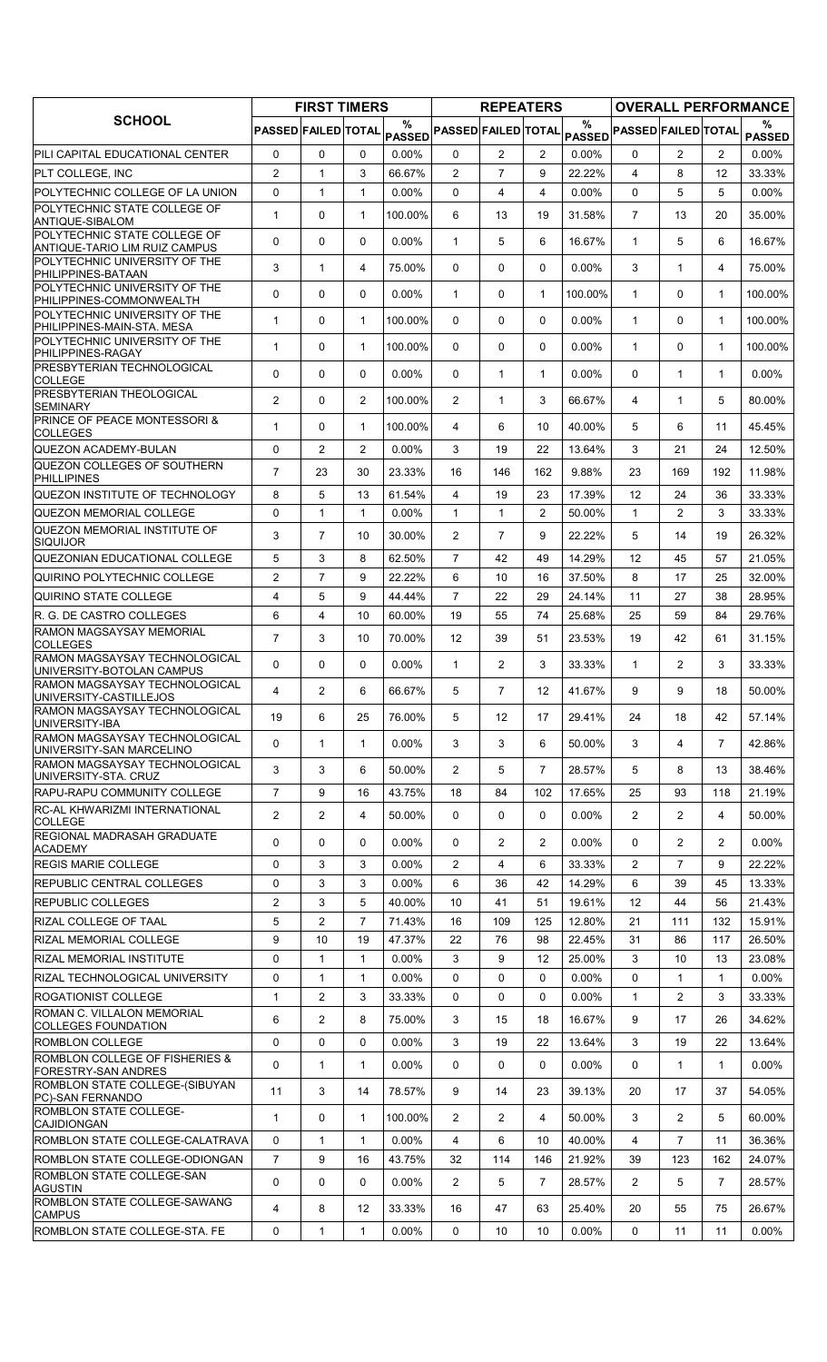| SCHOOL | FIRST TIMERS | | | | REPEATERS | | | | OVERALL PERFORMANCE | | | |
|---|---|---|---|---|---|---|---|---|---|---|---|---|
| | PASSED | FAILED | TOTAL | % PASSED | PASSED | FAILED | TOTAL | % PASSED | PASSED | FAILED | TOTAL | % PASSED |
| PILI CAPITAL EDUCATIONAL CENTER | 0 | 0 | 0 | 0.00% | 0 | 2 | 2 | 0.00% | 0 | 2 | 2 | 0.00% |
| PLT COLLEGE, INC | 2 | 1 | 3 | 66.67% | 2 | 7 | 9 | 22.22% | 4 | 8 | 12 | 33.33% |
| POLYTECHNIC COLLEGE OF LA UNION | 0 | 1 | 1 | 0.00% | 0 | 4 | 4 | 0.00% | 0 | 5 | 5 | 0.00% |
| POLYTECHNIC STATE COLLEGE OF ANTIQUE-SIBALOM | 1 | 0 | 1 | 100.00% | 6 | 13 | 19 | 31.58% | 7 | 13 | 20 | 35.00% |
| POLYTECHNIC STATE COLLEGE OF ANTIQUE-TARIO LIM RUIZ CAMPUS | 0 | 0 | 0 | 0.00% | 1 | 5 | 6 | 16.67% | 1 | 5 | 6 | 16.67% |
| POLYTECHNIC UNIVERSITY OF THE PHILIPPINES-BATAAN | 3 | 1 | 4 | 75.00% | 0 | 0 | 0 | 0.00% | 3 | 1 | 4 | 75.00% |
| POLYTECHNIC UNIVERSITY OF THE PHILIPPINES-COMMONWEALTH | 0 | 0 | 0 | 0.00% | 1 | 0 | 1 | 100.00% | 1 | 0 | 1 | 100.00% |
| POLYTECHNIC UNIVERSITY OF THE PHILIPPINES-MAIN-STA. MESA | 1 | 0 | 1 | 100.00% | 0 | 0 | 0 | 0.00% | 1 | 0 | 1 | 100.00% |
| POLYTECHNIC UNIVERSITY OF THE PHILIPPINES-RAGAY | 1 | 0 | 1 | 100.00% | 0 | 0 | 0 | 0.00% | 1 | 0 | 1 | 100.00% |
| PRESBYTERIAN TECHNOLOGICAL COLLEGE | 0 | 0 | 0 | 0.00% | 0 | 1 | 1 | 0.00% | 0 | 1 | 1 | 0.00% |
| PRESBYTERIAN THEOLOGICAL SEMINARY | 2 | 0 | 2 | 100.00% | 2 | 1 | 3 | 66.67% | 4 | 1 | 5 | 80.00% |
| PRINCE OF PEACE MONTESSORI & COLLEGES | 1 | 0 | 1 | 100.00% | 4 | 6 | 10 | 40.00% | 5 | 6 | 11 | 45.45% |
| QUEZON ACADEMY-BULAN | 0 | 2 | 2 | 0.00% | 3 | 19 | 22 | 13.64% | 3 | 21 | 24 | 12.50% |
| QUEZON COLLEGES OF SOUTHERN PHILLIPINES | 7 | 23 | 30 | 23.33% | 16 | 146 | 162 | 9.88% | 23 | 169 | 192 | 11.98% |
| QUEZON INSTITUTE OF TECHNOLOGY | 8 | 5 | 13 | 61.54% | 4 | 19 | 23 | 17.39% | 12 | 24 | 36 | 33.33% |
| QUEZON MEMORIAL COLLEGE | 0 | 1 | 1 | 0.00% | 1 | 1 | 2 | 50.00% | 1 | 2 | 3 | 33.33% |
| QUEZON MEMORIAL INSTITUTE OF SIQUIJOR | 3 | 7 | 10 | 30.00% | 2 | 7 | 9 | 22.22% | 5 | 14 | 19 | 26.32% |
| QUEZONIAN EDUCATIONAL COLLEGE | 5 | 3 | 8 | 62.50% | 7 | 42 | 49 | 14.29% | 12 | 45 | 57 | 21.05% |
| QUIRINO POLYTECHNIC COLLEGE | 2 | 7 | 9 | 22.22% | 6 | 10 | 16 | 37.50% | 8 | 17 | 25 | 32.00% |
| QUIRINO STATE COLLEGE | 4 | 5 | 9 | 44.44% | 7 | 22 | 29 | 24.14% | 11 | 27 | 38 | 28.95% |
| R. G. DE CASTRO COLLEGES | 6 | 4 | 10 | 60.00% | 19 | 55 | 74 | 25.68% | 25 | 59 | 84 | 29.76% |
| RAMON MAGSAYSAY MEMORIAL COLLEGES | 7 | 3 | 10 | 70.00% | 12 | 39 | 51 | 23.53% | 19 | 42 | 61 | 31.15% |
| RAMON MAGSAYSAY TECHNOLOGICAL UNIVERSITY-BOTOLAN CAMPUS | 0 | 0 | 0 | 0.00% | 1 | 2 | 3 | 33.33% | 1 | 2 | 3 | 33.33% |
| RAMON MAGSAYSAY TECHNOLOGICAL UNIVERSITY-CASTILLEJOS | 4 | 2 | 6 | 66.67% | 5 | 7 | 12 | 41.67% | 9 | 9 | 18 | 50.00% |
| RAMON MAGSAYSAY TECHNOLOGICAL UNIVERSITY-IBA | 19 | 6 | 25 | 76.00% | 5 | 12 | 17 | 29.41% | 24 | 18 | 42 | 57.14% |
| RAMON MAGSAYSAY TECHNOLOGICAL UNIVERSITY-SAN MARCELINO | 0 | 1 | 1 | 0.00% | 3 | 3 | 6 | 50.00% | 3 | 4 | 7 | 42.86% |
| RAMON MAGSAYSAY TECHNOLOGICAL UNIVERSITY-STA. CRUZ | 3 | 3 | 6 | 50.00% | 2 | 5 | 7 | 28.57% | 5 | 8 | 13 | 38.46% |
| RAPU-RAPU COMMUNITY COLLEGE | 7 | 9 | 16 | 43.75% | 18 | 84 | 102 | 17.65% | 25 | 93 | 118 | 21.19% |
| RC-AL KHWARIZMI INTERNATIONAL COLLEGE | 2 | 2 | 4 | 50.00% | 0 | 0 | 0 | 0.00% | 2 | 2 | 4 | 50.00% |
| REGIONAL MADRASAH GRADUATE ACADEMY | 0 | 0 | 0 | 0.00% | 0 | 2 | 2 | 0.00% | 0 | 2 | 2 | 0.00% |
| REGIS MARIE COLLEGE | 0 | 3 | 3 | 0.00% | 2 | 4 | 6 | 33.33% | 2 | 7 | 9 | 22.22% |
| REPUBLIC CENTRAL COLLEGES | 0 | 3 | 3 | 0.00% | 6 | 36 | 42 | 14.29% | 6 | 39 | 45 | 13.33% |
| REPUBLIC COLLEGES | 2 | 3 | 5 | 40.00% | 10 | 41 | 51 | 19.61% | 12 | 44 | 56 | 21.43% |
| RIZAL COLLEGE OF TAAL | 5 | 2 | 7 | 71.43% | 16 | 109 | 125 | 12.80% | 21 | 111 | 132 | 15.91% |
| RIZAL MEMORIAL COLLEGE | 9 | 10 | 19 | 47.37% | 22 | 76 | 98 | 22.45% | 31 | 86 | 117 | 26.50% |
| RIZAL MEMORIAL INSTITUTE | 0 | 1 | 1 | 0.00% | 3 | 9 | 12 | 25.00% | 3 | 10 | 13 | 23.08% |
| RIZAL TECHNOLOGICAL UNIVERSITY | 0 | 1 | 1 | 0.00% | 0 | 0 | 0 | 0.00% | 0 | 1 | 1 | 0.00% |
| ROGATIONIST COLLEGE | 1 | 2 | 3 | 33.33% | 0 | 0 | 0 | 0.00% | 1 | 2 | 3 | 33.33% |
| ROMAN C. VILLALON MEMORIAL COLLEGES FOUNDATION | 6 | 2 | 8 | 75.00% | 3 | 15 | 18 | 16.67% | 9 | 17 | 26 | 34.62% |
| ROMBLON COLLEGE | 0 | 0 | 0 | 0.00% | 3 | 19 | 22 | 13.64% | 3 | 19 | 22 | 13.64% |
| ROMBLON COLLEGE OF FISHERIES & FORESTRY-SAN ANDRES | 0 | 1 | 1 | 0.00% | 0 | 0 | 0 | 0.00% | 0 | 1 | 1 | 0.00% |
| ROMBLON STATE COLLEGE-(SIBUYAN PC)-SAN FERNANDO | 11 | 3 | 14 | 78.57% | 9 | 14 | 23 | 39.13% | 20 | 17 | 37 | 54.05% |
| ROMBLON STATE COLLEGE-CAJIDIONGAN | 1 | 0 | 1 | 100.00% | 2 | 2 | 4 | 50.00% | 3 | 2 | 5 | 60.00% |
| ROMBLON STATE COLLEGE-CALATRAVA | 0 | 1 | 1 | 0.00% | 4 | 6 | 10 | 40.00% | 4 | 7 | 11 | 36.36% |
| ROMBLON STATE COLLEGE-ODIONGAN | 7 | 9 | 16 | 43.75% | 32 | 114 | 146 | 21.92% | 39 | 123 | 162 | 24.07% |
| ROMBLON STATE COLLEGE-SAN AGUSTIN | 0 | 0 | 0 | 0.00% | 2 | 5 | 7 | 28.57% | 2 | 5 | 7 | 28.57% |
| ROMBLON STATE COLLEGE-SAWANG CAMPUS | 4 | 8 | 12 | 33.33% | 16 | 47 | 63 | 25.40% | 20 | 55 | 75 | 26.67% |
| ROMBLON STATE COLLEGE-STA. FE | 0 | 1 | 1 | 0.00% | 0 | 10 | 10 | 0.00% | 0 | 11 | 11 | 0.00% |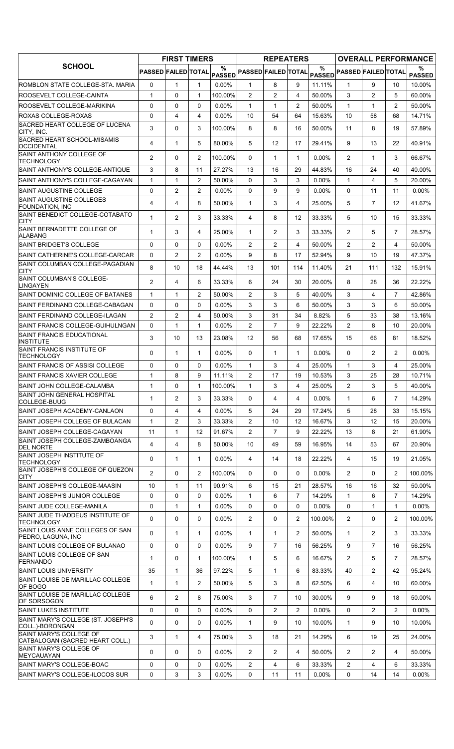| SCHOOL | FIRST TIMERS | | | | REPEATERS | | | | OVERALL PERFORMANCE | | | |
|---|---|---|---|---|---|---|---|---|---|---|---|---|
| | PASSED | FAILED | TOTAL | % PASSED | PASSED | FAILED | TOTAL | % PASSED | PASSED | FAILED | TOTAL | % PASSED |
| ROMBLON STATE COLLEGE-STA. MARIA | 0 | 1 | 1 | 0.00% | 1 | 8 | 9 | 11.11% | 1 | 9 | 10 | 10.00% |
| ROOSEVELT COLLEGE-CAINTA | 1 | 0 | 1 | 100.00% | 2 | 2 | 4 | 50.00% | 3 | 2 | 5 | 60.00% |
| ROOSEVELT COLLEGE-MARIKINA | 0 | 0 | 0 | 0.00% | 1 | 1 | 2 | 50.00% | 1 | 1 | 2 | 50.00% |
| ROXAS COLLEGE-ROXAS | 0 | 4 | 4 | 0.00% | 10 | 54 | 64 | 15.63% | 10 | 58 | 68 | 14.71% |
| SACRED HEART COLLEGE OF LUCENA CITY, INC. | 3 | 0 | 3 | 100.00% | 8 | 8 | 16 | 50.00% | 11 | 8 | 19 | 57.89% |
| SACRED HEART SCHOOL-MISAMIS OCCIDENTAL | 4 | 1 | 5 | 80.00% | 5 | 12 | 17 | 29.41% | 9 | 13 | 22 | 40.91% |
| SAINT ANTHONY COLLEGE OF TECHNOLOGY | 2 | 0 | 2 | 100.00% | 0 | 1 | 1 | 0.00% | 2 | 1 | 3 | 66.67% |
| SAINT ANTHONY'S COLLEGE-ANTIQUE | 3 | 8 | 11 | 27.27% | 13 | 16 | 29 | 44.83% | 16 | 24 | 40 | 40.00% |
| SAINT ANTHONY'S COLLEGE-CAGAYAN | 1 | 1 | 2 | 50.00% | 0 | 3 | 3 | 0.00% | 1 | 4 | 5 | 20.00% |
| SAINT AUGUSTINE COLLEGE | 0 | 2 | 2 | 0.00% | 0 | 9 | 9 | 0.00% | 0 | 11 | 11 | 0.00% |
| SAINT AUGUSTINE COLLEGES FOUNDATION, INC | 4 | 4 | 8 | 50.00% | 1 | 3 | 4 | 25.00% | 5 | 7 | 12 | 41.67% |
| SAINT BENEDICT COLLEGE-COTABATO CITY | 1 | 2 | 3 | 33.33% | 4 | 8 | 12 | 33.33% | 5 | 10 | 15 | 33.33% |
| SAINT BERNADETTE COLLEGE OF ALABANG | 1 | 3 | 4 | 25.00% | 1 | 2 | 3 | 33.33% | 2 | 5 | 7 | 28.57% |
| SAINT BRIDGET'S COLLEGE | 0 | 0 | 0 | 0.00% | 2 | 2 | 4 | 50.00% | 2 | 2 | 4 | 50.00% |
| SAINT CATHERINE'S COLLEGE-CARCAR | 0 | 2 | 2 | 0.00% | 9 | 8 | 17 | 52.94% | 9 | 10 | 19 | 47.37% |
| SAINT COLUMBAN COLLEGE-PAGADIAN CITY | 8 | 10 | 18 | 44.44% | 13 | 101 | 114 | 11.40% | 21 | 111 | 132 | 15.91% |
| SAINT COLUMBAN'S COLLEGE-LINGAYEN | 2 | 4 | 6 | 33.33% | 6 | 24 | 30 | 20.00% | 8 | 28 | 36 | 22.22% |
| SAINT DOMINIC COLLEGE OF BATANES | 1 | 1 | 2 | 50.00% | 2 | 3 | 5 | 40.00% | 3 | 4 | 7 | 42.86% |
| SAINT FERDINAND COLLEGE-CABAGAN | 0 | 0 | 0 | 0.00% | 3 | 3 | 6 | 50.00% | 3 | 3 | 6 | 50.00% |
| SAINT FERDINAND COLLEGE-ILAGAN | 2 | 2 | 4 | 50.00% | 3 | 31 | 34 | 8.82% | 5 | 33 | 38 | 13.16% |
| SAINT FRANCIS COLLEGE-GUIHULNGAN | 0 | 1 | 1 | 0.00% | 2 | 7 | 9 | 22.22% | 2 | 8 | 10 | 20.00% |
| SAINT FRANCIS EDUCATIONAL INSTITUTE | 3 | 10 | 13 | 23.08% | 12 | 56 | 68 | 17.65% | 15 | 66 | 81 | 18.52% |
| SAINT FRANCIS INSTITUTE OF TECHNOLOGY | 0 | 1 | 1 | 0.00% | 0 | 1 | 1 | 0.00% | 0 | 2 | 2 | 0.00% |
| SAINT FRANCIS OF ASSISI COLLEGE | 0 | 0 | 0 | 0.00% | 1 | 3 | 4 | 25.00% | 1 | 3 | 4 | 25.00% |
| SAINT FRANCIS XAVIER COLLEGE | 1 | 8 | 9 | 11.11% | 2 | 17 | 19 | 10.53% | 3 | 25 | 28 | 10.71% |
| SAINT JOHN COLLEGE-CALAMBA | 1 | 0 | 1 | 100.00% | 1 | 3 | 4 | 25.00% | 2 | 3 | 5 | 40.00% |
| SAINT JOHN GENERAL HOSPITAL COLLEGE-BUUG | 1 | 2 | 3 | 33.33% | 0 | 4 | 4 | 0.00% | 1 | 6 | 7 | 14.29% |
| SAINT JOSEPH ACADEMY-CANLAON | 0 | 4 | 4 | 0.00% | 5 | 24 | 29 | 17.24% | 5 | 28 | 33 | 15.15% |
| SAINT JOSEPH COLLEGE OF BULACAN | 1 | 2 | 3 | 33.33% | 2 | 10 | 12 | 16.67% | 3 | 12 | 15 | 20.00% |
| SAINT JOSEPH COLLEGE-CAGAYAN | 11 | 1 | 12 | 91.67% | 2 | 7 | 9 | 22.22% | 13 | 8 | 21 | 61.90% |
| SAINT JOSEPH COLLEGE-ZAMBOANGA DEL NORTE | 4 | 4 | 8 | 50.00% | 10 | 49 | 59 | 16.95% | 14 | 53 | 67 | 20.90% |
| SAINT JOSEPH INSTITUTE OF TECHNOLOGY | 0 | 1 | 1 | 0.00% | 4 | 14 | 18 | 22.22% | 4 | 15 | 19 | 21.05% |
| SAINT JOSEPH'S COLLEGE OF QUEZON CITY | 2 | 0 | 2 | 100.00% | 0 | 0 | 0 | 0.00% | 2 | 0 | 2 | 100.00% |
| SAINT JOSEPH'S COLLEGE-MAASIN | 10 | 1 | 11 | 90.91% | 6 | 15 | 21 | 28.57% | 16 | 16 | 32 | 50.00% |
| SAINT JOSEPH'S JUNIOR COLLEGE | 0 | 0 | 0 | 0.00% | 1 | 6 | 7 | 14.29% | 1 | 6 | 7 | 14.29% |
| SAINT JUDE COLLEGE-MANILA | 0 | 1 | 1 | 0.00% | 0 | 0 | 0 | 0.00% | 0 | 1 | 1 | 0.00% |
| SAINT JUDE THADDEUS INSTITUTE OF TECHNOLOGY | 0 | 0 | 0 | 0.00% | 2 | 0 | 2 | 100.00% | 2 | 0 | 2 | 100.00% |
| SAINT LOUIS ANNE COLLEGES OF SAN PEDRO, LAGUNA, INC | 0 | 1 | 1 | 0.00% | 1 | 1 | 2 | 50.00% | 1 | 2 | 3 | 33.33% |
| SAINT LOUIS COLLEGE OF BULANAO | 0 | 0 | 0 | 0.00% | 9 | 7 | 16 | 56.25% | 9 | 7 | 16 | 56.25% |
| SAINT LOUIS COLLEGE OF SAN FERNANDO | 1 | 0 | 1 | 100.00% | 1 | 5 | 6 | 16.67% | 2 | 5 | 7 | 28.57% |
| SAINT LOUIS UNIVERSITY | 35 | 1 | 36 | 97.22% | 5 | 1 | 6 | 83.33% | 40 | 2 | 42 | 95.24% |
| SAINT LOUISE DE MARILLAC COLLEGE OF BOGO | 1 | 1 | 2 | 50.00% | 5 | 3 | 8 | 62.50% | 6 | 4 | 10 | 60.00% |
| SAINT LOUISE DE MARILLAC COLLEGE OF SORSOGON | 6 | 2 | 8 | 75.00% | 3 | 7 | 10 | 30.00% | 9 | 9 | 18 | 50.00% |
| SAINT LUKES INSTITUTE | 0 | 0 | 0 | 0.00% | 0 | 2 | 2 | 0.00% | 0 | 2 | 2 | 0.00% |
| SAINT MARY'S COLLEGE (ST. JOSEPH'S COLL.)-BORONGAN | 0 | 0 | 0 | 0.00% | 1 | 9 | 10 | 10.00% | 1 | 9 | 10 | 10.00% |
| SAINT MARY'S COLLEGE OF CATBALOGAN (SACRED HEART COLL.) | 3 | 1 | 4 | 75.00% | 3 | 18 | 21 | 14.29% | 6 | 19 | 25 | 24.00% |
| SAINT MARY'S COLLEGE OF MEYCAUAYAN | 0 | 0 | 0 | 0.00% | 2 | 2 | 4 | 50.00% | 2 | 2 | 4 | 50.00% |
| SAINT MARY'S COLLEGE-BOAC | 0 | 0 | 0 | 0.00% | 2 | 4 | 6 | 33.33% | 2 | 4 | 6 | 33.33% |
| SAINT MARY'S COLLEGE-ILOCOS SUR | 0 | 3 | 3 | 0.00% | 0 | 11 | 11 | 0.00% | 0 | 14 | 14 | 0.00% |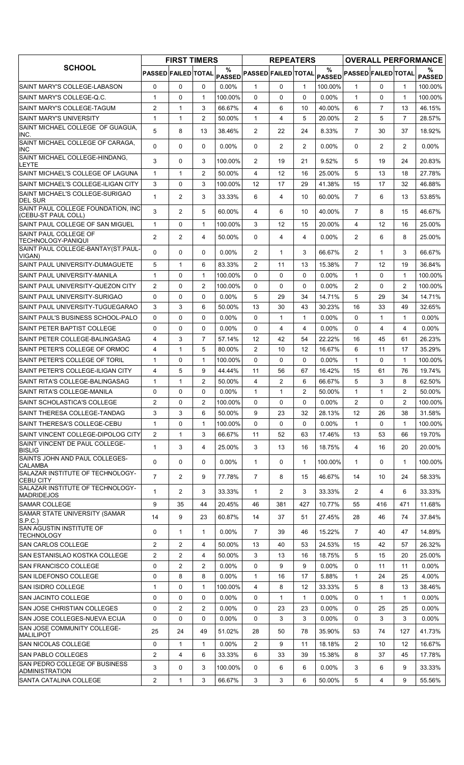| SCHOOL | FIRST TIMERS | | | | REPEATERS | | | | OVERALL PERFORMANCE | | | |
|---|---|---|---|---|---|---|---|---|---|---|---|---|
| | PASSED | FAILED | TOTAL | % PASSED | PASSED | FAILED | TOTAL | % PASSED | PASSED | FAILED | TOTAL | % PASSED |
| SAINT MARY'S COLLEGE-LABASON | 0 | 0 | 0 | 0.00% | 1 | 0 | 1 | 100.00% | 1 | 0 | 1 | 100.00% |
| SAINT MARY'S COLLEGE-Q.C. | 1 | 0 | 1 | 100.00% | 0 | 0 | 0 | 0.00% | 1 | 0 | 1 | 100.00% |
| SAINT MARY'S COLLEGE-TAGUM | 2 | 1 | 3 | 66.67% | 4 | 6 | 10 | 40.00% | 6 | 7 | 13 | 46.15% |
| SAINT MARY'S UNIVERSITY | 1 | 1 | 2 | 50.00% | 1 | 4 | 5 | 20.00% | 2 | 5 | 7 | 28.57% |
| SAINT MICHAEL COLLEGE OF GUAGUA, INC. | 5 | 8 | 13 | 38.46% | 2 | 22 | 24 | 8.33% | 7 | 30 | 37 | 18.92% |
| SAINT MICHAEL COLLEGE OF CARAGA, INC | 0 | 0 | 0 | 0.00% | 0 | 2 | 2 | 0.00% | 0 | 2 | 2 | 0.00% |
| SAINT MICHAEL COLLEGE-HINDANG, LEYTE | 3 | 0 | 3 | 100.00% | 2 | 19 | 21 | 9.52% | 5 | 19 | 24 | 20.83% |
| SAINT MICHAEL'S COLLEGE OF LAGUNA | 1 | 1 | 2 | 50.00% | 4 | 12 | 16 | 25.00% | 5 | 13 | 18 | 27.78% |
| SAINT MICHAEL'S COLLEGE-ILIGAN CITY | 3 | 0 | 3 | 100.00% | 12 | 17 | 29 | 41.38% | 15 | 17 | 32 | 46.88% |
| SAINT MICHAEL'S COLLEGE-SURIGAO DEL SUR | 1 | 2 | 3 | 33.33% | 6 | 4 | 10 | 60.00% | 7 | 6 | 13 | 53.85% |
| SAINT PAUL COLLEGE FOUNDATION, INC (CEBU-ST PAUL COLL) | 3 | 2 | 5 | 60.00% | 4 | 6 | 10 | 40.00% | 7 | 8 | 15 | 46.67% |
| SAINT PAUL COLLEGE OF SAN MIGUEL | 1 | 0 | 1 | 100.00% | 3 | 12 | 15 | 20.00% | 4 | 12 | 16 | 25.00% |
| SAINT PAUL COLLEGE OF TECHNOLOGY-PANIQUI | 2 | 2 | 4 | 50.00% | 0 | 4 | 4 | 0.00% | 2 | 6 | 8 | 25.00% |
| SAINT PAUL COLLEGE-BANTAY(ST.PAUL-VIGAN) | 0 | 0 | 0 | 0.00% | 2 | 1 | 3 | 66.67% | 2 | 1 | 3 | 66.67% |
| SAINT PAUL UNIVERSITY-DUMAGUETE | 5 | 1 | 6 | 83.33% | 2 | 11 | 13 | 15.38% | 7 | 12 | 19 | 36.84% |
| SAINT PAUL UNIVERSITY-MANILA | 1 | 0 | 1 | 100.00% | 0 | 0 | 0 | 0.00% | 1 | 0 | 1 | 100.00% |
| SAINT PAUL UNIVERSITY-QUEZON CITY | 2 | 0 | 2 | 100.00% | 0 | 0 | 0 | 0.00% | 2 | 0 | 2 | 100.00% |
| SAINT PAUL UNIVERSITY-SURIGAO | 0 | 0 | 0 | 0.00% | 5 | 29 | 34 | 14.71% | 5 | 29 | 34 | 14.71% |
| SAINT PAUL UNIVERSITY-TUGUEGARAO | 3 | 3 | 6 | 50.00% | 13 | 30 | 43 | 30.23% | 16 | 33 | 49 | 32.65% |
| SAINT PAUL'S BUSINESS SCHOOL-PALO | 0 | 0 | 0 | 0.00% | 0 | 1 | 1 | 0.00% | 0 | 1 | 1 | 0.00% |
| SAINT PETER BAPTIST COLLEGE | 0 | 0 | 0 | 0.00% | 0 | 4 | 4 | 0.00% | 0 | 4 | 4 | 0.00% |
| SAINT PETER COLLEGE-BALINGASAG | 4 | 3 | 7 | 57.14% | 12 | 42 | 54 | 22.22% | 16 | 45 | 61 | 26.23% |
| SAINT PETER'S COLLEGE OF ORMOC | 4 | 1 | 5 | 80.00% | 2 | 10 | 12 | 16.67% | 6 | 11 | 17 | 35.29% |
| SAINT PETER'S COLLEGE OF TORIL | 1 | 0 | 1 | 100.00% | 0 | 0 | 0 | 0.00% | 1 | 0 | 1 | 100.00% |
| SAINT PETER'S COLLEGE-ILIGAN CITY | 4 | 5 | 9 | 44.44% | 11 | 56 | 67 | 16.42% | 15 | 61 | 76 | 19.74% |
| SAINT RITA'S COLLEGE-BALINGASAG | 1 | 1 | 2 | 50.00% | 4 | 2 | 6 | 66.67% | 5 | 3 | 8 | 62.50% |
| SAINT RITA'S COLLEGE-MANILA | 0 | 0 | 0 | 0.00% | 1 | 1 | 2 | 50.00% | 1 | 1 | 2 | 50.00% |
| SAINT SCHOLASTICA'S COLLEGE | 2 | 0 | 2 | 100.00% | 0 | 0 | 0 | 0.00% | 2 | 0 | 2 | 100.00% |
| SAINT THERESA COLLEGE-TANDAG | 3 | 3 | 6 | 50.00% | 9 | 23 | 32 | 28.13% | 12 | 26 | 38 | 31.58% |
| SAINT THERESA'S COLLEGE-CEBU | 1 | 0 | 1 | 100.00% | 0 | 0 | 0 | 0.00% | 1 | 0 | 1 | 100.00% |
| SAINT VINCENT COLLEGE-DIPOLOG CITY | 2 | 1 | 3 | 66.67% | 11 | 52 | 63 | 17.46% | 13 | 53 | 66 | 19.70% |
| SAINT VINCENT DE PAUL COLLEGE-BISLIG | 1 | 3 | 4 | 25.00% | 3 | 13 | 16 | 18.75% | 4 | 16 | 20 | 20.00% |
| SAINTS JOHN AND PAUL COLLEGES-CALAMBA | 0 | 0 | 0 | 0.00% | 1 | 0 | 1 | 100.00% | 1 | 0 | 1 | 100.00% |
| SALAZAR INSTITUTE OF TECHNOLOGY-CEBU CITY | 7 | 2 | 9 | 77.78% | 7 | 8 | 15 | 46.67% | 14 | 10 | 24 | 58.33% |
| SALAZAR INSTITUTE OF TECHNOLOGY-MADRIDEJOS | 1 | 2 | 3 | 33.33% | 1 | 2 | 3 | 33.33% | 2 | 4 | 6 | 33.33% |
| SAMAR COLLEGE | 9 | 35 | 44 | 20.45% | 46 | 381 | 427 | 10.77% | 55 | 416 | 471 | 11.68% |
| SAMAR STATE UNIVERSITY (SAMAR S.P.C.) | 14 | 9 | 23 | 60.87% | 14 | 37 | 51 | 27.45% | 28 | 46 | 74 | 37.84% |
| SAN AGUSTIN INSTITUTE OF TECHNOLOGY | 0 | 1 | 1 | 0.00% | 7 | 39 | 46 | 15.22% | 7 | 40 | 47 | 14.89% |
| SAN CARLOS COLLEGE | 2 | 2 | 4 | 50.00% | 13 | 40 | 53 | 24.53% | 15 | 42 | 57 | 26.32% |
| SAN ESTANISLAO KOSTKA COLLEGE | 2 | 2 | 4 | 50.00% | 3 | 13 | 16 | 18.75% | 5 | 15 | 20 | 25.00% |
| SAN FRANCISCO COLLEGE | 0 | 2 | 2 | 0.00% | 0 | 9 | 9 | 0.00% | 0 | 11 | 11 | 0.00% |
| SAN ILDEFONSO COLLEGE | 0 | 8 | 8 | 0.00% | 1 | 16 | 17 | 5.88% | 1 | 24 | 25 | 4.00% |
| SAN ISIDRO COLLEGE | 1 | 0 | 1 | 100.00% | 4 | 8 | 12 | 33.33% | 5 | 8 | 13 | 38.46% |
| SAN JACINTO COLLEGE | 0 | 0 | 0 | 0.00% | 0 | 1 | 1 | 0.00% | 0 | 1 | 1 | 0.00% |
| SAN JOSE CHRISTIAN COLLEGES | 0 | 2 | 2 | 0.00% | 0 | 23 | 23 | 0.00% | 0 | 25 | 25 | 0.00% |
| SAN JOSE COLLEGES-NUEVA ECIJA | 0 | 0 | 0 | 0.00% | 0 | 3 | 3 | 0.00% | 0 | 3 | 3 | 0.00% |
| SAN JOSE COMMUNITY COLLEGE-MALILIPOT | 25 | 24 | 49 | 51.02% | 28 | 50 | 78 | 35.90% | 53 | 74 | 127 | 41.73% |
| SAN NICOLAS COLLEGE | 0 | 1 | 1 | 0.00% | 2 | 9 | 11 | 18.18% | 2 | 10 | 12 | 16.67% |
| SAN PABLO COLLEGES | 2 | 4 | 6 | 33.33% | 6 | 33 | 39 | 15.38% | 8 | 37 | 45 | 17.78% |
| SAN PEDRO COLLEGE OF BUSINESS ADMINISTRATION | 3 | 0 | 3 | 100.00% | 0 | 6 | 6 | 0.00% | 3 | 6 | 9 | 33.33% |
| SANTA CATALINA COLLEGE | 2 | 1 | 3 | 66.67% | 3 | 3 | 6 | 50.00% | 5 | 4 | 9 | 55.56% |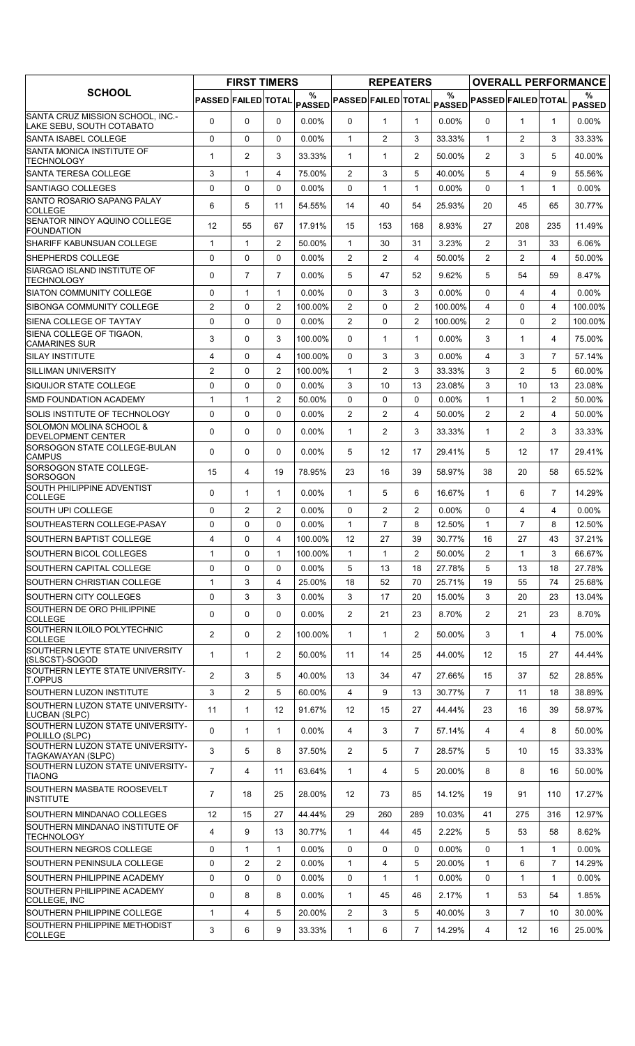| SCHOOL | FIRST TIMERS | | | | REPEATERS | | | | OVERALL PERFORMANCE | | | |
|---|---|---|---|---|---|---|---|---|---|---|---|---|
| | PASSED | FAILED | TOTAL | % PASSED | PASSED | FAILED | TOTAL | % PASSED | PASSED | FAILED | TOTAL | % PASSED |
| SANTA CRUZ MISSION SCHOOL, INC.-LAKE SEBU, SOUTH COTABATO | 0 | 0 | 0 | 0.00% | 0 | 1 | 1 | 0.00% | 0 | 1 | 1 | 0.00% |
| SANTA ISABEL COLLEGE | 0 | 0 | 0 | 0.00% | 1 | 2 | 3 | 33.33% | 1 | 2 | 3 | 33.33% |
| SANTA MONICA INSTITUTE OF TECHNOLOGY | 1 | 2 | 3 | 33.33% | 1 | 1 | 2 | 50.00% | 2 | 3 | 5 | 40.00% |
| SANTA TERESA COLLEGE | 3 | 1 | 4 | 75.00% | 2 | 3 | 5 | 40.00% | 5 | 4 | 9 | 55.56% |
| SANTIAGO COLLEGES | 0 | 0 | 0 | 0.00% | 0 | 1 | 1 | 0.00% | 0 | 1 | 1 | 0.00% |
| SANTO ROSARIO SAPANG PALAY COLLEGE | 6 | 5 | 11 | 54.55% | 14 | 40 | 54 | 25.93% | 20 | 45 | 65 | 30.77% |
| SENATOR NINOY AQUINO COLLEGE FOUNDATION | 12 | 55 | 67 | 17.91% | 15 | 153 | 168 | 8.93% | 27 | 208 | 235 | 11.49% |
| SHARIFF KABUNSUAN COLLEGE | 1 | 1 | 2 | 50.00% | 1 | 30 | 31 | 3.23% | 2 | 31 | 33 | 6.06% |
| SHEPHERDS COLLEGE | 0 | 0 | 0 | 0.00% | 2 | 2 | 4 | 50.00% | 2 | 2 | 4 | 50.00% |
| SIARGAO ISLAND INSTITUTE OF TECHNOLOGY | 0 | 7 | 7 | 0.00% | 5 | 47 | 52 | 9.62% | 5 | 54 | 59 | 8.47% |
| SIATON COMMUNITY COLLEGE | 0 | 1 | 1 | 0.00% | 0 | 3 | 3 | 0.00% | 0 | 4 | 4 | 0.00% |
| SIBONGA COMMUNITY COLLEGE | 2 | 0 | 2 | 100.00% | 2 | 0 | 2 | 100.00% | 4 | 0 | 4 | 100.00% |
| SIENA COLLEGE OF TAYTAY | 0 | 0 | 0 | 0.00% | 2 | 0 | 2 | 100.00% | 2 | 0 | 2 | 100.00% |
| SIENA COLLEGE OF TIGAON, CAMARINES SUR | 3 | 0 | 3 | 100.00% | 0 | 1 | 1 | 0.00% | 3 | 1 | 4 | 75.00% |
| SILAY INSTITUTE | 4 | 0 | 4 | 100.00% | 0 | 3 | 3 | 0.00% | 4 | 3 | 7 | 57.14% |
| SILLIMAN UNIVERSITY | 2 | 0 | 2 | 100.00% | 1 | 2 | 3 | 33.33% | 3 | 2 | 5 | 60.00% |
| SIQUIJOR STATE COLLEGE | 0 | 0 | 0 | 0.00% | 3 | 10 | 13 | 23.08% | 3 | 10 | 13 | 23.08% |
| SMD FOUNDATION ACADEMY | 1 | 1 | 2 | 50.00% | 0 | 0 | 0 | 0.00% | 1 | 1 | 2 | 50.00% |
| SOLIS INSTITUTE OF TECHNOLOGY | 0 | 0 | 0 | 0.00% | 2 | 2 | 4 | 50.00% | 2 | 2 | 4 | 50.00% |
| SOLOMON MOLINA SCHOOL & DEVELOPMENT CENTER | 0 | 0 | 0 | 0.00% | 1 | 2 | 3 | 33.33% | 1 | 2 | 3 | 33.33% |
| SORSOGON STATE COLLEGE-BULAN CAMPUS | 0 | 0 | 0 | 0.00% | 5 | 12 | 17 | 29.41% | 5 | 12 | 17 | 29.41% |
| SORSOGON STATE COLLEGE-SORSOGON | 15 | 4 | 19 | 78.95% | 23 | 16 | 39 | 58.97% | 38 | 20 | 58 | 65.52% |
| SOUTH PHILIPPINE ADVENTIST COLLEGE | 0 | 1 | 1 | 0.00% | 1 | 5 | 6 | 16.67% | 1 | 6 | 7 | 14.29% |
| SOUTH UPI COLLEGE | 0 | 2 | 2 | 0.00% | 0 | 2 | 2 | 0.00% | 0 | 4 | 4 | 0.00% |
| SOUTHEASTERN COLLEGE-PASAY | 0 | 0 | 0 | 0.00% | 1 | 7 | 8 | 12.50% | 1 | 7 | 8 | 12.50% |
| SOUTHERN BAPTIST COLLEGE | 4 | 0 | 4 | 100.00% | 12 | 27 | 39 | 30.77% | 16 | 27 | 43 | 37.21% |
| SOUTHERN BICOL COLLEGES | 1 | 0 | 1 | 100.00% | 1 | 1 | 2 | 50.00% | 2 | 1 | 3 | 66.67% |
| SOUTHERN CAPITAL COLLEGE | 0 | 0 | 0 | 0.00% | 5 | 13 | 18 | 27.78% | 5 | 13 | 18 | 27.78% |
| SOUTHERN CHRISTIAN COLLEGE | 1 | 3 | 4 | 25.00% | 18 | 52 | 70 | 25.71% | 19 | 55 | 74 | 25.68% |
| SOUTHERN CITY COLLEGES | 0 | 3 | 3 | 0.00% | 3 | 17 | 20 | 15.00% | 3 | 20 | 23 | 13.04% |
| SOUTHERN DE ORO PHILIPPINE COLLEGE | 0 | 0 | 0 | 0.00% | 2 | 21 | 23 | 8.70% | 2 | 21 | 23 | 8.70% |
| SOUTHERN ILOILO POLYTECHNIC COLLEGE | 2 | 0 | 2 | 100.00% | 1 | 1 | 2 | 50.00% | 3 | 1 | 4 | 75.00% |
| SOUTHERN LEYTE STATE UNIVERSITY (SLSCST)-SOGOD | 1 | 1 | 2 | 50.00% | 11 | 14 | 25 | 44.00% | 12 | 15 | 27 | 44.44% |
| SOUTHERN LEYTE STATE UNIVERSITY-T.OPPUS | 2 | 3 | 5 | 40.00% | 13 | 34 | 47 | 27.66% | 15 | 37 | 52 | 28.85% |
| SOUTHERN LUZON INSTITUTE | 3 | 2 | 5 | 60.00% | 4 | 9 | 13 | 30.77% | 7 | 11 | 18 | 38.89% |
| SOUTHERN LUZON STATE UNIVERSITY-LUCBAN (SLPC) | 11 | 1 | 12 | 91.67% | 12 | 15 | 27 | 44.44% | 23 | 16 | 39 | 58.97% |
| SOUTHERN LUZON STATE UNIVERSITY-POLILLO (SLPC) | 0 | 1 | 1 | 0.00% | 4 | 3 | 7 | 57.14% | 4 | 4 | 8 | 50.00% |
| SOUTHERN LUZON STATE UNIVERSITY-TAGKAWAYAN (SLPC) | 3 | 5 | 8 | 37.50% | 2 | 5 | 7 | 28.57% | 5 | 10 | 15 | 33.33% |
| SOUTHERN LUZON STATE UNIVERSITY-TIAONG | 7 | 4 | 11 | 63.64% | 1 | 4 | 5 | 20.00% | 8 | 8 | 16 | 50.00% |
| SOUTHERN MASBATE ROOSEVELT INSTITUTE | 7 | 18 | 25 | 28.00% | 12 | 73 | 85 | 14.12% | 19 | 91 | 110 | 17.27% |
| SOUTHERN MINDANAO COLLEGES | 12 | 15 | 27 | 44.44% | 29 | 260 | 289 | 10.03% | 41 | 275 | 316 | 12.97% |
| SOUTHERN MINDANAO INSTITUTE OF TECHNOLOGY | 4 | 9 | 13 | 30.77% | 1 | 44 | 45 | 2.22% | 5 | 53 | 58 | 8.62% |
| SOUTHERN NEGROS COLLEGE | 0 | 1 | 1 | 0.00% | 0 | 0 | 0 | 0.00% | 0 | 1 | 1 | 0.00% |
| SOUTHERN PENINSULA COLLEGE | 0 | 2 | 2 | 0.00% | 1 | 4 | 5 | 20.00% | 1 | 6 | 7 | 14.29% |
| SOUTHERN PHILIPPINE ACADEMY | 0 | 0 | 0 | 0.00% | 0 | 1 | 1 | 0.00% | 0 | 1 | 1 | 0.00% |
| SOUTHERN PHILIPPINE ACADEMY COLLEGE, INC | 0 | 8 | 8 | 0.00% | 1 | 45 | 46 | 2.17% | 1 | 53 | 54 | 1.85% |
| SOUTHERN PHILIPPINE COLLEGE | 1 | 4 | 5 | 20.00% | 2 | 3 | 5 | 40.00% | 3 | 7 | 10 | 30.00% |
| SOUTHERN PHILIPPINE METHODIST COLLEGE | 3 | 6 | 9 | 33.33% | 1 | 6 | 7 | 14.29% | 4 | 12 | 16 | 25.00% |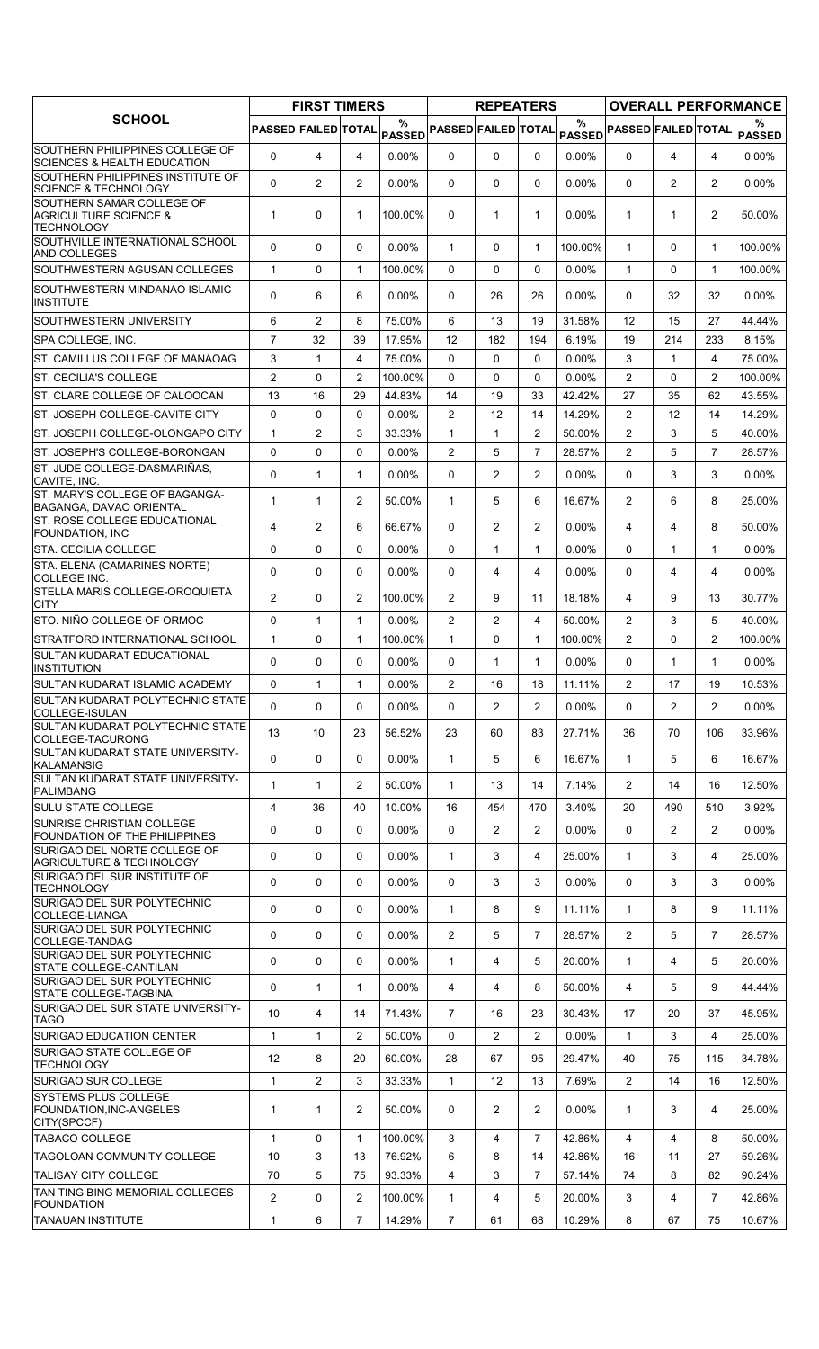| SCHOOL | FIRST TIMERS | | | | REPEATERS | | | | OVERALL PERFORMANCE | | | |
|---|---|---|---|---|---|---|---|---|---|---|---|---|
| | PASSED | FAILED | TOTAL | % PASSED | PASSED | FAILED | TOTAL | % PASSED | PASSED | FAILED | TOTAL | % PASSED |
| SOUTHERN PHILIPPINES COLLEGE OF SCIENCES & HEALTH EDUCATION | 0 | 4 | 4 | 0.00% | 0 | 0 | 0 | 0.00% | 0 | 4 | 4 | 0.00% |
| SOUTHERN PHILIPPINES INSTITUTE OF SCIENCE & TECHNOLOGY | 0 | 2 | 2 | 0.00% | 0 | 0 | 0 | 0.00% | 0 | 2 | 2 | 0.00% |
| SOUTHERN SAMAR COLLEGE OF AGRICULTURE SCIENCE & TECHNOLOGY | 1 | 0 | 1 | 100.00% | 0 | 1 | 1 | 0.00% | 1 | 1 | 2 | 50.00% |
| SOUTHVILLE INTERNATIONAL SCHOOL AND COLLEGES | 0 | 0 | 0 | 0.00% | 1 | 0 | 1 | 100.00% | 1 | 0 | 1 | 100.00% |
| SOUTHWESTERN AGUSAN COLLEGES | 1 | 0 | 1 | 100.00% | 0 | 0 | 0 | 0.00% | 1 | 0 | 1 | 100.00% |
| SOUTHWESTERN MINDANAO ISLAMIC INSTITUTE | 0 | 6 | 6 | 0.00% | 0 | 26 | 26 | 0.00% | 0 | 32 | 32 | 0.00% |
| SOUTHWESTERN UNIVERSITY | 6 | 2 | 8 | 75.00% | 6 | 13 | 19 | 31.58% | 12 | 15 | 27 | 44.44% |
| SPA COLLEGE, INC. | 7 | 32 | 39 | 17.95% | 12 | 182 | 194 | 6.19% | 19 | 214 | 233 | 8.15% |
| ST. CAMILLUS COLLEGE OF MANAOAG | 3 | 1 | 4 | 75.00% | 0 | 0 | 0 | 0.00% | 3 | 1 | 4 | 75.00% |
| ST. CECILIA'S COLLEGE | 2 | 0 | 2 | 100.00% | 0 | 0 | 0 | 0.00% | 2 | 0 | 2 | 100.00% |
| ST. CLARE COLLEGE OF CALOOCAN | 13 | 16 | 29 | 44.83% | 14 | 19 | 33 | 42.42% | 27 | 35 | 62 | 43.55% |
| ST. JOSEPH COLLEGE-CAVITE CITY | 0 | 0 | 0 | 0.00% | 2 | 12 | 14 | 14.29% | 2 | 12 | 14 | 14.29% |
| ST. JOSEPH COLLEGE-OLONGAPO CITY | 1 | 2 | 3 | 33.33% | 1 | 1 | 2 | 50.00% | 2 | 3 | 5 | 40.00% |
| ST. JOSEPH'S COLLEGE-BORONGAN | 0 | 0 | 0 | 0.00% | 2 | 5 | 7 | 28.57% | 2 | 5 | 7 | 28.57% |
| ST. JUDE COLLEGE-DASMARIÑAS, CAVITE, INC. | 0 | 1 | 1 | 0.00% | 0 | 2 | 2 | 0.00% | 0 | 3 | 3 | 0.00% |
| ST. MARY'S COLLEGE OF BAGANGA-BAGANGA, DAVAO ORIENTAL | 1 | 1 | 2 | 50.00% | 1 | 5 | 6 | 16.67% | 2 | 6 | 8 | 25.00% |
| ST. ROSE COLLEGE EDUCATIONAL FOUNDATION, INC | 4 | 2 | 6 | 66.67% | 0 | 2 | 2 | 0.00% | 4 | 4 | 8 | 50.00% |
| STA. CECILIA COLLEGE | 0 | 0 | 0 | 0.00% | 0 | 1 | 1 | 0.00% | 0 | 1 | 1 | 0.00% |
| STA. ELENA (CAMARINES NORTE) COLLEGE INC. | 0 | 0 | 0 | 0.00% | 0 | 4 | 4 | 0.00% | 0 | 4 | 4 | 0.00% |
| STELLA MARIS COLLEGE-OROQUIETA CITY | 2 | 0 | 2 | 100.00% | 2 | 9 | 11 | 18.18% | 4 | 9 | 13 | 30.77% |
| STO. NIÑO COLLEGE OF ORMOC | 0 | 1 | 1 | 0.00% | 2 | 2 | 4 | 50.00% | 2 | 3 | 5 | 40.00% |
| STRATFORD INTERNATIONAL SCHOOL | 1 | 0 | 1 | 100.00% | 1 | 0 | 1 | 100.00% | 2 | 0 | 2 | 100.00% |
| SULTAN KUDARAT EDUCATIONAL INSTITUTION | 0 | 0 | 0 | 0.00% | 0 | 1 | 1 | 0.00% | 0 | 1 | 1 | 0.00% |
| SULTAN KUDARAT ISLAMIC ACADEMY | 0 | 1 | 1 | 0.00% | 2 | 16 | 18 | 11.11% | 2 | 17 | 19 | 10.53% |
| SULTAN KUDARAT POLYTECHNIC STATE COLLEGE-ISULAN | 0 | 0 | 0 | 0.00% | 0 | 2 | 2 | 0.00% | 0 | 2 | 2 | 0.00% |
| SULTAN KUDARAT POLYTECHNIC STATE COLLEGE-TACURONG | 13 | 10 | 23 | 56.52% | 23 | 60 | 83 | 27.71% | 36 | 70 | 106 | 33.96% |
| SULTAN KUDARAT STATE UNIVERSITY-KALAMANSIG | 0 | 0 | 0 | 0.00% | 1 | 5 | 6 | 16.67% | 1 | 5 | 6 | 16.67% |
| SULTAN KUDARAT STATE UNIVERSITY-PALIMBANG | 1 | 1 | 2 | 50.00% | 1 | 13 | 14 | 7.14% | 2 | 14 | 16 | 12.50% |
| SULU STATE COLLEGE | 4 | 36 | 40 | 10.00% | 16 | 454 | 470 | 3.40% | 20 | 490 | 510 | 3.92% |
| SUNRISE CHRISTIAN COLLEGE FOUNDATION OF THE PHILIPPINES | 0 | 0 | 0 | 0.00% | 0 | 2 | 2 | 0.00% | 0 | 2 | 2 | 0.00% |
| SURIGAO DEL NORTE COLLEGE OF AGRICULTURE & TECHNOLOGY | 0 | 0 | 0 | 0.00% | 1 | 3 | 4 | 25.00% | 1 | 3 | 4 | 25.00% |
| SURIGAO DEL SUR INSTITUTE OF TECHNOLOGY | 0 | 0 | 0 | 0.00% | 0 | 3 | 3 | 0.00% | 0 | 3 | 3 | 0.00% |
| SURIGAO DEL SUR POLYTECHNIC COLLEGE-LIANGA | 0 | 0 | 0 | 0.00% | 1 | 8 | 9 | 11.11% | 1 | 8 | 9 | 11.11% |
| SURIGAO DEL SUR POLYTECHNIC COLLEGE-TANDAG | 0 | 0 | 0 | 0.00% | 2 | 5 | 7 | 28.57% | 2 | 5 | 7 | 28.57% |
| SURIGAO DEL SUR POLYTECHNIC STATE COLLEGE-CANTILAN | 0 | 0 | 0 | 0.00% | 1 | 4 | 5 | 20.00% | 1 | 4 | 5 | 20.00% |
| SURIGAO DEL SUR POLYTECHNIC STATE COLLEGE-TAGBINA | 0 | 1 | 1 | 0.00% | 4 | 4 | 8 | 50.00% | 4 | 5 | 9 | 44.44% |
| SURIGAO DEL SUR STATE UNIVERSITY-TAGO | 10 | 4 | 14 | 71.43% | 7 | 16 | 23 | 30.43% | 17 | 20 | 37 | 45.95% |
| SURIGAO EDUCATION CENTER | 1 | 1 | 2 | 50.00% | 0 | 2 | 2 | 0.00% | 1 | 3 | 4 | 25.00% |
| SURIGAO STATE COLLEGE OF TECHNOLOGY | 12 | 8 | 20 | 60.00% | 28 | 67 | 95 | 29.47% | 40 | 75 | 115 | 34.78% |
| SURIGAO SUR COLLEGE | 1 | 2 | 3 | 33.33% | 1 | 12 | 13 | 7.69% | 2 | 14 | 16 | 12.50% |
| SYSTEMS PLUS COLLEGE FOUNDATION,INC-ANGELES CITY(SPCCF) | 1 | 1 | 2 | 50.00% | 0 | 2 | 2 | 0.00% | 1 | 3 | 4 | 25.00% |
| TABACO COLLEGE | 1 | 0 | 1 | 100.00% | 3 | 4 | 7 | 42.86% | 4 | 4 | 8 | 50.00% |
| TAGOLOAN COMMUNITY COLLEGE | 10 | 3 | 13 | 76.92% | 6 | 8 | 14 | 42.86% | 16 | 11 | 27 | 59.26% |
| TALISAY CITY COLLEGE | 70 | 5 | 75 | 93.33% | 4 | 3 | 7 | 57.14% | 74 | 8 | 82 | 90.24% |
| TAN TING BING MEMORIAL COLLEGES FOUNDATION | 2 | 0 | 2 | 100.00% | 1 | 4 | 5 | 20.00% | 3 | 4 | 7 | 42.86% |
| TANAUAN INSTITUTE | 1 | 6 | 7 | 14.29% | 7 | 61 | 68 | 10.29% | 8 | 67 | 75 | 10.67% |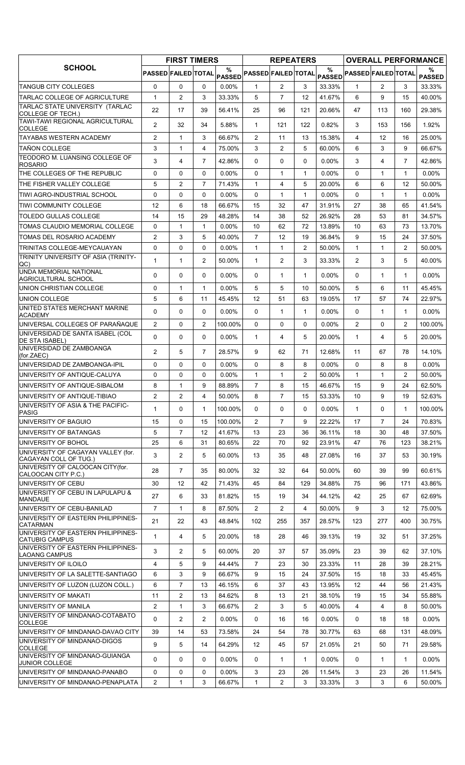| SCHOOL | FIRST TIMERS | | | | REPEATERS | | | | OVERALL PERFORMANCE | | | |
|---|---|---|---|---|---|---|---|---|---|---|---|---|
| | PASSED | FAILED | TOTAL | % PASSED | PASSED | FAILED | TOTAL | % PASSED | PASSED | FAILED | TOTAL | % PASSED |
| TANGUB CITY COLLEGES | 0 | 0 | 0 | 0.00% | 1 | 2 | 3 | 33.33% | 1 | 2 | 3 | 33.33% |
| TARLAC COLLEGE OF AGRICULTURE | 1 | 2 | 3 | 33.33% | 5 | 7 | 12 | 41.67% | 6 | 9 | 15 | 40.00% |
| TARLAC STATE UNIVERSITY (TARLAC COLLEGE OF TECH.) | 22 | 17 | 39 | 56.41% | 25 | 96 | 121 | 20.66% | 47 | 113 | 160 | 29.38% |
| TAWI-TAWI REGIONAL AGRICULTURAL COLLEGE | 2 | 32 | 34 | 5.88% | 1 | 121 | 122 | 0.82% | 3 | 153 | 156 | 1.92% |
| TAYABAS WESTERN ACADEMY | 2 | 1 | 3 | 66.67% | 2 | 11 | 13 | 15.38% | 4 | 12 | 16 | 25.00% |
| TAÑON COLLEGE | 3 | 1 | 4 | 75.00% | 3 | 2 | 5 | 60.00% | 6 | 3 | 9 | 66.67% |
| TEODORO M. LUANSING COLLEGE OF ROSARIO | 3 | 4 | 7 | 42.86% | 0 | 0 | 0 | 0.00% | 3 | 4 | 7 | 42.86% |
| THE COLLEGES OF THE REPUBLIC | 0 | 0 | 0 | 0.00% | 0 | 1 | 1 | 0.00% | 0 | 1 | 1 | 0.00% |
| THE FISHER VALLEY COLLEGE | 5 | 2 | 7 | 71.43% | 1 | 4 | 5 | 20.00% | 6 | 6 | 12 | 50.00% |
| TIWI AGRO-INDUSTRIAL SCHOOL | 0 | 0 | 0 | 0.00% | 0 | 1 | 1 | 0.00% | 0 | 1 | 1 | 0.00% |
| TIWI COMMUNITY COLLEGE | 12 | 6 | 18 | 66.67% | 15 | 32 | 47 | 31.91% | 27 | 38 | 65 | 41.54% |
| TOLEDO GULLAS COLLEGE | 14 | 15 | 29 | 48.28% | 14 | 38 | 52 | 26.92% | 28 | 53 | 81 | 34.57% |
| TOMAS CLAUDIO MEMORIAL COLLEGE | 0 | 1 | 1 | 0.00% | 10 | 62 | 72 | 13.89% | 10 | 63 | 73 | 13.70% |
| TOMAS DEL ROSARIO ACADEMY | 2 | 3 | 5 | 40.00% | 7 | 12 | 19 | 36.84% | 9 | 15 | 24 | 37.50% |
| TRINITAS COLLEGE-MEYCAUAYAN | 0 | 0 | 0 | 0.00% | 1 | 1 | 2 | 50.00% | 1 | 1 | 2 | 50.00% |
| TRINITY UNIVERSITY OF ASIA (TRINITY-QC) | 1 | 1 | 2 | 50.00% | 1 | 2 | 3 | 33.33% | 2 | 3 | 5 | 40.00% |
| UNDA MEMORIAL NATIONAL AGRICULTURAL SCHOOL | 0 | 0 | 0 | 0.00% | 0 | 1 | 1 | 0.00% | 0 | 1 | 1 | 0.00% |
| UNION CHRISTIAN COLLEGE | 0 | 1 | 1 | 0.00% | 5 | 5 | 10 | 50.00% | 5 | 6 | 11 | 45.45% |
| UNION COLLEGE | 5 | 6 | 11 | 45.45% | 12 | 51 | 63 | 19.05% | 17 | 57 | 74 | 22.97% |
| UNITED STATES MERCHANT MARINE ACADEMY | 0 | 0 | 0 | 0.00% | 0 | 1 | 1 | 0.00% | 0 | 1 | 1 | 0.00% |
| UNIVERSAL COLLEGES OF PARAÑAQUE | 2 | 0 | 2 | 100.00% | 0 | 0 | 0 | 0.00% | 2 | 0 | 2 | 100.00% |
| UNIVERSIDAD DE SANTA ISABEL (COL DE STA ISABEL) | 0 | 0 | 0 | 0.00% | 1 | 4 | 5 | 20.00% | 1 | 4 | 5 | 20.00% |
| UNIVERSIDAD DE ZAMBOANGA (for.ZAEC) | 2 | 5 | 7 | 28.57% | 9 | 62 | 71 | 12.68% | 11 | 67 | 78 | 14.10% |
| UNIVERSIDAD DE ZAMBOANGA-IPIL | 0 | 0 | 0 | 0.00% | 0 | 8 | 8 | 0.00% | 0 | 8 | 8 | 0.00% |
| UNIVERSITY OF ANTIQUE-CALUYA | 0 | 0 | 0 | 0.00% | 1 | 1 | 2 | 50.00% | 1 | 1 | 2 | 50.00% |
| UNIVERSITY OF ANTIQUE-SIBALOM | 8 | 1 | 9 | 88.89% | 7 | 8 | 15 | 46.67% | 15 | 9 | 24 | 62.50% |
| UNIVERSITY OF ANTIQUE-TIBIAO | 2 | 2 | 4 | 50.00% | 8 | 7 | 15 | 53.33% | 10 | 9 | 19 | 52.63% |
| UNIVERSITY OF ASIA & THE PACIFIC-PASIG | 1 | 0 | 1 | 100.00% | 0 | 0 | 0 | 0.00% | 1 | 0 | 1 | 100.00% |
| UNIVERSITY OF BAGUIO | 15 | 0 | 15 | 100.00% | 2 | 7 | 9 | 22.22% | 17 | 7 | 24 | 70.83% |
| UNIVERSITY OF BATANGAS | 5 | 7 | 12 | 41.67% | 13 | 23 | 36 | 36.11% | 18 | 30 | 48 | 37.50% |
| UNIVERSITY OF BOHOL | 25 | 6 | 31 | 80.65% | 22 | 70 | 92 | 23.91% | 47 | 76 | 123 | 38.21% |
| UNIVERSITY OF CAGAYAN VALLEY (for. CAGAYAN COLL OF TUG.) | 3 | 2 | 5 | 60.00% | 13 | 35 | 48 | 27.08% | 16 | 37 | 53 | 30.19% |
| UNIVERSITY OF CALOOCAN CITY(for. CALOOCAN CITY P.C.) | 28 | 7 | 35 | 80.00% | 32 | 32 | 64 | 50.00% | 60 | 39 | 99 | 60.61% |
| UNIVERSITY OF CEBU | 30 | 12 | 42 | 71.43% | 45 | 84 | 129 | 34.88% | 75 | 96 | 171 | 43.86% |
| UNIVERSITY OF CEBU IN LAPULAPU & MANDAUE | 27 | 6 | 33 | 81.82% | 15 | 19 | 34 | 44.12% | 42 | 25 | 67 | 62.69% |
| UNIVERSITY OF CEBU-BANILAD | 7 | 1 | 8 | 87.50% | 2 | 2 | 4 | 50.00% | 9 | 3 | 12 | 75.00% |
| UNIVERSITY OF EASTERN PHILIPPINES-CATARMAN | 21 | 22 | 43 | 48.84% | 102 | 255 | 357 | 28.57% | 123 | 277 | 400 | 30.75% |
| UNIVERSITY OF EASTERN PHILIPPINES-CATUBIG CAMPUS | 1 | 4 | 5 | 20.00% | 18 | 28 | 46 | 39.13% | 19 | 32 | 51 | 37.25% |
| UNIVERSITY OF EASTERN PHILIPPINES-LAOANG CAMPUS | 3 | 2 | 5 | 60.00% | 20 | 37 | 57 | 35.09% | 23 | 39 | 62 | 37.10% |
| UNIVERSITY OF ILOILO | 4 | 5 | 9 | 44.44% | 7 | 23 | 30 | 23.33% | 11 | 28 | 39 | 28.21% |
| UNIVERSITY OF LA SALETTE-SANTIAGO | 6 | 3 | 9 | 66.67% | 9 | 15 | 24 | 37.50% | 15 | 18 | 33 | 45.45% |
| UNIVERSITY OF LUZON (LUZON COLL.) | 6 | 7 | 13 | 46.15% | 6 | 37 | 43 | 13.95% | 12 | 44 | 56 | 21.43% |
| UNIVERSITY OF MAKATI | 11 | 2 | 13 | 84.62% | 8 | 13 | 21 | 38.10% | 19 | 15 | 34 | 55.88% |
| UNIVERSITY OF MANILA | 2 | 1 | 3 | 66.67% | 2 | 3 | 5 | 40.00% | 4 | 4 | 8 | 50.00% |
| UNIVERSITY OF MINDANAO-COTABATO COLLEGE | 0 | 2 | 2 | 0.00% | 0 | 16 | 16 | 0.00% | 0 | 18 | 18 | 0.00% |
| UNIVERSITY OF MINDANAO-DAVAO CITY | 39 | 14 | 53 | 73.58% | 24 | 54 | 78 | 30.77% | 63 | 68 | 131 | 48.09% |
| UNIVERSITY OF MINDANAO-DIGOS COLLEGE | 9 | 5 | 14 | 64.29% | 12 | 45 | 57 | 21.05% | 21 | 50 | 71 | 29.58% |
| UNIVERSITY OF MINDANAO-GUIANGA JUNIOR COLLEGE | 0 | 0 | 0 | 0.00% | 0 | 1 | 1 | 0.00% | 0 | 1 | 1 | 0.00% |
| UNIVERSITY OF MINDANAO-PANABO | 0 | 0 | 0 | 0.00% | 3 | 23 | 26 | 11.54% | 3 | 23 | 26 | 11.54% |
| UNIVERSITY OF MINDANAO-PENAPLATA | 2 | 1 | 3 | 66.67% | 1 | 2 | 3 | 33.33% | 3 | 3 | 6 | 50.00% |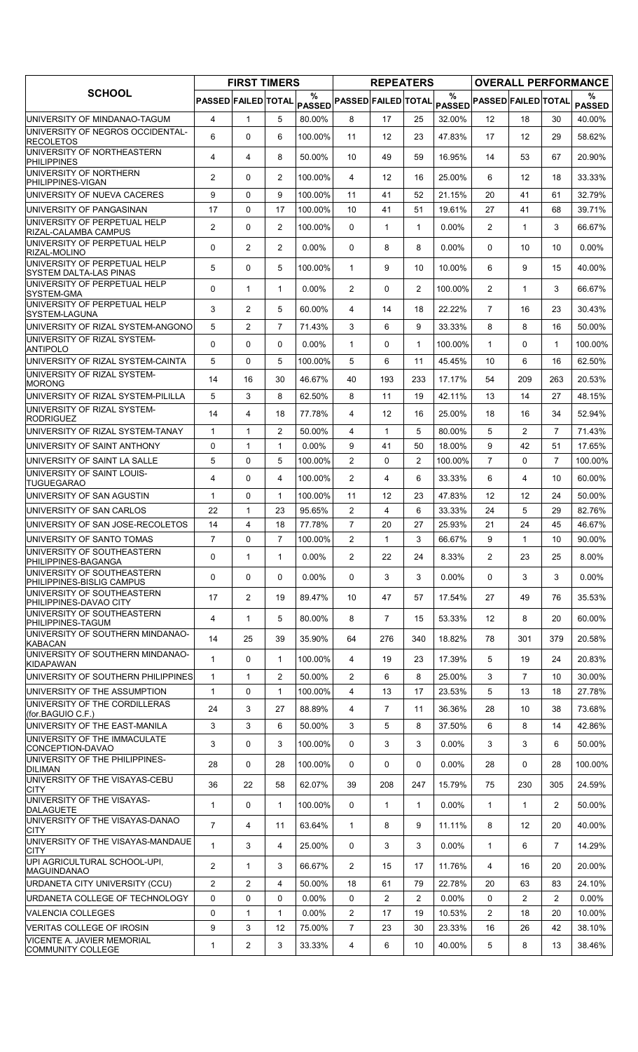| SCHOOL | FIRST TIMERS | | | | REPEATERS | | | | OVERALL PERFORMANCE | | | |
|---|---|---|---|---|---|---|---|---|---|---|---|---|
| | PASSED | FAILED | TOTAL | % PASSED | PASSED | FAILED | TOTAL | % PASSED | PASSED | FAILED | TOTAL | % PASSED |
| UNIVERSITY OF MINDANAO-TAGUM | 4 | 1 | 5 | 80.00% | 8 | 17 | 25 | 32.00% | 12 | 18 | 30 | 40.00% |
| UNIVERSITY OF NEGROS OCCIDENTAL-RECOLETOS | 6 | 0 | 6 | 100.00% | 11 | 12 | 23 | 47.83% | 17 | 12 | 29 | 58.62% |
| UNIVERSITY OF NORTHEASTERN PHILIPPINES | 4 | 4 | 8 | 50.00% | 10 | 49 | 59 | 16.95% | 14 | 53 | 67 | 20.90% |
| UNIVERSITY OF NORTHERN PHILIPPINES-VIGAN | 2 | 0 | 2 | 100.00% | 4 | 12 | 16 | 25.00% | 6 | 12 | 18 | 33.33% |
| UNIVERSITY OF NUEVA CACERES | 9 | 0 | 9 | 100.00% | 11 | 41 | 52 | 21.15% | 20 | 41 | 61 | 32.79% |
| UNIVERSITY OF PANGASINAN | 17 | 0 | 17 | 100.00% | 10 | 41 | 51 | 19.61% | 27 | 41 | 68 | 39.71% |
| UNIVERSITY OF PERPETUAL HELP RIZAL-CALAMBA CAMPUS | 2 | 0 | 2 | 100.00% | 0 | 1 | 1 | 0.00% | 2 | 1 | 3 | 66.67% |
| UNIVERSITY OF PERPETUAL HELP RIZAL-MOLINO | 0 | 2 | 2 | 0.00% | 0 | 8 | 8 | 0.00% | 0 | 10 | 10 | 0.00% |
| UNIVERSITY OF PERPETUAL HELP SYSTEM DALTA-LAS PINAS | 5 | 0 | 5 | 100.00% | 1 | 9 | 10 | 10.00% | 6 | 9 | 15 | 40.00% |
| UNIVERSITY OF PERPETUAL HELP SYSTEM-GMA | 0 | 1 | 1 | 0.00% | 2 | 0 | 2 | 100.00% | 2 | 1 | 3 | 66.67% |
| UNIVERSITY OF PERPETUAL HELP SYSTEM-LAGUNA | 3 | 2 | 5 | 60.00% | 4 | 14 | 18 | 22.22% | 7 | 16 | 23 | 30.43% |
| UNIVERSITY OF RIZAL SYSTEM-ANGONO | 5 | 2 | 7 | 71.43% | 3 | 6 | 9 | 33.33% | 8 | 8 | 16 | 50.00% |
| UNIVERSITY OF RIZAL SYSTEM-ANTIPOLO | 0 | 0 | 0 | 0.00% | 1 | 0 | 1 | 100.00% | 1 | 0 | 1 | 100.00% |
| UNIVERSITY OF RIZAL SYSTEM-CAINTA | 5 | 0 | 5 | 100.00% | 5 | 6 | 11 | 45.45% | 10 | 6 | 16 | 62.50% |
| UNIVERSITY OF RIZAL SYSTEM-MORONG | 14 | 16 | 30 | 46.67% | 40 | 193 | 233 | 17.17% | 54 | 209 | 263 | 20.53% |
| UNIVERSITY OF RIZAL SYSTEM-PILILLA | 5 | 3 | 8 | 62.50% | 8 | 11 | 19 | 42.11% | 13 | 14 | 27 | 48.15% |
| UNIVERSITY OF RIZAL SYSTEM-RODRIGUEZ | 14 | 4 | 18 | 77.78% | 4 | 12 | 16 | 25.00% | 18 | 16 | 34 | 52.94% |
| UNIVERSITY OF RIZAL SYSTEM-TANAY | 1 | 1 | 2 | 50.00% | 4 | 1 | 5 | 80.00% | 5 | 2 | 7 | 71.43% |
| UNIVERSITY OF SAINT ANTHONY | 0 | 1 | 1 | 0.00% | 9 | 41 | 50 | 18.00% | 9 | 42 | 51 | 17.65% |
| UNIVERSITY OF SAINT LA SALLE | 5 | 0 | 5 | 100.00% | 2 | 0 | 2 | 100.00% | 7 | 0 | 7 | 100.00% |
| UNIVERSITY OF SAINT LOUIS-TUGUEGARAO | 4 | 0 | 4 | 100.00% | 2 | 4 | 6 | 33.33% | 6 | 4 | 10 | 60.00% |
| UNIVERSITY OF SAN AGUSTIN | 1 | 0 | 1 | 100.00% | 11 | 12 | 23 | 47.83% | 12 | 12 | 24 | 50.00% |
| UNIVERSITY OF SAN CARLOS | 22 | 1 | 23 | 95.65% | 2 | 4 | 6 | 33.33% | 24 | 5 | 29 | 82.76% |
| UNIVERSITY OF SAN JOSE-RECOLETOS | 14 | 4 | 18 | 77.78% | 7 | 20 | 27 | 25.93% | 21 | 24 | 45 | 46.67% |
| UNIVERSITY OF SANTO TOMAS | 7 | 0 | 7 | 100.00% | 2 | 1 | 3 | 66.67% | 9 | 1 | 10 | 90.00% |
| UNIVERSITY OF SOUTHEASTERN PHILIPPINES-BAGANGA | 0 | 1 | 1 | 0.00% | 2 | 22 | 24 | 8.33% | 2 | 23 | 25 | 8.00% |
| UNIVERSITY OF SOUTHEASTERN PHILIPPINES-BISLIG CAMPUS | 0 | 0 | 0 | 0.00% | 0 | 3 | 3 | 0.00% | 0 | 3 | 3 | 0.00% |
| UNIVERSITY OF SOUTHEASTERN PHILIPPINES-DAVAO CITY | 17 | 2 | 19 | 89.47% | 10 | 47 | 57 | 17.54% | 27 | 49 | 76 | 35.53% |
| UNIVERSITY OF SOUTHEASTERN PHILIPPINES-TAGUM | 4 | 1 | 5 | 80.00% | 8 | 7 | 15 | 53.33% | 12 | 8 | 20 | 60.00% |
| UNIVERSITY OF SOUTHERN MINDANAO-KABACAN | 14 | 25 | 39 | 35.90% | 64 | 276 | 340 | 18.82% | 78 | 301 | 379 | 20.58% |
| UNIVERSITY OF SOUTHERN MINDANAO-KIDAPAWAN | 1 | 0 | 1 | 100.00% | 4 | 19 | 23 | 17.39% | 5 | 19 | 24 | 20.83% |
| UNIVERSITY OF SOUTHERN PHILIPPINES | 1 | 1 | 2 | 50.00% | 2 | 6 | 8 | 25.00% | 3 | 7 | 10 | 30.00% |
| UNIVERSITY OF THE ASSUMPTION | 1 | 0 | 1 | 100.00% | 4 | 13 | 17 | 23.53% | 5 | 13 | 18 | 27.78% |
| UNIVERSITY OF THE CORDILLERAS (for.BAGUIO C.F.) | 24 | 3 | 27 | 88.89% | 4 | 7 | 11 | 36.36% | 28 | 10 | 38 | 73.68% |
| UNIVERSITY OF THE EAST-MANILA | 3 | 3 | 6 | 50.00% | 3 | 5 | 8 | 37.50% | 6 | 8 | 14 | 42.86% |
| UNIVERSITY OF THE IMMACULATE CONCEPTION-DAVAO | 3 | 0 | 3 | 100.00% | 0 | 3 | 3 | 0.00% | 3 | 3 | 6 | 50.00% |
| UNIVERSITY OF THE PHILIPPINES-DILIMAN | 28 | 0 | 28 | 100.00% | 0 | 0 | 0 | 0.00% | 28 | 0 | 28 | 100.00% |
| UNIVERSITY OF THE VISAYAS-CEBU CITY | 36 | 22 | 58 | 62.07% | 39 | 208 | 247 | 15.79% | 75 | 230 | 305 | 24.59% |
| UNIVERSITY OF THE VISAYAS-DALAGUETE | 1 | 0 | 1 | 100.00% | 0 | 1 | 1 | 0.00% | 1 | 1 | 2 | 50.00% |
| UNIVERSITY OF THE VISAYAS-DANAO CITY | 7 | 4 | 11 | 63.64% | 1 | 8 | 9 | 11.11% | 8 | 12 | 20 | 40.00% |
| UNIVERSITY OF THE VISAYAS-MANDAUE CITY | 1 | 3 | 4 | 25.00% | 0 | 3 | 3 | 0.00% | 1 | 6 | 7 | 14.29% |
| UPI AGRICULTURAL SCHOOL-UPI, MAGUINDANAO | 2 | 1 | 3 | 66.67% | 2 | 15 | 17 | 11.76% | 4 | 16 | 20 | 20.00% |
| URDANETA CITY UNIVERSITY (CCU) | 2 | 2 | 4 | 50.00% | 18 | 61 | 79 | 22.78% | 20 | 63 | 83 | 24.10% |
| URDANETA COLLEGE OF TECHNOLOGY | 0 | 0 | 0 | 0.00% | 0 | 2 | 2 | 0.00% | 0 | 2 | 2 | 0.00% |
| VALENCIA COLLEGES | 0 | 1 | 1 | 0.00% | 2 | 17 | 19 | 10.53% | 2 | 18 | 20 | 10.00% |
| VERITAS COLLEGE OF IROSIN | 9 | 3 | 12 | 75.00% | 7 | 23 | 30 | 23.33% | 16 | 26 | 42 | 38.10% |
| VICENTE A. JAVIER MEMORIAL COMMUNITY COLLEGE | 1 | 2 | 3 | 33.33% | 4 | 6 | 10 | 40.00% | 5 | 8 | 13 | 38.46% |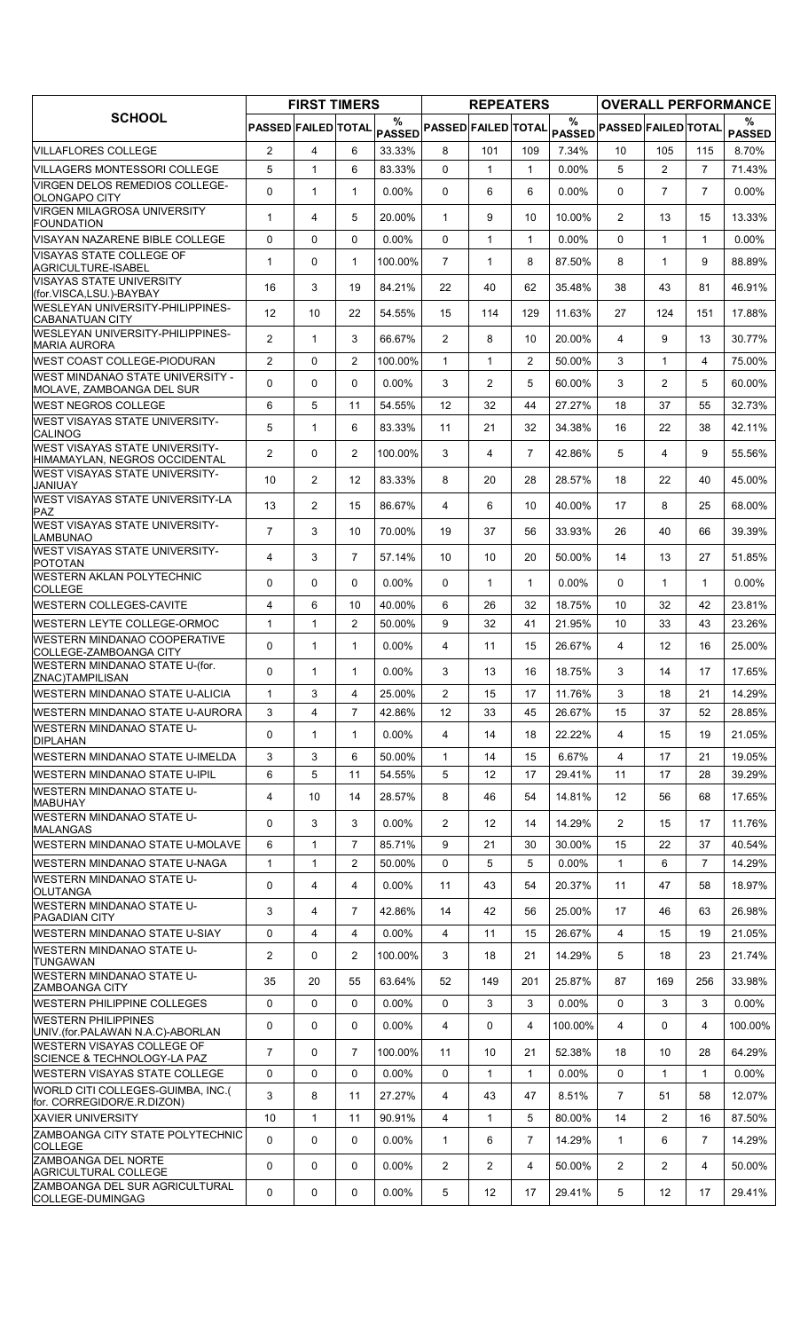| SCHOOL | FIRST TIMERS | | | | REPEATERS | | | | OVERALL PERFORMANCE | | | |
|---|---|---|---|---|---|---|---|---|---|---|---|---|
| | PASSED | FAILED | TOTAL | % PASSED | PASSED | FAILED | TOTAL | % PASSED | PASSED | FAILED | TOTAL | % PASSED |
| VILLAFLORES COLLEGE | 2 | 4 | 6 | 33.33% | 8 | 101 | 109 | 7.34% | 10 | 105 | 115 | 8.70% |
| VILLAGERS MONTESSORI COLLEGE | 5 | 1 | 6 | 83.33% | 0 | 1 | 1 | 0.00% | 5 | 2 | 7 | 71.43% |
| VIRGEN DELOS REMEDIOS COLLEGE-OLONGAPO CITY | 0 | 1 | 1 | 0.00% | 0 | 6 | 6 | 0.00% | 0 | 7 | 7 | 0.00% |
| VIRGEN MILAGROSA UNIVERSITY FOUNDATION | 1 | 4 | 5 | 20.00% | 1 | 9 | 10 | 10.00% | 2 | 13 | 15 | 13.33% |
| VISAYAN NAZARENE BIBLE COLLEGE | 0 | 0 | 0 | 0.00% | 0 | 1 | 1 | 0.00% | 0 | 1 | 1 | 0.00% |
| VISAYAS STATE COLLEGE OF AGRICULTURE-ISABEL | 1 | 0 | 1 | 100.00% | 7 | 1 | 8 | 87.50% | 8 | 1 | 9 | 88.89% |
| VISAYAS STATE UNIVERSITY (for.VISCA,LSU.)-BAYBAY | 16 | 3 | 19 | 84.21% | 22 | 40 | 62 | 35.48% | 38 | 43 | 81 | 46.91% |
| WESLEYAN UNIVERSITY-PHILIPPINES-CABANATUAN CITY | 12 | 10 | 22 | 54.55% | 15 | 114 | 129 | 11.63% | 27 | 124 | 151 | 17.88% |
| WESLEYAN UNIVERSITY-PHILIPPINES-MARIA AURORA | 2 | 1 | 3 | 66.67% | 2 | 8 | 10 | 20.00% | 4 | 9 | 13 | 30.77% |
| WEST COAST COLLEGE-PIODURAN | 2 | 0 | 2 | 100.00% | 1 | 1 | 2 | 50.00% | 3 | 1 | 4 | 75.00% |
| WEST MINDANAO STATE UNIVERSITY - MOLAVE, ZAMBOANGA DEL SUR | 0 | 0 | 0 | 0.00% | 3 | 2 | 5 | 60.00% | 3 | 2 | 5 | 60.00% |
| WEST NEGROS COLLEGE | 6 | 5 | 11 | 54.55% | 12 | 32 | 44 | 27.27% | 18 | 37 | 55 | 32.73% |
| WEST VISAYAS STATE UNIVERSITY-CALINOG | 5 | 1 | 6 | 83.33% | 11 | 21 | 32 | 34.38% | 16 | 22 | 38 | 42.11% |
| WEST VISAYAS STATE UNIVERSITY-HIMAMAYLAN, NEGROS OCCIDENTAL | 2 | 0 | 2 | 100.00% | 3 | 4 | 7 | 42.86% | 5 | 4 | 9 | 55.56% |
| WEST VISAYAS STATE UNIVERSITY-JANIUAY | 10 | 2 | 12 | 83.33% | 8 | 20 | 28 | 28.57% | 18 | 22 | 40 | 45.00% |
| WEST VISAYAS STATE UNIVERSITY-LA PAZ | 13 | 2 | 15 | 86.67% | 4 | 6 | 10 | 40.00% | 17 | 8 | 25 | 68.00% |
| WEST VISAYAS STATE UNIVERSITY-LAMBUNAO | 7 | 3 | 10 | 70.00% | 19 | 37 | 56 | 33.93% | 26 | 40 | 66 | 39.39% |
| WEST VISAYAS STATE UNIVERSITY-POTOTAN | 4 | 3 | 7 | 57.14% | 10 | 10 | 20 | 50.00% | 14 | 13 | 27 | 51.85% |
| WESTERN AKLAN POLYTECHNIC COLLEGE | 0 | 0 | 0 | 0.00% | 0 | 1 | 1 | 0.00% | 0 | 1 | 1 | 0.00% |
| WESTERN COLLEGES-CAVITE | 4 | 6 | 10 | 40.00% | 6 | 26 | 32 | 18.75% | 10 | 32 | 42 | 23.81% |
| WESTERN LEYTE COLLEGE-ORMOC | 1 | 1 | 2 | 50.00% | 9 | 32 | 41 | 21.95% | 10 | 33 | 43 | 23.26% |
| WESTERN MINDANAO COOPERATIVE COLLEGE-ZAMBOANGA CITY | 0 | 1 | 1 | 0.00% | 4 | 11 | 15 | 26.67% | 4 | 12 | 16 | 25.00% |
| WESTERN MINDANAO STATE U-(for. ZNAC)TAMPILISAN | 0 | 1 | 1 | 0.00% | 3 | 13 | 16 | 18.75% | 3 | 14 | 17 | 17.65% |
| WESTERN MINDANAO STATE U-ALICIA | 1 | 3 | 4 | 25.00% | 2 | 15 | 17 | 11.76% | 3 | 18 | 21 | 14.29% |
| WESTERN MINDANAO STATE U-AURORA | 3 | 4 | 7 | 42.86% | 12 | 33 | 45 | 26.67% | 15 | 37 | 52 | 28.85% |
| WESTERN MINDANAO STATE U-DIPLAHAN | 0 | 1 | 1 | 0.00% | 4 | 14 | 18 | 22.22% | 4 | 15 | 19 | 21.05% |
| WESTERN MINDANAO STATE U-IMELDA | 3 | 3 | 6 | 50.00% | 1 | 14 | 15 | 6.67% | 4 | 17 | 21 | 19.05% |
| WESTERN MINDANAO STATE U-IPIL | 6 | 5 | 11 | 54.55% | 5 | 12 | 17 | 29.41% | 11 | 17 | 28 | 39.29% |
| WESTERN MINDANAO STATE U-MABUHAY | 4 | 10 | 14 | 28.57% | 8 | 46 | 54 | 14.81% | 12 | 56 | 68 | 17.65% |
| WESTERN MINDANAO STATE U-MALANGAS | 0 | 3 | 3 | 0.00% | 2 | 12 | 14 | 14.29% | 2 | 15 | 17 | 11.76% |
| WESTERN MINDANAO STATE U-MOLAVE | 6 | 1 | 7 | 85.71% | 9 | 21 | 30 | 30.00% | 15 | 22 | 37 | 40.54% |
| WESTERN MINDANAO STATE U-NAGA | 1 | 1 | 2 | 50.00% | 0 | 5 | 5 | 0.00% | 1 | 6 | 7 | 14.29% |
| WESTERN MINDANAO STATE U-OLUTANGA | 0 | 4 | 4 | 0.00% | 11 | 43 | 54 | 20.37% | 11 | 47 | 58 | 18.97% |
| WESTERN MINDANAO STATE U-PAGADIAN CITY | 3 | 4 | 7 | 42.86% | 14 | 42 | 56 | 25.00% | 17 | 46 | 63 | 26.98% |
| WESTERN MINDANAO STATE U-SIAY | 0 | 4 | 4 | 0.00% | 4 | 11 | 15 | 26.67% | 4 | 15 | 19 | 21.05% |
| WESTERN MINDANAO STATE U-TUNGAWAN | 2 | 0 | 2 | 100.00% | 3 | 18 | 21 | 14.29% | 5 | 18 | 23 | 21.74% |
| WESTERN MINDANAO STATE U-ZAMBOANGA CITY | 35 | 20 | 55 | 63.64% | 52 | 149 | 201 | 25.87% | 87 | 169 | 256 | 33.98% |
| WESTERN PHILIPPINE COLLEGES | 0 | 0 | 0 | 0.00% | 0 | 3 | 3 | 0.00% | 0 | 3 | 3 | 0.00% |
| WESTERN PHILIPPINES UNIV.(for.PALAWAN N.A.C)-ABORLAN | 0 | 0 | 0 | 0.00% | 4 | 0 | 4 | 100.00% | 4 | 0 | 4 | 100.00% |
| WESTERN VISAYAS COLLEGE OF SCIENCE & TECHNOLOGY-LA PAZ | 7 | 0 | 7 | 100.00% | 11 | 10 | 21 | 52.38% | 18 | 10 | 28 | 64.29% |
| WESTERN VISAYAS STATE COLLEGE | 0 | 0 | 0 | 0.00% | 0 | 1 | 1 | 0.00% | 0 | 1 | 1 | 0.00% |
| WORLD CITI COLLEGES-GUIMBA, INC.( for. CORREGIDOR/E.R.DIZON) | 3 | 8 | 11 | 27.27% | 4 | 43 | 47 | 8.51% | 7 | 51 | 58 | 12.07% |
| XAVIER UNIVERSITY | 10 | 1 | 11 | 90.91% | 4 | 1 | 5 | 80.00% | 14 | 2 | 16 | 87.50% |
| ZAMBOANGA CITY STATE POLYTECHNIC COLLEGE | 0 | 0 | 0 | 0.00% | 1 | 6 | 7 | 14.29% | 1 | 6 | 7 | 14.29% |
| ZAMBOANGA DEL NORTE AGRICULTURAL COLLEGE | 0 | 0 | 0 | 0.00% | 2 | 2 | 4 | 50.00% | 2 | 2 | 4 | 50.00% |
| ZAMBOANGA DEL SUR AGRICULTURAL COLLEGE-DUMINGAG | 0 | 0 | 0 | 0.00% | 5 | 12 | 17 | 29.41% | 5 | 12 | 17 | 29.41% |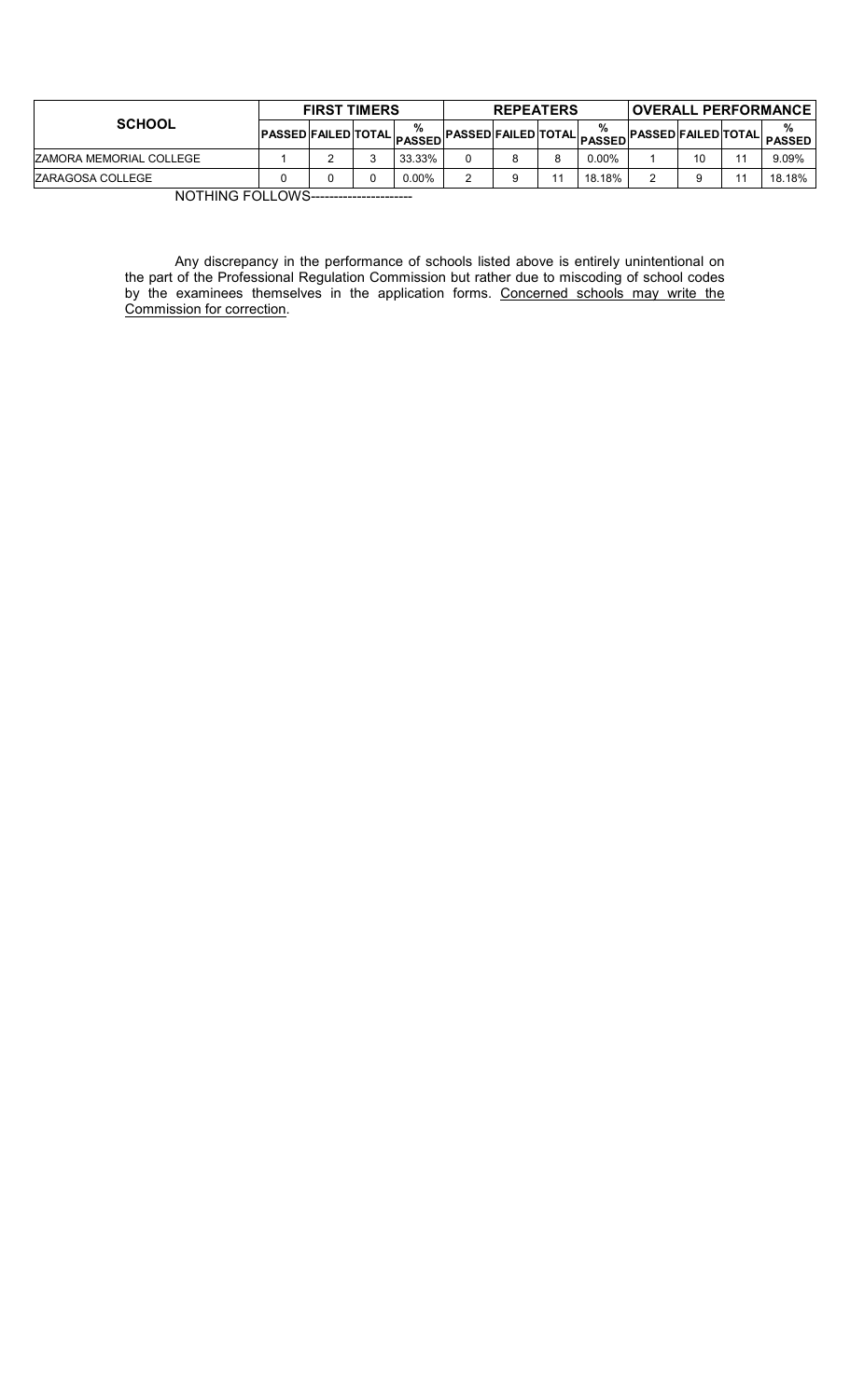| SCHOOL | FIRST TIMERS | | | | REPEATERS | | | | OVERALL PERFORMANCE | | | |
|---|---|---|---|---|---|---|---|---|---|---|---|---|
| | PASSED | FAILED | TOTAL | % PASSED | PASSED | FAILED | TOTAL | % PASSED | PASSED | FAILED | TOTAL | % PASSED |
| ZAMORA MEMORIAL COLLEGE | 1 | 2 | 3 | 33.33% | 0 | 8 | 8 | 0.00% | 1 | 10 | 11 | 9.09% |
| ZARAGOSA COLLEGE | 0 | 0 | 0 | 0.00% | 2 | 9 | 11 | 18.18% | 2 | 9 | 11 | 18.18% |

NOTHING FOLLOWS----------------------

Any discrepancy in the performance of schools listed above is entirely unintentional on the part of the Professional Regulation Commission but rather due to miscoding of school codes by the examinees themselves in the application forms. Concerned schools may write the Commission for correction.